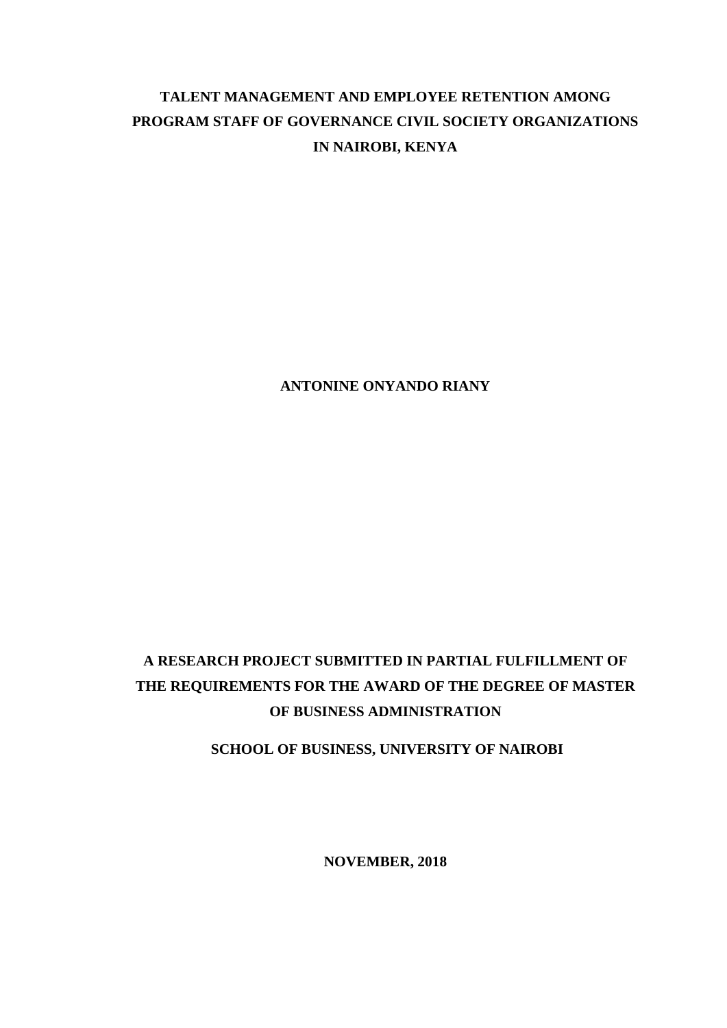# TALENT MANAGEMENT AND EMPLOYEE RETENTION AMONG PROGRAM STAFF OF GOVERNANCE CIVIL SOCIETY ORGANIZATIONS IN NAIROBI, KENYA

**ANTONINE ONYANDO RIANY**

**A RESEARCH PROJECT SUBMITTED IN PARTIAL FULFILLMENT OF THE REQUIREMENTS FOR THE AWARD OF THE DEGREE OF MASTER OF BUSINESS ADMINISTRATION**

**SCHOOL OF BUSINESS, UNIVERSITY OF NAIROBI**

**NOVEMBER, 2018**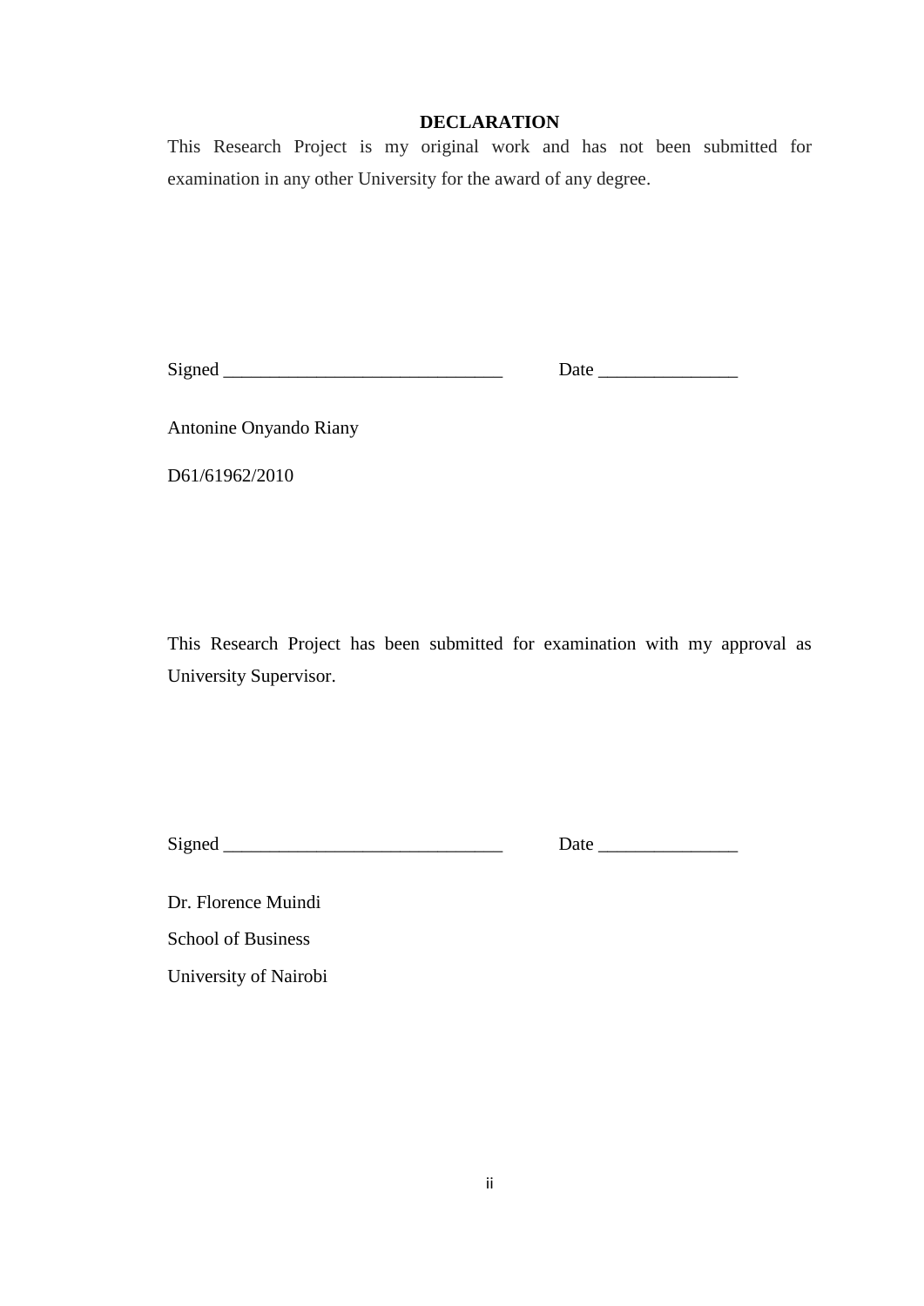# DECLARATION

This Research Project is my original work and has not been submitted for examination in any other University for the award of any degree.

Signed ______________________________ Date _______________

Antonine Onyando Riany

D61/61962/2010

This Research Project has been submitted for examination with my approval as University Supervisor.

Signed ______________________________ Date _______________

Dr. Florence Muindi

School of Business

University of Nairobi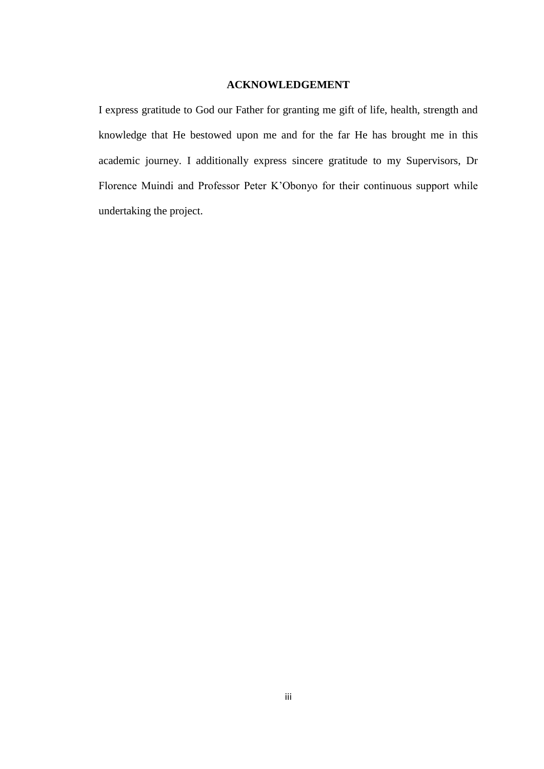## ACKNOWLEDGEMENT

I express gratitude to God our Father for granting me gift of life, health, strength and knowledge that He bestowed upon me and for the far He has brought me in this academic journey. I additionally express sincere gratitude to my Supervisors, Dr Florence Muindi and Professor Peter K'Obonyo for their continuous support while undertaking the project.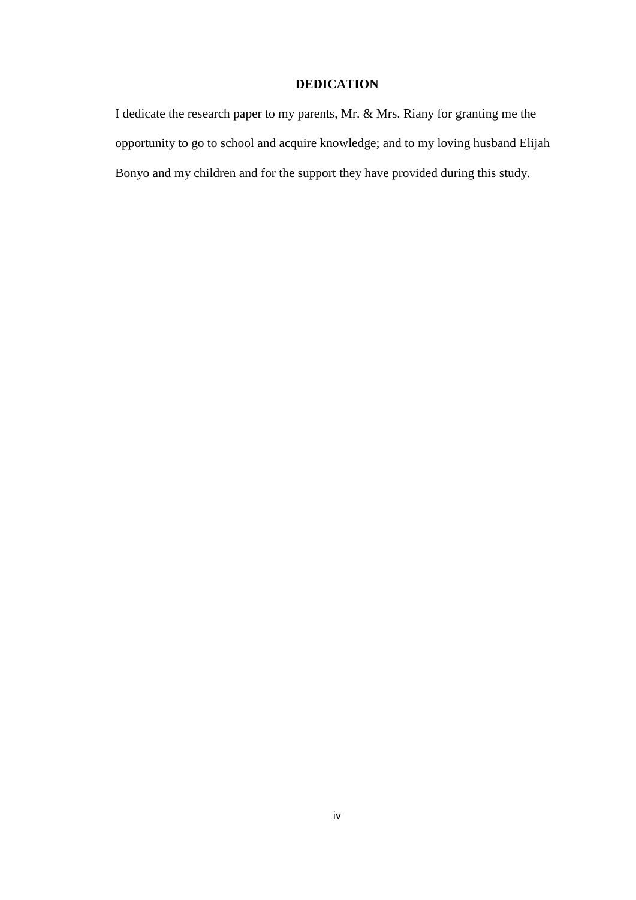## DEDICATION

I dedicate the research paper to my parents, Mr. & Mrs. Riany for granting me the opportunity to go to school and acquire knowledge; and to my loving husband Elijah Bonyo and my children and for the support they have provided during this study.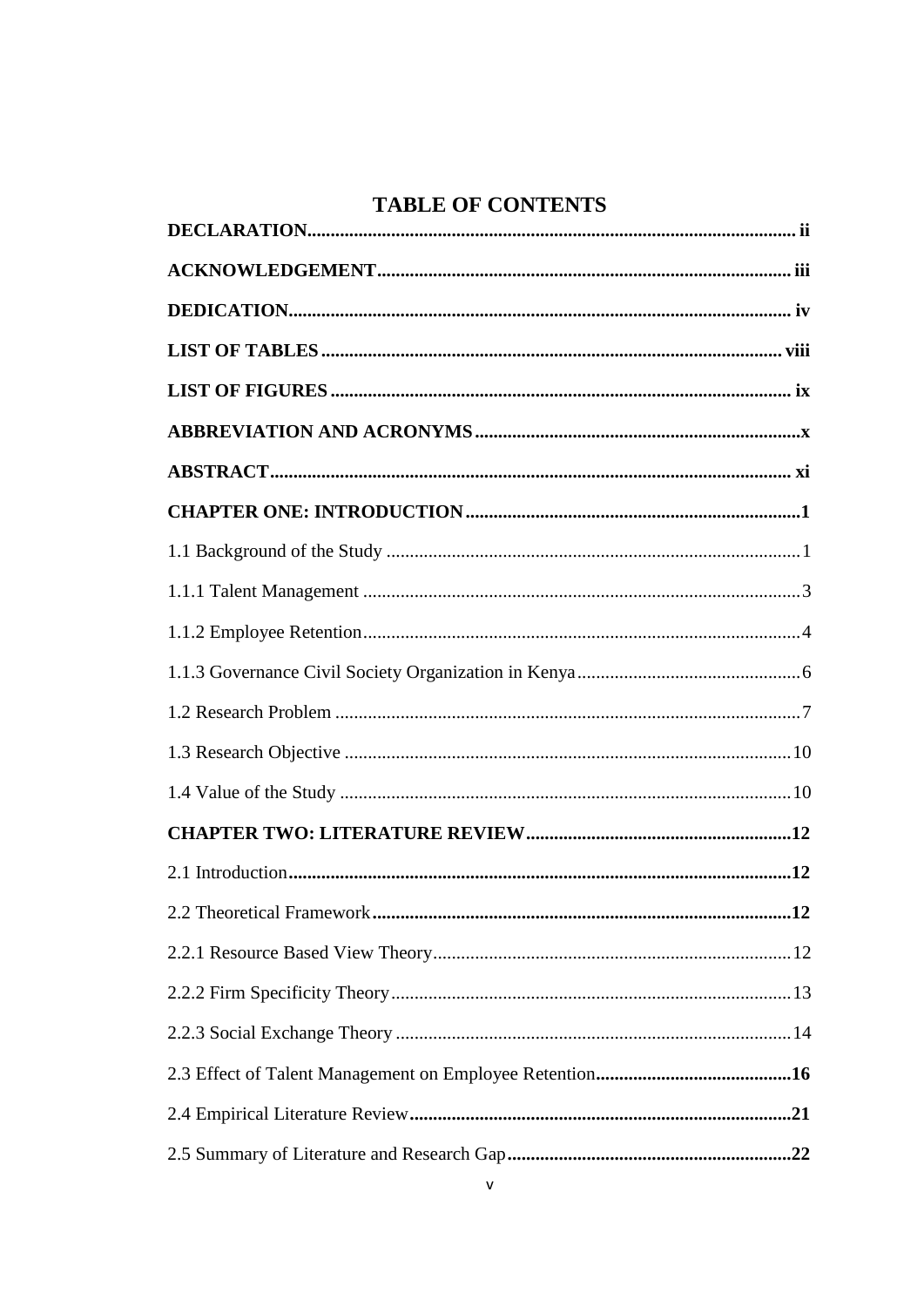# TABLE OF CONTENTS

**DECLARATION** ........ **ii**

**ACKNOWLEDGEMENT** ........ **iii**

**DEDICATION** ........ **iv**

**LIST OF TABLES** ........ **viii**

**LIST OF FIGURES** ........ **ix**

**ABBREVIATION AND ACRONYMS** ........ **x**

**ABSTRACT** ........ **xi**

**CHAPTER ONE: INTRODUCTION** ........ **1**

1.1 Background of the Study ........ 1

1.1.1 Talent Management ........ 3

1.1.2 Employee Retention ........ 4

1.1.3 Governance Civil Society Organization in Kenya ........ 6

1.2 Research Problem ........ 7

1.3 Research Objective ........ 10

1.4 Value of the Study ........ 10

**CHAPTER TWO: LITERATURE REVIEW** ........ **12**

2.1 Introduction ........ **12**

2.2 Theoretical Framework ........ **12**

2.2.1 Resource Based View Theory ........ 12

2.2.2 Firm Specificity Theory ........ 13

2.2.3 Social Exchange Theory ........ 14

2.3 Effect of Talent Management on Employee Retention ........ **16**

2.4 Empirical Literature Review ........ **21**

2.5 Summary of Literature and Research Gap ........ **22**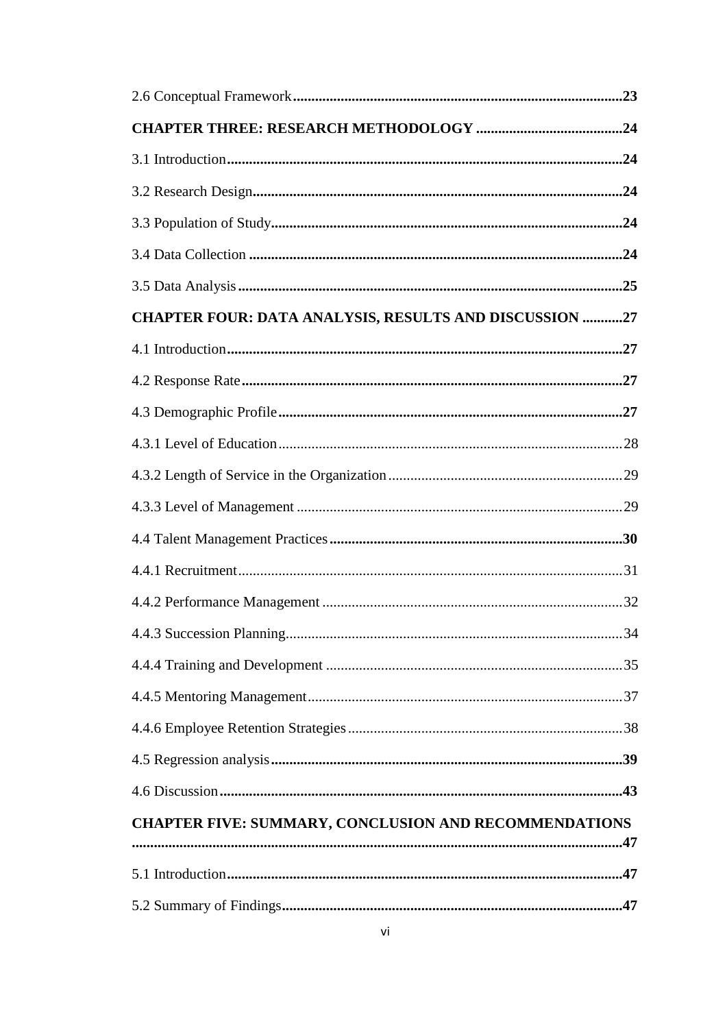2.6 Conceptual Framework ........................................................................................ **23**

**CHAPTER THREE: RESEARCH METHODOLOGY** ........................................ **24**

3.1 Introduction ........................................................................................................ **24**

3.2 Research Design ................................................................................................ **24**

3.3 Population of Study ........................................................................................... **24**

3.4 Data Collection .................................................................................................. **24**

3.5 Data Analysis ..................................................................................................... **25**

**CHAPTER FOUR: DATA ANALYSIS, RESULTS AND DISCUSSION** ........... **27**

4.1 Introduction ........................................................................................................ **27**

4.2 Response Rate .................................................................................................... **27**

4.3 Demographic Profile .......................................................................................... **27**

4.3.1 Level of Education ............................................................................................ 28

4.3.2 Length of Service in the Organization ............................................................. 29

4.3.3 Level of Management ....................................................................................... 29

4.4 Talent Management Practices ........................................................................... **30**

4.4.1 Recruitment ...................................................................................................... 31

4.4.2 Performance Management ................................................................................ 32

4.4.3 Succession Planning .......................................................................................... 34

4.4.4 Training and Development ............................................................................... 35

4.4.5 Mentoring Management .................................................................................... 37

4.4.6 Employee Retention Strategies ......................................................................... 38

4.5 Regression analysis ............................................................................................ **39**

4.6 Discussion .......................................................................................................... **43**

**CHAPTER FIVE: SUMMARY, CONCLUSION AND RECOMMENDATIONS** ........................................................................................................................ **47**

5.1 Introduction ........................................................................................................ **47**

5.2 Summary of Findings ......................................................................................... **47**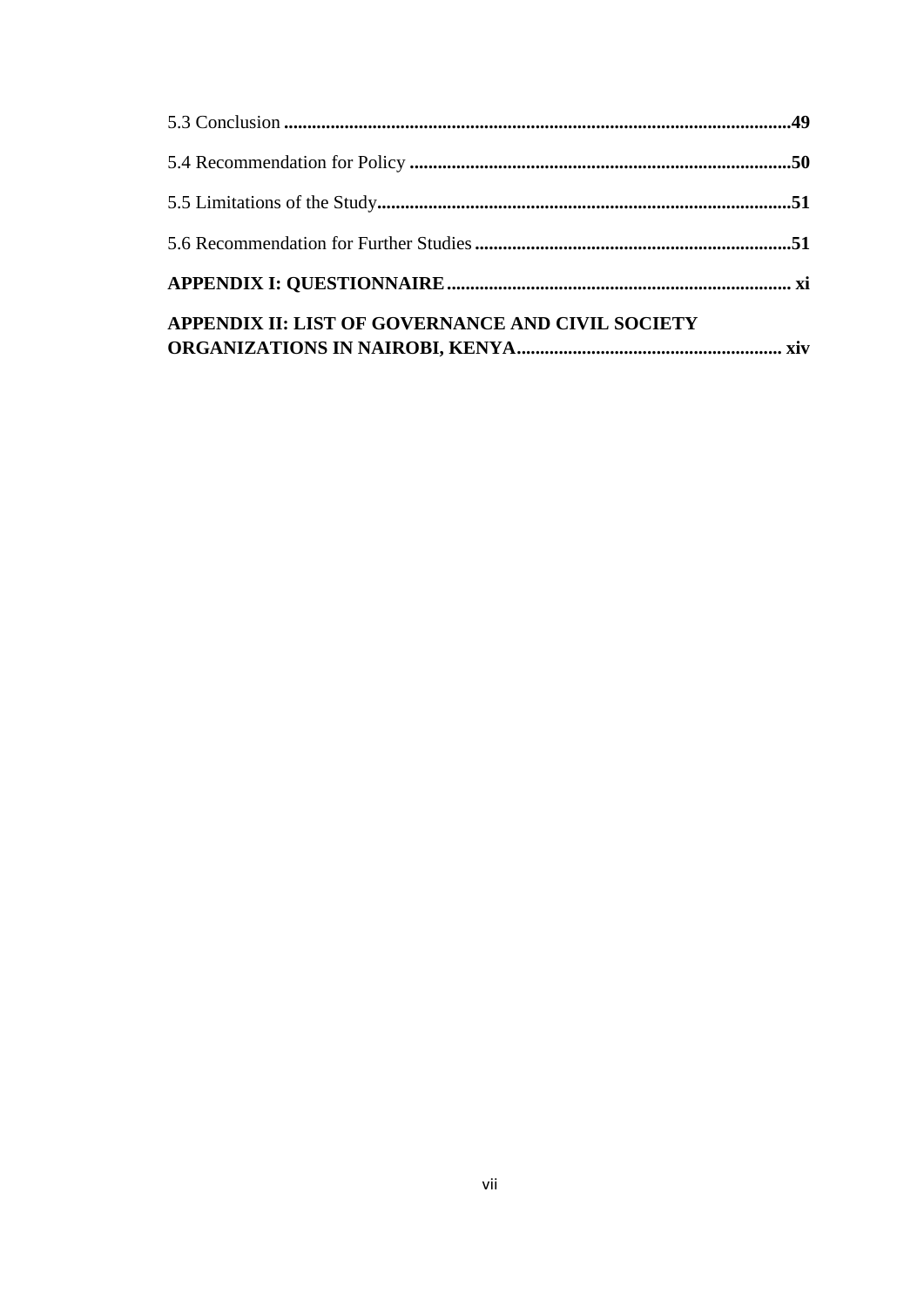5.3 Conclusion ............................................................................................................49

5.4 Recommendation for Policy ..................................................................................50

5.5 Limitations of the Study.........................................................................................51

5.6 Recommendation for Further Studies ....................................................................51

**APPENDIX I: QUESTIONNAIRE.......................................................................... xi**

**APPENDIX II: LIST OF GOVERNANCE AND CIVIL SOCIETY ORGANIZATIONS IN NAIROBI, KENYA......................................................... xiv**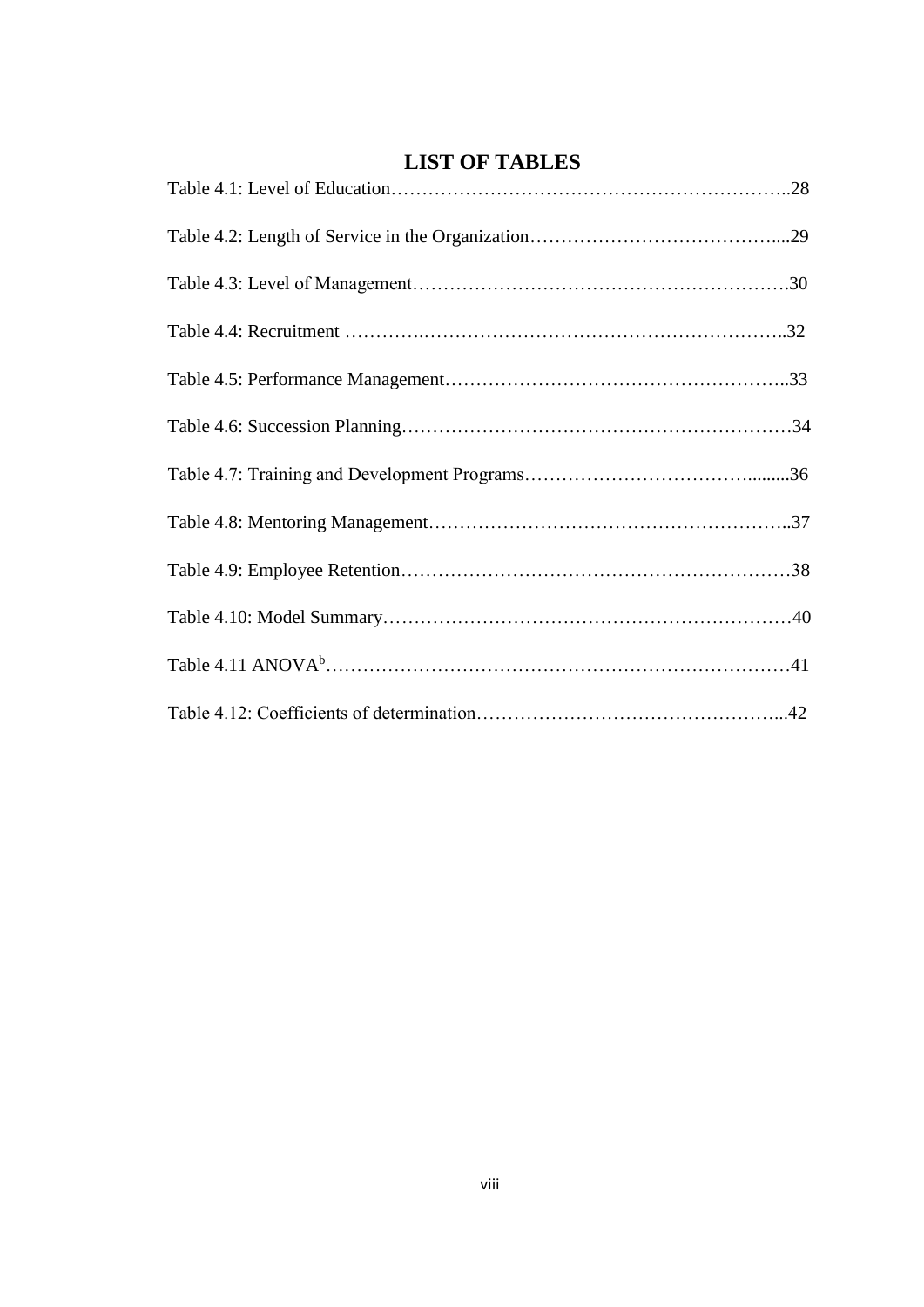# LIST OF TABLES

Table 4.1: Level of Education……………………………………………………..28

Table 4.2: Length of Service in the Organization…………………………………....29

Table 4.3: Level of Management…………………………………………………….30

Table 4.4: Recruitment ………….…………………………………………………..32

Table 4.5: Performance Management……………………………………………..33

Table 4.6: Succession Planning………………………………………………………34

Table 4.7: Training and Development Programs…………………………….........36

Table 4.8: Mentoring Management…………………………………………………..37

Table 4.9: Employee Retention………………………………………………………38

Table 4.10: Model Summary…………………………………………………………40

Table 4.11 ANOVA[b]……………………………………………………………………41

Table 4.12: Coefficients of determination…………………………………………...42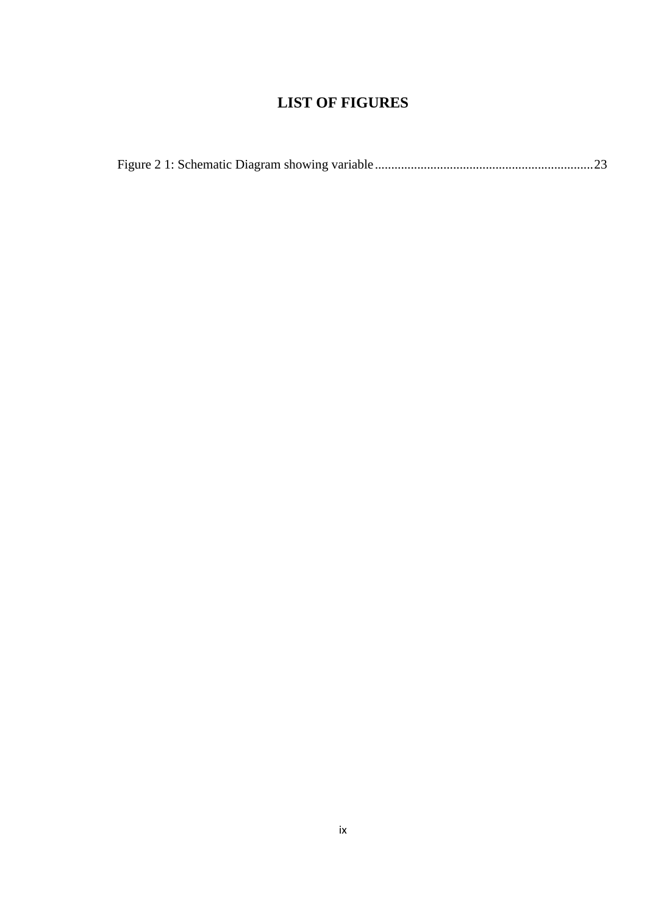# LIST OF FIGURES

Figure 2 1: Schematic Diagram showing variable ................................................................ 23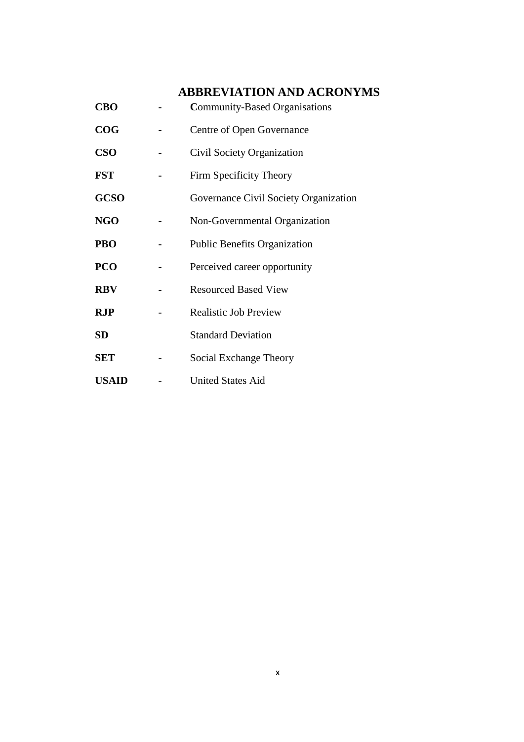# ABBREVIATION AND ACRONYMS

| | | |
|---|---|---|
| **CBO** | - | **C**ommunity-Based Organisations |
| **COG** | - | Centre of Open Governance |
| **CSO** | - | Civil Society Organization |
| **FST** | - | Firm Specificity Theory |
| **GCSO** | | Governance Civil Society Organization |
| **NGO** | - | Non-Governmental Organization |
| **PBO** | - | Public Benefits Organization |
| **PCO** | - | Perceived career opportunity |
| **RBV** | - | Resourced Based View |
| **RJP** | - | Realistic Job Preview |
| **SD** | | Standard Deviation |
| **SET** | - | Social Exchange Theory |
| **USAID** | - | United States Aid |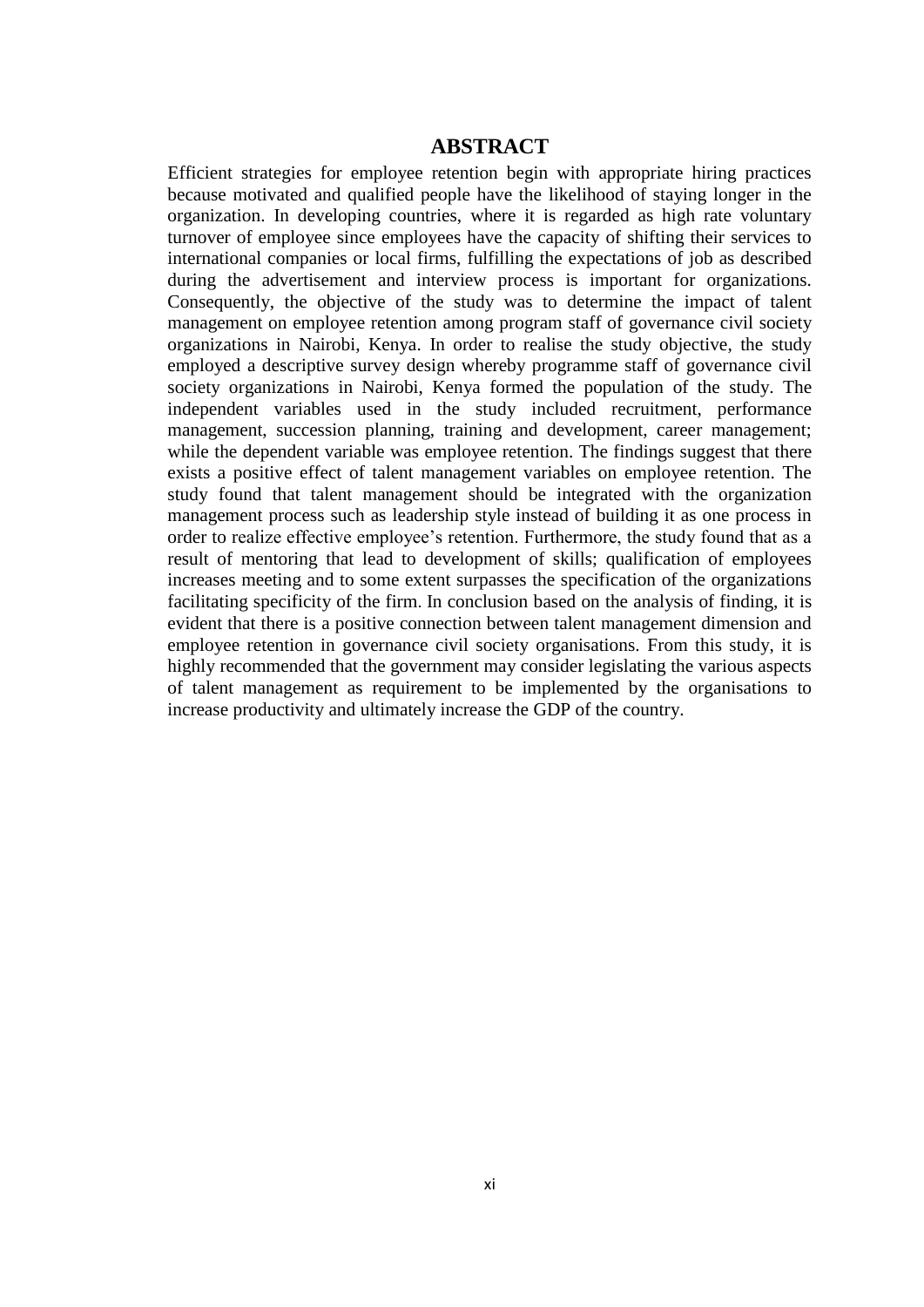# ABSTRACT

Efficient strategies for employee retention begin with appropriate hiring practices because motivated and qualified people have the likelihood of staying longer in the organization. In developing countries, where it is regarded as high rate voluntary turnover of employee since employees have the capacity of shifting their services to international companies or local firms, fulfilling the expectations of job as described during the advertisement and interview process is important for organizations. Consequently, the objective of the study was to determine the impact of talent management on employee retention among program staff of governance civil society organizations in Nairobi, Kenya. In order to realise the study objective, the study employed a descriptive survey design whereby programme staff of governance civil society organizations in Nairobi, Kenya formed the population of the study. The independent variables used in the study included recruitment, performance management, succession planning, training and development, career management; while the dependent variable was employee retention. The findings suggest that there exists a positive effect of talent management variables on employee retention. The study found that talent management should be integrated with the organization management process such as leadership style instead of building it as one process in order to realize effective employee's retention. Furthermore, the study found that as a result of mentoring that lead to development of skills; qualification of employees increases meeting and to some extent surpasses the specification of the organizations facilitating specificity of the firm. In conclusion based on the analysis of finding, it is evident that there is a positive connection between talent management dimension and employee retention in governance civil society organisations. From this study, it is highly recommended that the government may consider legislating the various aspects of talent management as requirement to be implemented by the organisations to increase productivity and ultimately increase the GDP of the country.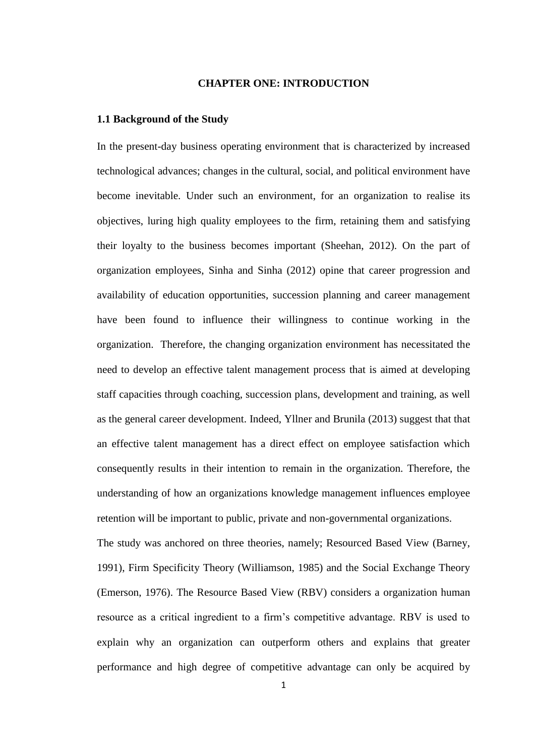# CHAPTER ONE: INTRODUCTION

## 1.1 Background of the Study

In the present-day business operating environment that is characterized by increased technological advances; changes in the cultural, social, and political environment have become inevitable. Under such an environment, for an organization to realise its objectives, luring high quality employees to the firm, retaining them and satisfying their loyalty to the business becomes important (Sheehan, 2012). On the part of organization employees, Sinha and Sinha (2012) opine that career progression and availability of education opportunities, succession planning and career management have been found to influence their willingness to continue working in the organization. Therefore, the changing organization environment has necessitated the need to develop an effective talent management process that is aimed at developing staff capacities through coaching, succession plans, development and training, as well as the general career development. Indeed, Yllner and Brunila (2013) suggest that that an effective talent management has a direct effect on employee satisfaction which consequently results in their intention to remain in the organization. Therefore, the understanding of how an organizations knowledge management influences employee retention will be important to public, private and non-governmental organizations.

The study was anchored on three theories, namely; Resourced Based View (Barney, 1991), Firm Specificity Theory (Williamson, 1985) and the Social Exchange Theory (Emerson, 1976). The Resource Based View (RBV) considers a organization human resource as a critical ingredient to a firm's competitive advantage. RBV is used to explain why an organization can outperform others and explains that greater performance and high degree of competitive advantage can only be acquired by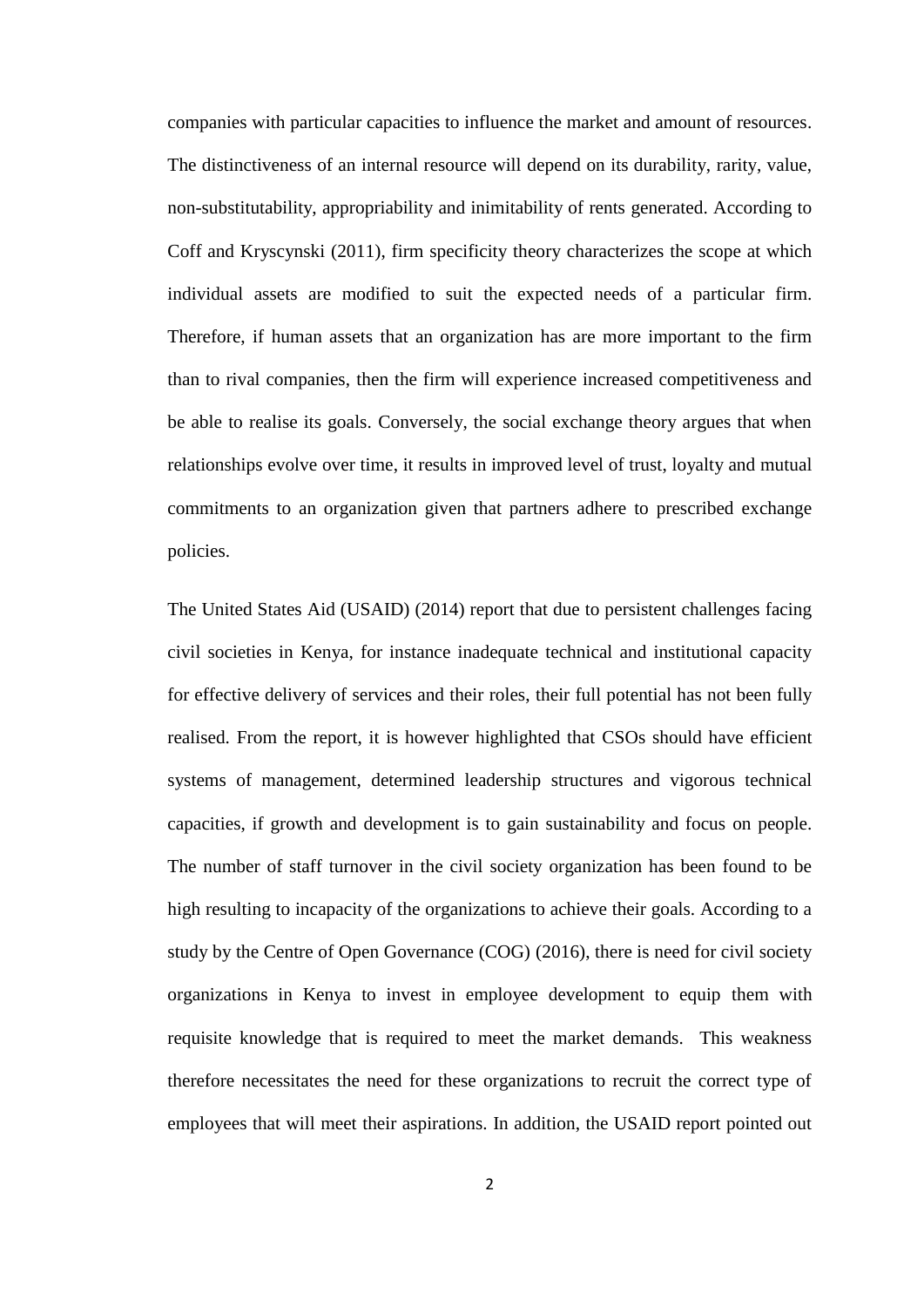companies with particular capacities to influence the market and amount of resources. The distinctiveness of an internal resource will depend on its durability, rarity, value, non-substitutability, appropriability and inimitability of rents generated. According to Coff and Kryscynski (2011), firm specificity theory characterizes the scope at which individual assets are modified to suit the expected needs of a particular firm. Therefore, if human assets that an organization has are more important to the firm than to rival companies, then the firm will experience increased competitiveness and be able to realise its goals. Conversely, the social exchange theory argues that when relationships evolve over time, it results in improved level of trust, loyalty and mutual commitments to an organization given that partners adhere to prescribed exchange policies.

The United States Aid (USAID) (2014) report that due to persistent challenges facing civil societies in Kenya, for instance inadequate technical and institutional capacity for effective delivery of services and their roles, their full potential has not been fully realised. From the report, it is however highlighted that CSOs should have efficient systems of management, determined leadership structures and vigorous technical capacities, if growth and development is to gain sustainability and focus on people. The number of staff turnover in the civil society organization has been found to be high resulting to incapacity of the organizations to achieve their goals. According to a study by the Centre of Open Governance (COG) (2016), there is need for civil society organizations in Kenya to invest in employee development to equip them with requisite knowledge that is required to meet the market demands. This weakness therefore necessitates the need for these organizations to recruit the correct type of employees that will meet their aspirations. In addition, the USAID report pointed out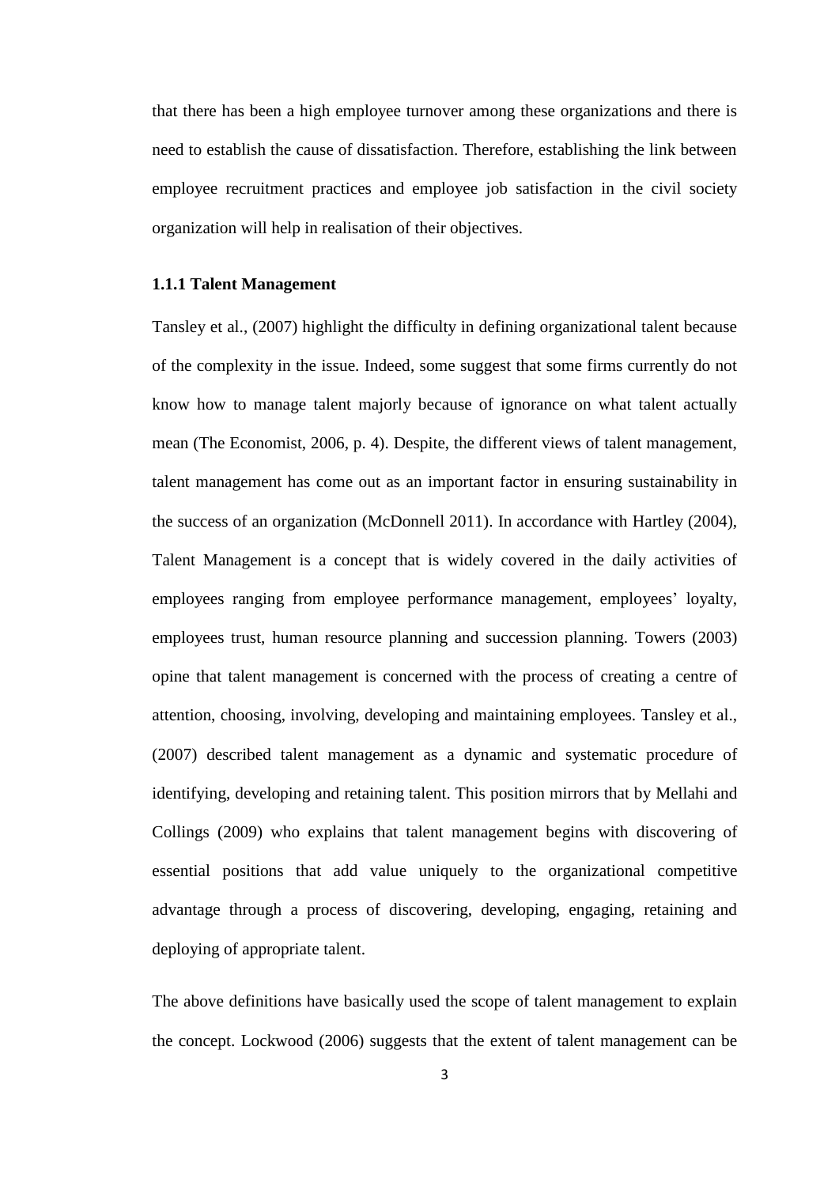that there has been a high employee turnover among these organizations and there is need to establish the cause of dissatisfaction. Therefore, establishing the link between employee recruitment practices and employee job satisfaction in the civil society organization will help in realisation of their objectives.

### 1.1.1 Talent Management

Tansley et al., (2007) highlight the difficulty in defining organizational talent because of the complexity in the issue. Indeed, some suggest that some firms currently do not know how to manage talent majorly because of ignorance on what talent actually mean (The Economist, 2006, p. 4). Despite, the different views of talent management, talent management has come out as an important factor in ensuring sustainability in the success of an organization (McDonnell 2011). In accordance with Hartley (2004), Talent Management is a concept that is widely covered in the daily activities of employees ranging from employee performance management, employees' loyalty, employees trust, human resource planning and succession planning. Towers (2003) opine that talent management is concerned with the process of creating a centre of attention, choosing, involving, developing and maintaining employees. Tansley et al., (2007) described talent management as a dynamic and systematic procedure of identifying, developing and retaining talent. This position mirrors that by Mellahi and Collings (2009) who explains that talent management begins with discovering of essential positions that add value uniquely to the organizational competitive advantage through a process of discovering, developing, engaging, retaining and deploying of appropriate talent.

The above definitions have basically used the scope of talent management to explain the concept. Lockwood (2006) suggests that the extent of talent management can be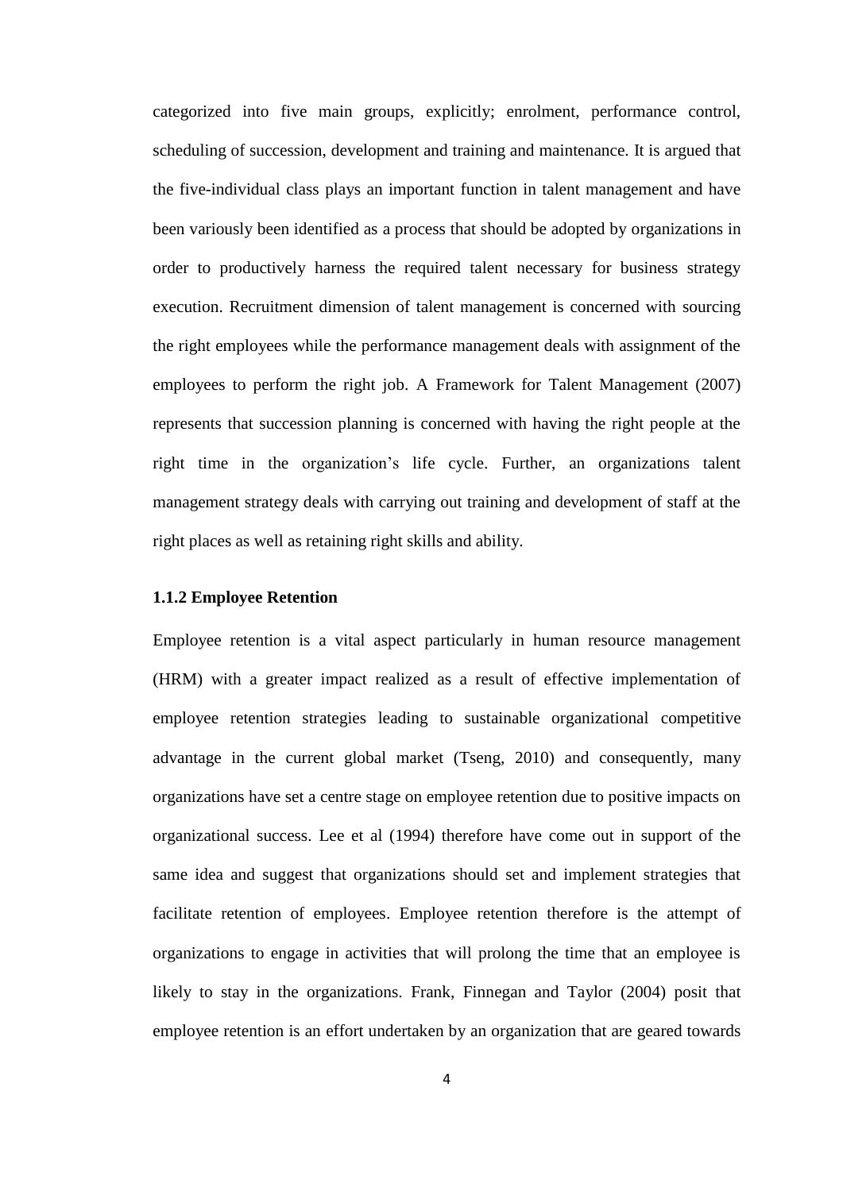categorized into five main groups, explicitly; enrolment, performance control, scheduling of succession, development and training and maintenance. It is argued that the five-individual class plays an important function in talent management and have been variously been identified as a process that should be adopted by organizations in order to productively harness the required talent necessary for business strategy execution. Recruitment dimension of talent management is concerned with sourcing the right employees while the performance management deals with assignment of the employees to perform the right job. A Framework for Talent Management (2007) represents that succession planning is concerned with having the right people at the right time in the organization's life cycle. Further, an organizations talent management strategy deals with carrying out training and development of staff at the right places as well as retaining right skills and ability.

### 1.1.2 Employee Retention

Employee retention is a vital aspect particularly in human resource management (HRM) with a greater impact realized as a result of effective implementation of employee retention strategies leading to sustainable organizational competitive advantage in the current global market (Tseng, 2010) and consequently, many organizations have set a centre stage on employee retention due to positive impacts on organizational success. Lee et al (1994) therefore have come out in support of the same idea and suggest that organizations should set and implement strategies that facilitate retention of employees. Employee retention therefore is the attempt of organizations to engage in activities that will prolong the time that an employee is likely to stay in the organizations. Frank, Finnegan and Taylor (2004) posit that employee retention is an effort undertaken by an organization that are geared towards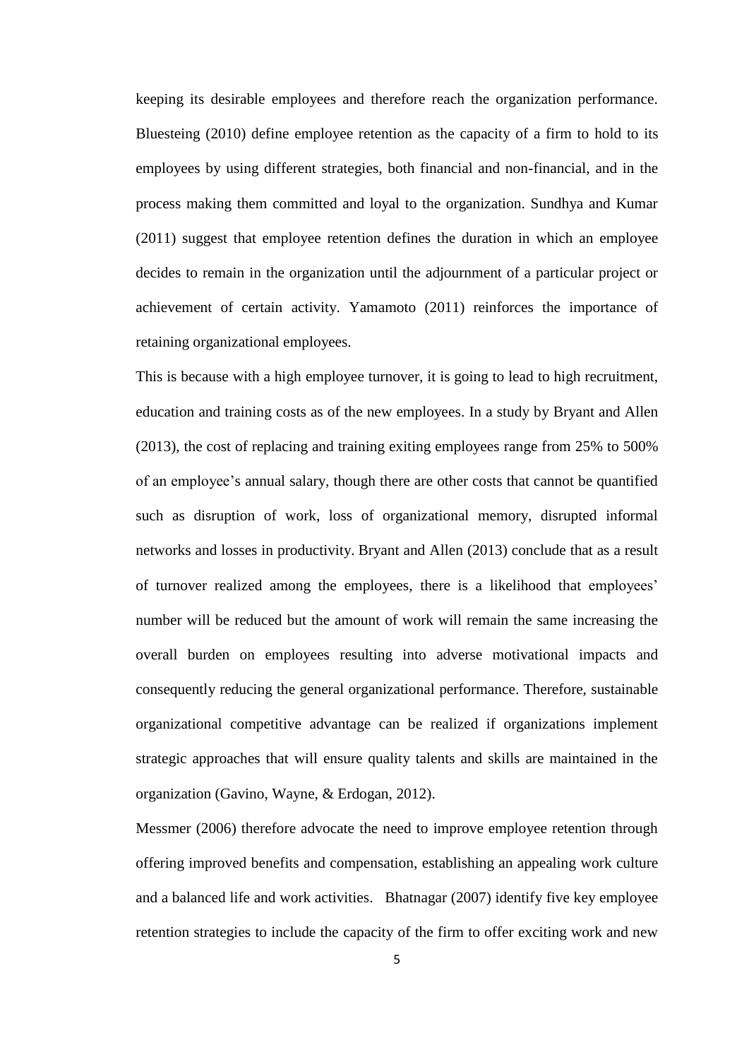keeping its desirable employees and therefore reach the organization performance. Bluesteing (2010) define employee retention as the capacity of a firm to hold to its employees by using different strategies, both financial and non-financial, and in the process making them committed and loyal to the organization. Sundhya and Kumar (2011) suggest that employee retention defines the duration in which an employee decides to remain in the organization until the adjournment of a particular project or achievement of certain activity. Yamamoto (2011) reinforces the importance of retaining organizational employees.

This is because with a high employee turnover, it is going to lead to high recruitment, education and training costs as of the new employees. In a study by Bryant and Allen (2013), the cost of replacing and training exiting employees range from 25% to 500% of an employee's annual salary, though there are other costs that cannot be quantified such as disruption of work, loss of organizational memory, disrupted informal networks and losses in productivity. Bryant and Allen (2013) conclude that as a result of turnover realized among the employees, there is a likelihood that employees' number will be reduced but the amount of work will remain the same increasing the overall burden on employees resulting into adverse motivational impacts and consequently reducing the general organizational performance. Therefore, sustainable organizational competitive advantage can be realized if organizations implement strategic approaches that will ensure quality talents and skills are maintained in the organization (Gavino, Wayne, & Erdogan, 2012).

Messmer (2006) therefore advocate the need to improve employee retention through offering improved benefits and compensation, establishing an appealing work culture and a balanced life and work activities. Bhatnagar (2007) identify five key employee retention strategies to include the capacity of the firm to offer exciting work and new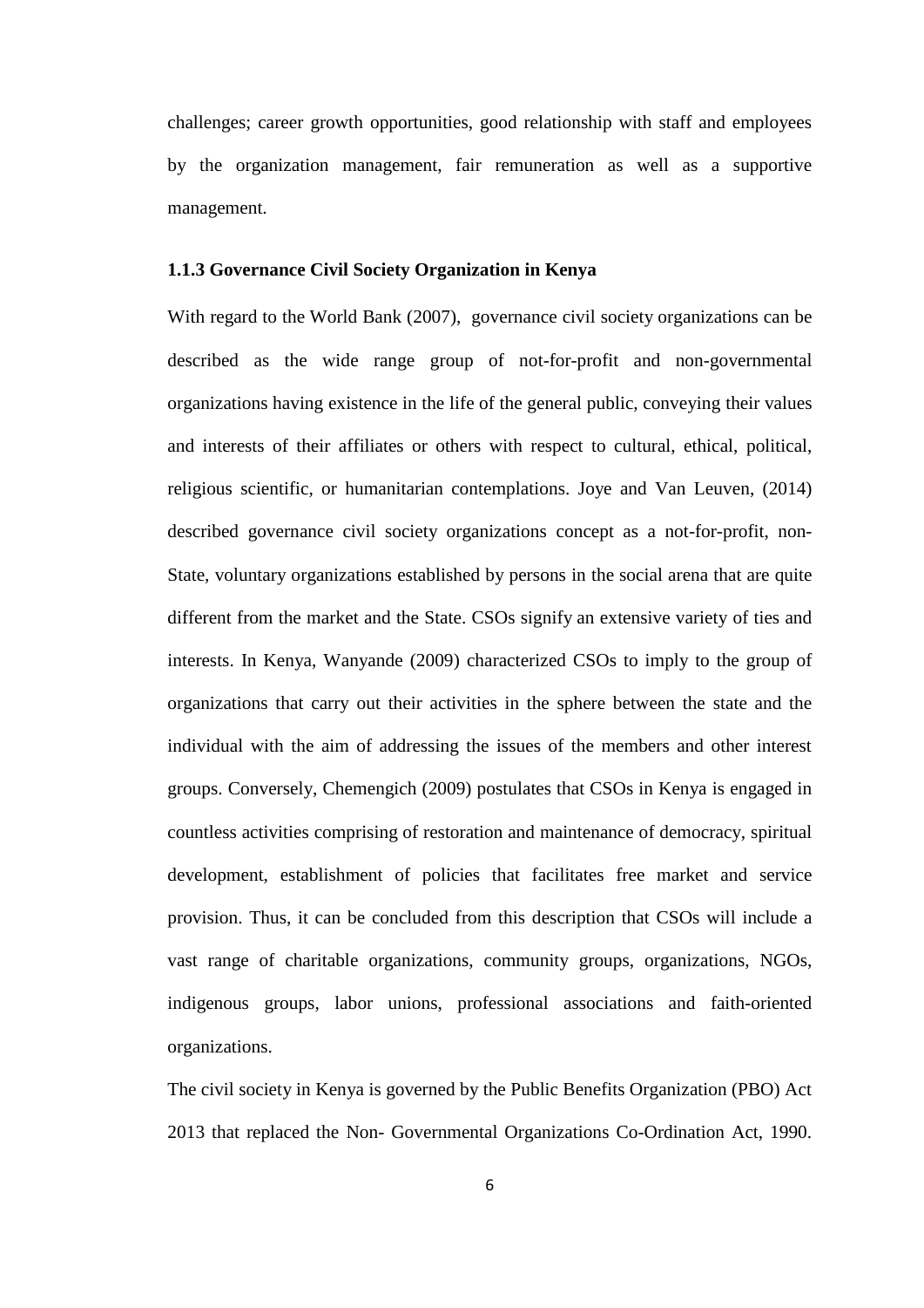challenges; career growth opportunities, good relationship with staff and employees by the organization management, fair remuneration as well as a supportive management.

### 1.1.3 Governance Civil Society Organization in Kenya

With regard to the World Bank (2007), governance civil society organizations can be described as the wide range group of not-for-profit and non-governmental organizations having existence in the life of the general public, conveying their values and interests of their affiliates or others with respect to cultural, ethical, political, religious scientific, or humanitarian contemplations. Joye and Van Leuven, (2014) described governance civil society organizations concept as a not-for-profit, non-State, voluntary organizations established by persons in the social arena that are quite different from the market and the State. CSOs signify an extensive variety of ties and interests. In Kenya, Wanyande (2009) characterized CSOs to imply to the group of organizations that carry out their activities in the sphere between the state and the individual with the aim of addressing the issues of the members and other interest groups. Conversely, Chemengich (2009) postulates that CSOs in Kenya is engaged in countless activities comprising of restoration and maintenance of democracy, spiritual development, establishment of policies that facilitates free market and service provision. Thus, it can be concluded from this description that CSOs will include a vast range of charitable organizations, community groups, organizations, NGOs, indigenous groups, labor unions, professional associations and faith-oriented organizations.

The civil society in Kenya is governed by the Public Benefits Organization (PBO) Act 2013 that replaced the Non- Governmental Organizations Co-Ordination Act, 1990.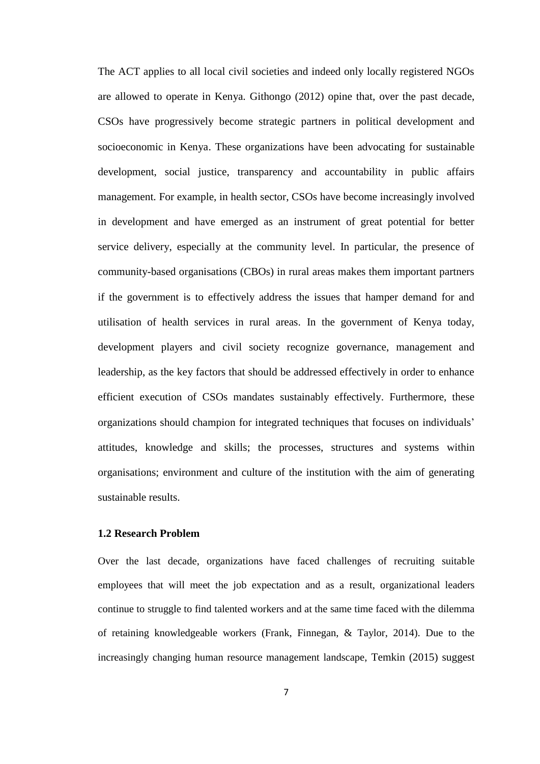The ACT applies to all local civil societies and indeed only locally registered NGOs are allowed to operate in Kenya. Githongo (2012) opine that, over the past decade, CSOs have progressively become strategic partners in political development and socioeconomic in Kenya. These organizations have been advocating for sustainable development, social justice, transparency and accountability in public affairs management. For example, in health sector, CSOs have become increasingly involved in development and have emerged as an instrument of great potential for better service delivery, especially at the community level. In particular, the presence of community-based organisations (CBOs) in rural areas makes them important partners if the government is to effectively address the issues that hamper demand for and utilisation of health services in rural areas. In the government of Kenya today, development players and civil society recognize governance, management and leadership, as the key factors that should be addressed effectively in order to enhance efficient execution of CSOs mandates sustainably effectively. Furthermore, these organizations should champion for integrated techniques that focuses on individuals' attitudes, knowledge and skills; the processes, structures and systems within organisations; environment and culture of the institution with the aim of generating sustainable results.

### 1.2 Research Problem

Over the last decade, organizations have faced challenges of recruiting suitable employees that will meet the job expectation and as a result, organizational leaders continue to struggle to find talented workers and at the same time faced with the dilemma of retaining knowledgeable workers (Frank, Finnegan, & Taylor, 2014). Due to the increasingly changing human resource management landscape, Temkin (2015) suggest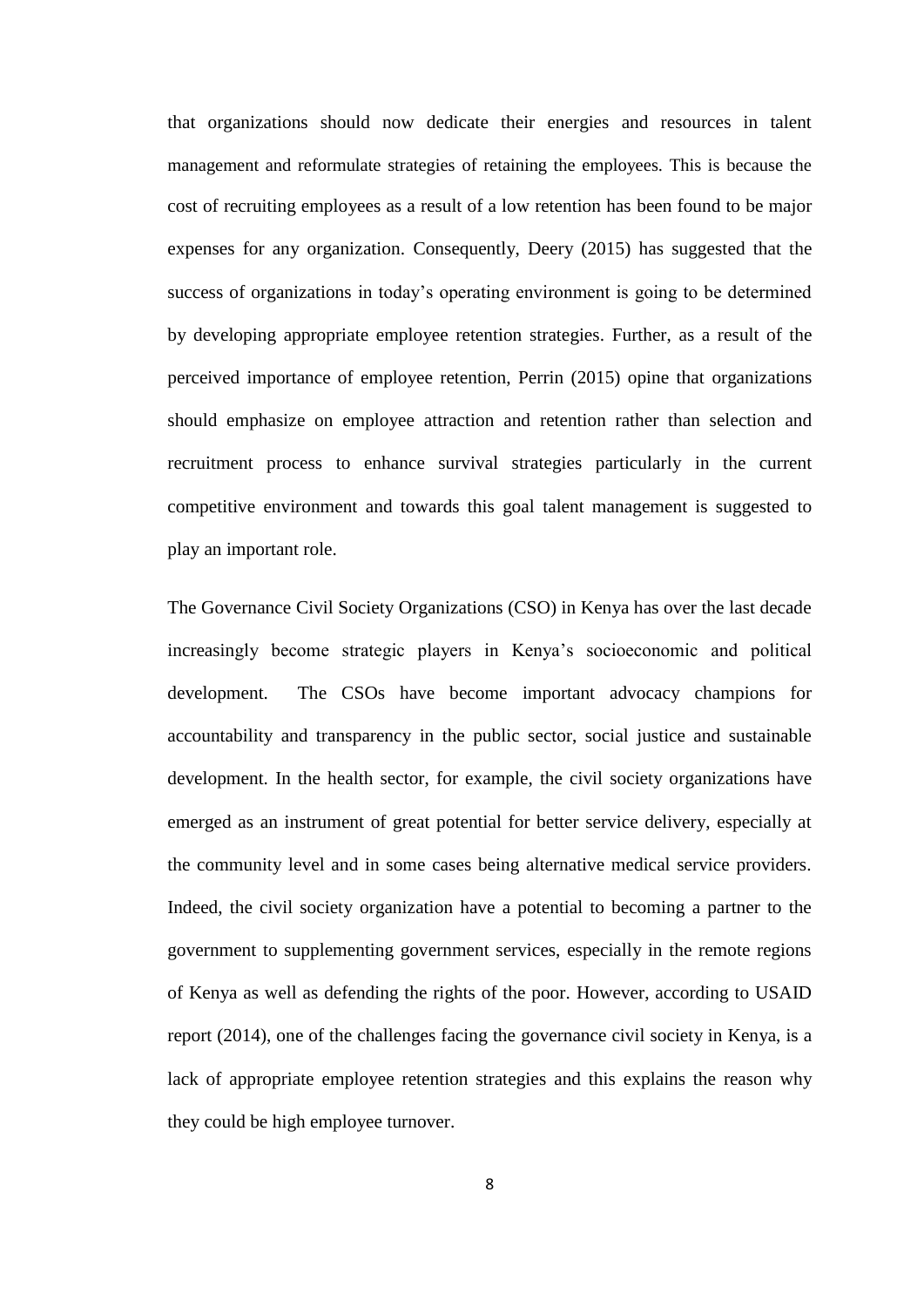that organizations should now dedicate their energies and resources in talent management and reformulate strategies of retaining the employees. This is because the cost of recruiting employees as a result of a low retention has been found to be major expenses for any organization. Consequently, Deery (2015) has suggested that the success of organizations in today's operating environment is going to be determined by developing appropriate employee retention strategies. Further, as a result of the perceived importance of employee retention, Perrin (2015) opine that organizations should emphasize on employee attraction and retention rather than selection and recruitment process to enhance survival strategies particularly in the current competitive environment and towards this goal talent management is suggested to play an important role.

The Governance Civil Society Organizations (CSO) in Kenya has over the last decade increasingly become strategic players in Kenya's socioeconomic and political development. The CSOs have become important advocacy champions for accountability and transparency in the public sector, social justice and sustainable development. In the health sector, for example, the civil society organizations have emerged as an instrument of great potential for better service delivery, especially at the community level and in some cases being alternative medical service providers. Indeed, the civil society organization have a potential to becoming a partner to the government to supplementing government services, especially in the remote regions of Kenya as well as defending the rights of the poor. However, according to USAID report (2014), one of the challenges facing the governance civil society in Kenya, is a lack of appropriate employee retention strategies and this explains the reason why they could be high employee turnover.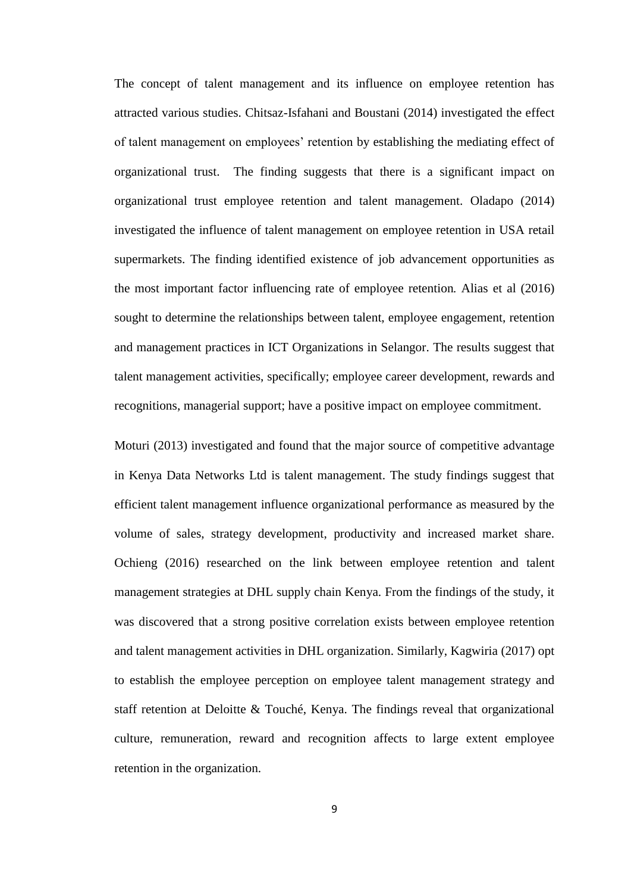The concept of talent management and its influence on employee retention has attracted various studies. Chitsaz-Isfahani and Boustani (2014) investigated the effect of talent management on employees' retention by establishing the mediating effect of organizational trust. The finding suggests that there is a significant impact on organizational trust employee retention and talent management. Oladapo (2014) investigated the influence of talent management on employee retention in USA retail supermarkets. The finding identified existence of job advancement opportunities as the most important factor influencing rate of employee retention. Alias et al (2016) sought to determine the relationships between talent, employee engagement, retention and management practices in ICT Organizations in Selangor. The results suggest that talent management activities, specifically; employee career development, rewards and recognitions, managerial support; have a positive impact on employee commitment.

Moturi (2013) investigated and found that the major source of competitive advantage in Kenya Data Networks Ltd is talent management. The study findings suggest that efficient talent management influence organizational performance as measured by the volume of sales, strategy development, productivity and increased market share. Ochieng (2016) researched on the link between employee retention and talent management strategies at DHL supply chain Kenya. From the findings of the study, it was discovered that a strong positive correlation exists between employee retention and talent management activities in DHL organization. Similarly, Kagwiria (2017) opt to establish the employee perception on employee talent management strategy and staff retention at Deloitte & Touché, Kenya. The findings reveal that organizational culture, remuneration, reward and recognition affects to large extent employee retention in the organization.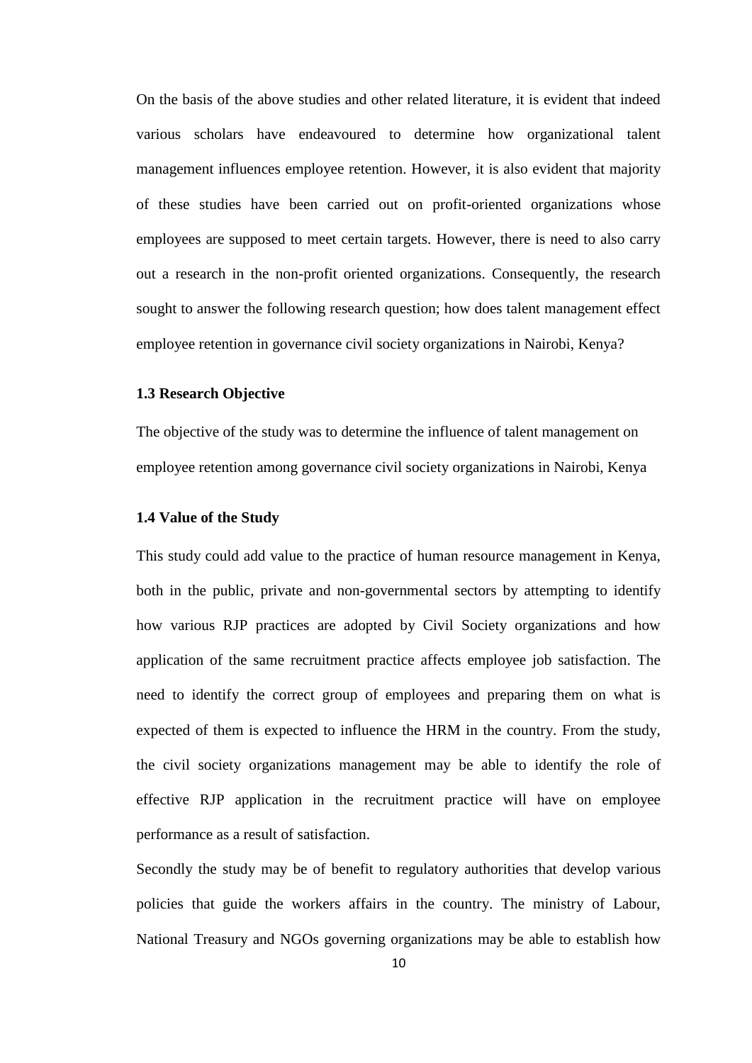On the basis of the above studies and other related literature, it is evident that indeed various scholars have endeavoured to determine how organizational talent management influences employee retention. However, it is also evident that majority of these studies have been carried out on profit-oriented organizations whose employees are supposed to meet certain targets. However, there is need to also carry out a research in the non-profit oriented organizations. Consequently, the research sought to answer the following research question; how does talent management effect employee retention in governance civil society organizations in Nairobi, Kenya?

### 1.3 Research Objective

The objective of the study was to determine the influence of talent management on employee retention among governance civil society organizations in Nairobi, Kenya

### 1.4 Value of the Study

This study could add value to the practice of human resource management in Kenya, both in the public, private and non-governmental sectors by attempting to identify how various RJP practices are adopted by Civil Society organizations and how application of the same recruitment practice affects employee job satisfaction. The need to identify the correct group of employees and preparing them on what is expected of them is expected to influence the HRM in the country. From the study, the civil society organizations management may be able to identify the role of effective RJP application in the recruitment practice will have on employee performance as a result of satisfaction.

Secondly the study may be of benefit to regulatory authorities that develop various policies that guide the workers affairs in the country. The ministry of Labour, National Treasury and NGOs governing organizations may be able to establish how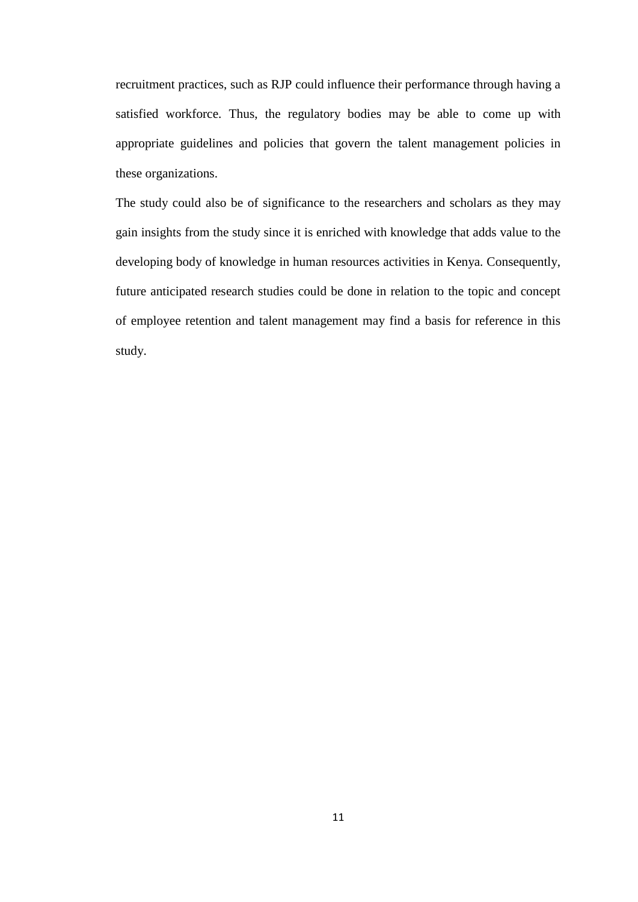recruitment practices, such as RJP could influence their performance through having a satisfied workforce. Thus, the regulatory bodies may be able to come up with appropriate guidelines and policies that govern the talent management policies in these organizations.

The study could also be of significance to the researchers and scholars as they may gain insights from the study since it is enriched with knowledge that adds value to the developing body of knowledge in human resources activities in Kenya. Consequently, future anticipated research studies could be done in relation to the topic and concept of employee retention and talent management may find a basis for reference in this study.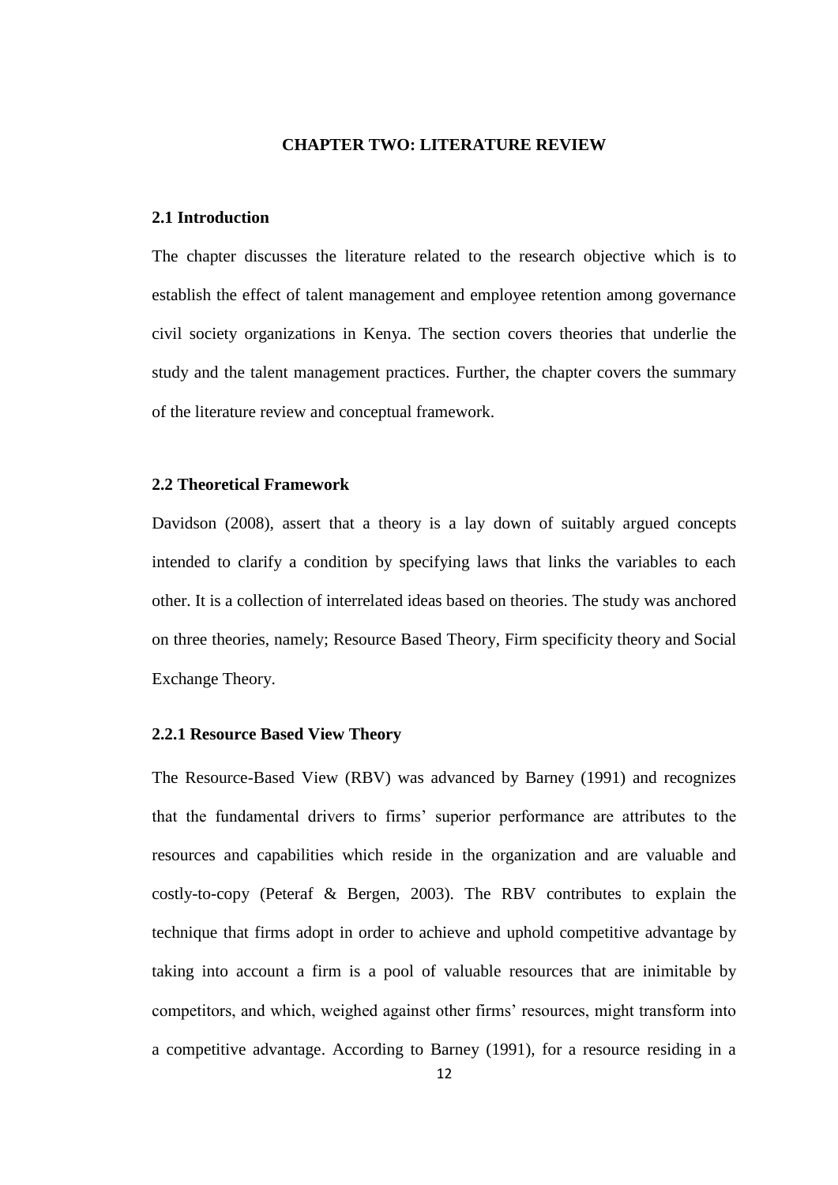# CHAPTER TWO: LITERATURE REVIEW

## 2.1 Introduction

The chapter discusses the literature related to the research objective which is to establish the effect of talent management and employee retention among governance civil society organizations in Kenya. The section covers theories that underlie the study and the talent management practices. Further, the chapter covers the summary of the literature review and conceptual framework.

## 2.2 Theoretical Framework

Davidson (2008), assert that a theory is a lay down of suitably argued concepts intended to clarify a condition by specifying laws that links the variables to each other. It is a collection of interrelated ideas based on theories. The study was anchored on three theories, namely; Resource Based Theory, Firm specificity theory and Social Exchange Theory.

### 2.2.1 Resource Based View Theory

The Resource-Based View (RBV) was advanced by Barney (1991) and recognizes that the fundamental drivers to firms' superior performance are attributes to the resources and capabilities which reside in the organization and are valuable and costly-to-copy (Peteraf & Bergen, 2003). The RBV contributes to explain the technique that firms adopt in order to achieve and uphold competitive advantage by taking into account a firm is a pool of valuable resources that are inimitable by competitors, and which, weighed against other firms' resources, might transform into a competitive advantage. According to Barney (1991), for a resource residing in a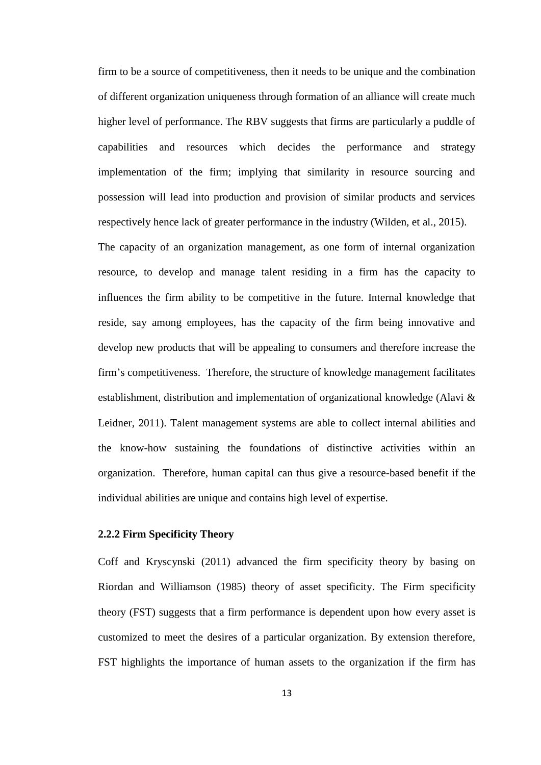firm to be a source of competitiveness, then it needs to be unique and the combination of different organization uniqueness through formation of an alliance will create much higher level of performance. The RBV suggests that firms are particularly a puddle of capabilities and resources which decides the performance and strategy implementation of the firm; implying that similarity in resource sourcing and possession will lead into production and provision of similar products and services respectively hence lack of greater performance in the industry (Wilden, et al., 2015).

The capacity of an organization management, as one form of internal organization resource, to develop and manage talent residing in a firm has the capacity to influences the firm ability to be competitive in the future. Internal knowledge that reside, say among employees, has the capacity of the firm being innovative and develop new products that will be appealing to consumers and therefore increase the firm's competitiveness. Therefore, the structure of knowledge management facilitates establishment, distribution and implementation of organizational knowledge (Alavi & Leidner, 2011). Talent management systems are able to collect internal abilities and the know-how sustaining the foundations of distinctive activities within an organization. Therefore, human capital can thus give a resource-based benefit if the individual abilities are unique and contains high level of expertise.

### 2.2.2 Firm Specificity Theory

Coff and Kryscynski (2011) advanced the firm specificity theory by basing on Riordan and Williamson (1985) theory of asset specificity. The Firm specificity theory (FST) suggests that a firm performance is dependent upon how every asset is customized to meet the desires of a particular organization. By extension therefore, FST highlights the importance of human assets to the organization if the firm has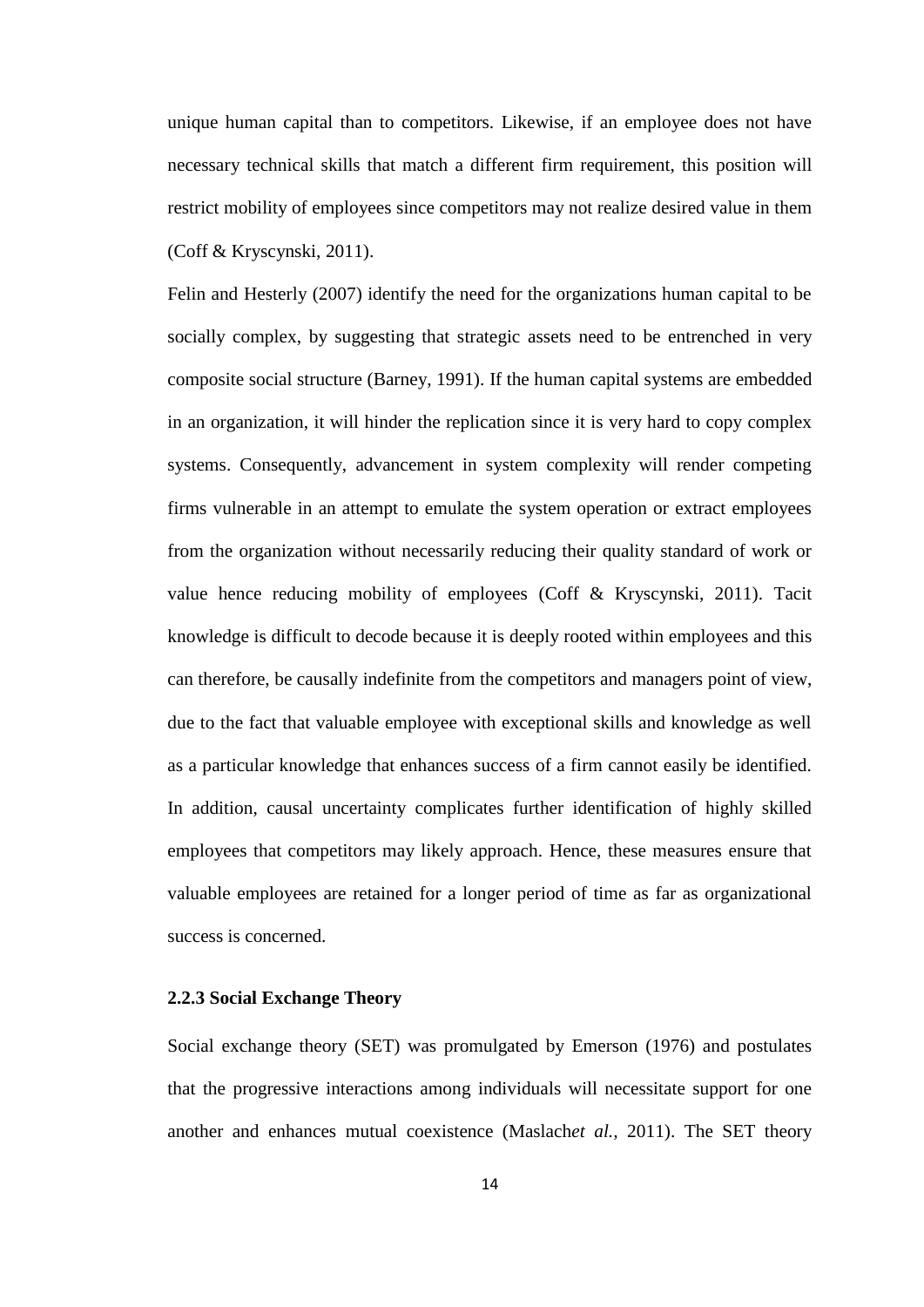unique human capital than to competitors. Likewise, if an employee does not have necessary technical skills that match a different firm requirement, this position will restrict mobility of employees since competitors may not realize desired value in them (Coff & Kryscynski, 2011).

Felin and Hesterly (2007) identify the need for the organizations human capital to be socially complex, by suggesting that strategic assets need to be entrenched in very composite social structure (Barney, 1991). If the human capital systems are embedded in an organization, it will hinder the replication since it is very hard to copy complex systems. Consequently, advancement in system complexity will render competing firms vulnerable in an attempt to emulate the system operation or extract employees from the organization without necessarily reducing their quality standard of work or value hence reducing mobility of employees (Coff & Kryscynski, 2011). Tacit knowledge is difficult to decode because it is deeply rooted within employees and this can therefore, be causally indefinite from the competitors and managers point of view, due to the fact that valuable employee with exceptional skills and knowledge as well as a particular knowledge that enhances success of a firm cannot easily be identified. In addition, causal uncertainty complicates further identification of highly skilled employees that competitors may likely approach. Hence, these measures ensure that valuable employees are retained for a longer period of time as far as organizational success is concerned.

### 2.2.3 Social Exchange Theory

Social exchange theory (SET) was promulgated by Emerson (1976) and postulates that the progressive interactions among individuals will necessitate support for one another and enhances mutual coexistence (Maslach*et al.,* 2011). The SET theory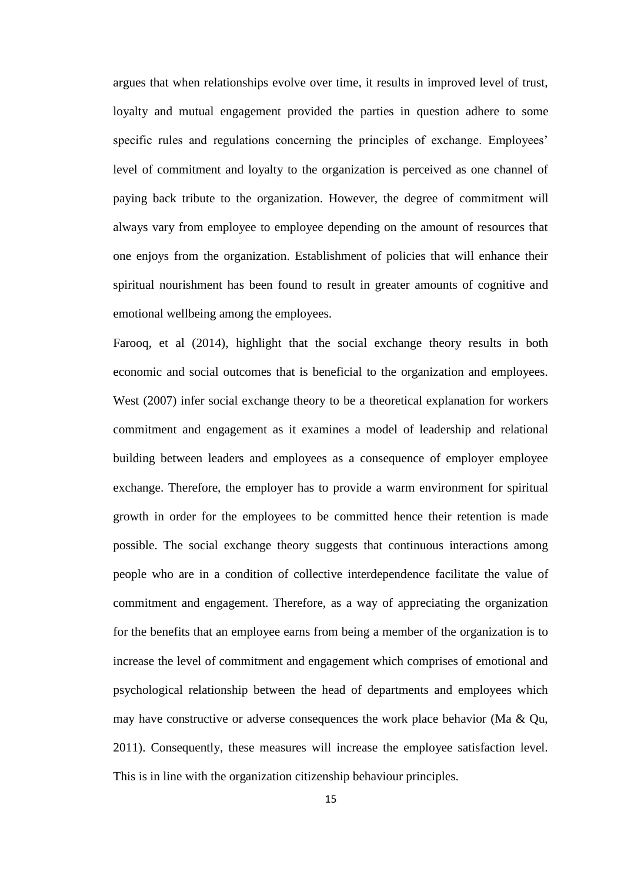argues that when relationships evolve over time, it results in improved level of trust, loyalty and mutual engagement provided the parties in question adhere to some specific rules and regulations concerning the principles of exchange. Employees' level of commitment and loyalty to the organization is perceived as one channel of paying back tribute to the organization. However, the degree of commitment will always vary from employee to employee depending on the amount of resources that one enjoys from the organization. Establishment of policies that will enhance their spiritual nourishment has been found to result in greater amounts of cognitive and emotional wellbeing among the employees.

Farooq, et al (2014), highlight that the social exchange theory results in both economic and social outcomes that is beneficial to the organization and employees. West (2007) infer social exchange theory to be a theoretical explanation for workers commitment and engagement as it examines a model of leadership and relational building between leaders and employees as a consequence of employer employee exchange. Therefore, the employer has to provide a warm environment for spiritual growth in order for the employees to be committed hence their retention is made possible. The social exchange theory suggests that continuous interactions among people who are in a condition of collective interdependence facilitate the value of commitment and engagement. Therefore, as a way of appreciating the organization for the benefits that an employee earns from being a member of the organization is to increase the level of commitment and engagement which comprises of emotional and psychological relationship between the head of departments and employees which may have constructive or adverse consequences the work place behavior (Ma & Qu, 2011). Consequently, these measures will increase the employee satisfaction level. This is in line with the organization citizenship behaviour principles.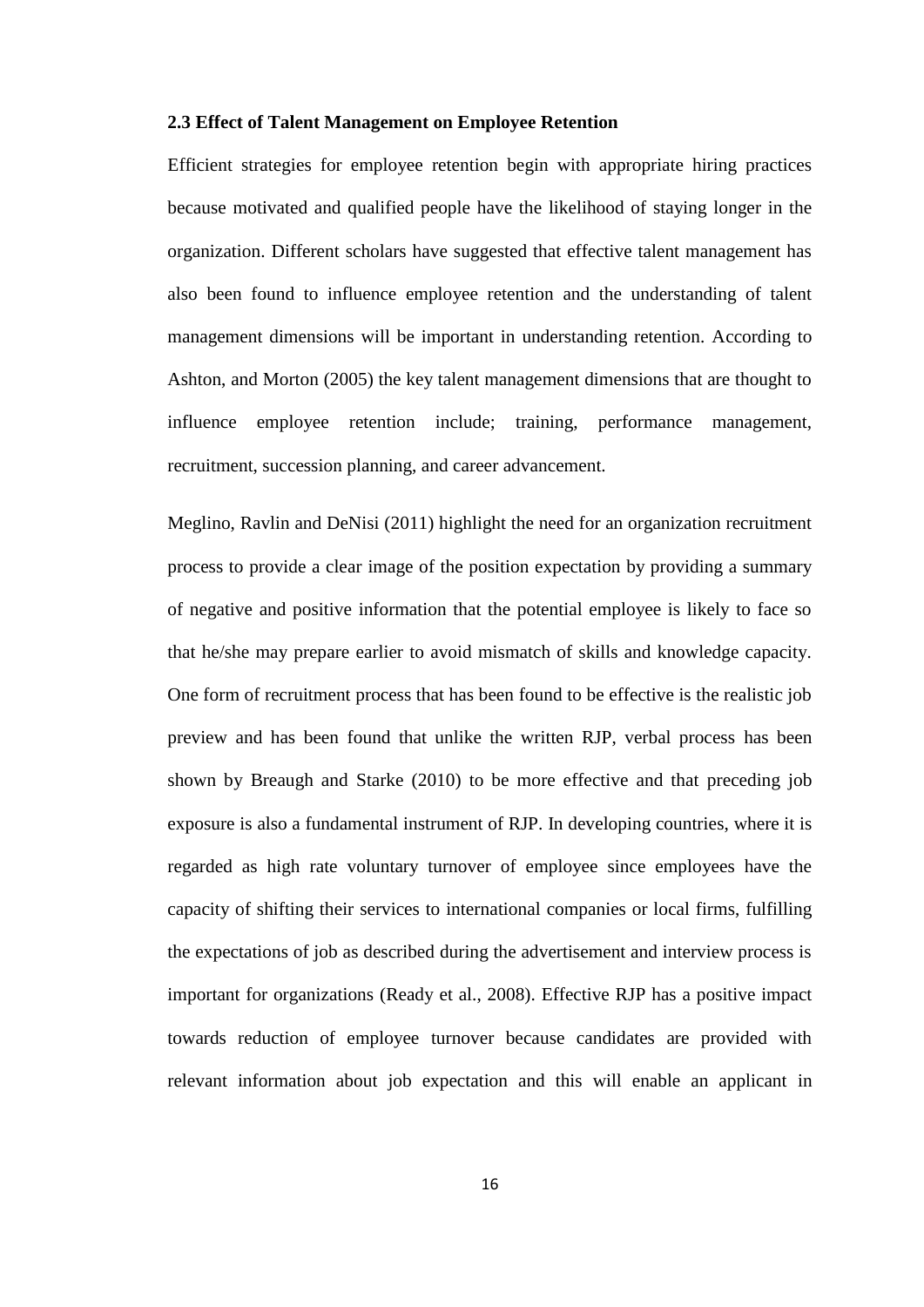### 2.3 Effect of Talent Management on Employee Retention

Efficient strategies for employee retention begin with appropriate hiring practices because motivated and qualified people have the likelihood of staying longer in the organization. Different scholars have suggested that effective talent management has also been found to influence employee retention and the understanding of talent management dimensions will be important in understanding retention. According to Ashton, and Morton (2005) the key talent management dimensions that are thought to influence employee retention include; training, performance management, recruitment, succession planning, and career advancement.

Meglino, Ravlin and DeNisi (2011) highlight the need for an organization recruitment process to provide a clear image of the position expectation by providing a summary of negative and positive information that the potential employee is likely to face so that he/she may prepare earlier to avoid mismatch of skills and knowledge capacity. One form of recruitment process that has been found to be effective is the realistic job preview and has been found that unlike the written RJP, verbal process has been shown by Breaugh and Starke (2010) to be more effective and that preceding job exposure is also a fundamental instrument of RJP. In developing countries, where it is regarded as high rate voluntary turnover of employee since employees have the capacity of shifting their services to international companies or local firms, fulfilling the expectations of job as described during the advertisement and interview process is important for organizations (Ready et al., 2008). Effective RJP has a positive impact towards reduction of employee turnover because candidates are provided with relevant information about job expectation and this will enable an applicant in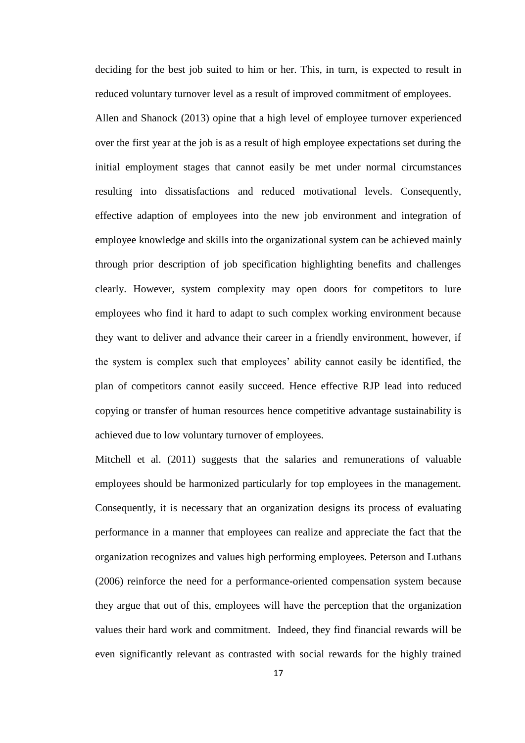deciding for the best job suited to him or her. This, in turn, is expected to result in reduced voluntary turnover level as a result of improved commitment of employees.

Allen and Shanock (2013) opine that a high level of employee turnover experienced over the first year at the job is as a result of high employee expectations set during the initial employment stages that cannot easily be met under normal circumstances resulting into dissatisfactions and reduced motivational levels. Consequently, effective adaption of employees into the new job environment and integration of employee knowledge and skills into the organizational system can be achieved mainly through prior description of job specification highlighting benefits and challenges clearly. However, system complexity may open doors for competitors to lure employees who find it hard to adapt to such complex working environment because they want to deliver and advance their career in a friendly environment, however, if the system is complex such that employees' ability cannot easily be identified, the plan of competitors cannot easily succeed. Hence effective RJP lead into reduced copying or transfer of human resources hence competitive advantage sustainability is achieved due to low voluntary turnover of employees.

Mitchell et al. (2011) suggests that the salaries and remunerations of valuable employees should be harmonized particularly for top employees in the management. Consequently, it is necessary that an organization designs its process of evaluating performance in a manner that employees can realize and appreciate the fact that the organization recognizes and values high performing employees. Peterson and Luthans (2006) reinforce the need for a performance-oriented compensation system because they argue that out of this, employees will have the perception that the organization values their hard work and commitment. Indeed, they find financial rewards will be even significantly relevant as contrasted with social rewards for the highly trained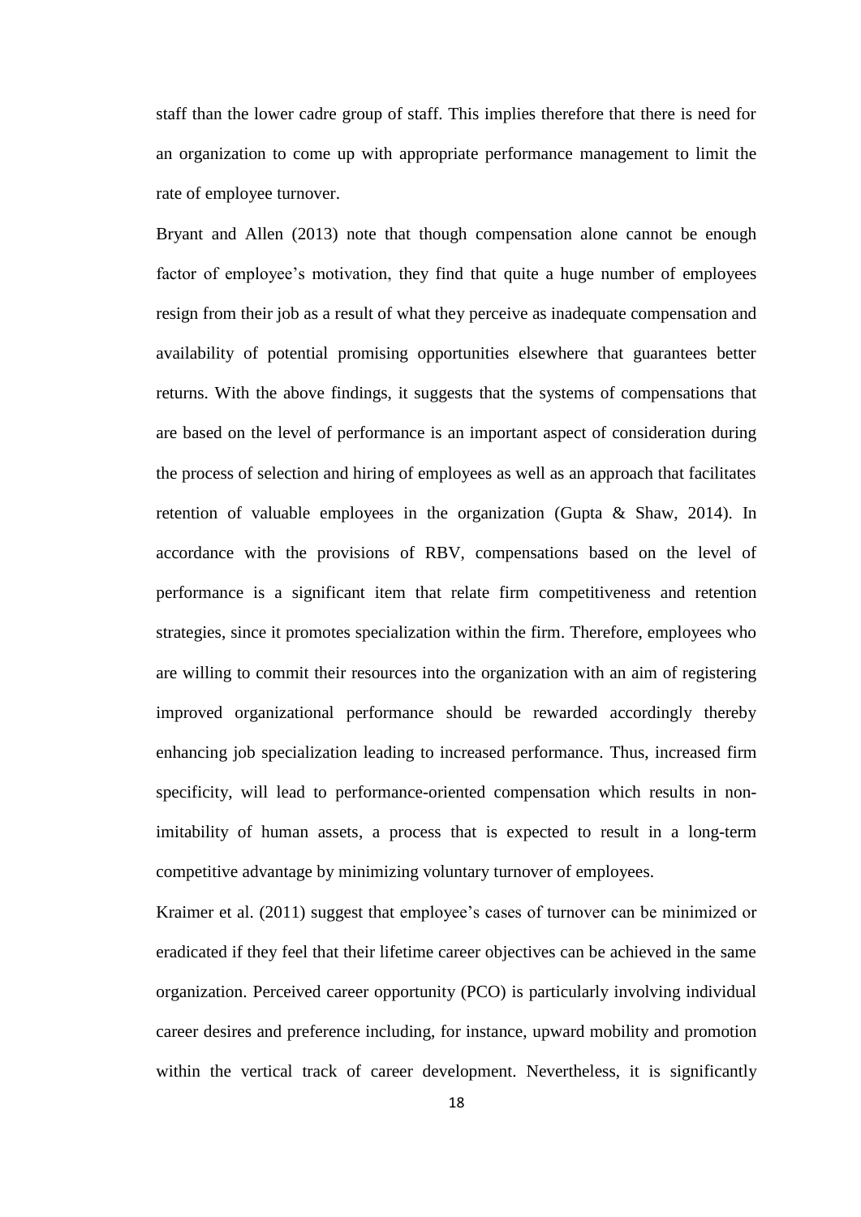staff than the lower cadre group of staff. This implies therefore that there is need for an organization to come up with appropriate performance management to limit the rate of employee turnover.

Bryant and Allen (2013) note that though compensation alone cannot be enough factor of employee's motivation, they find that quite a huge number of employees resign from their job as a result of what they perceive as inadequate compensation and availability of potential promising opportunities elsewhere that guarantees better returns. With the above findings, it suggests that the systems of compensations that are based on the level of performance is an important aspect of consideration during the process of selection and hiring of employees as well as an approach that facilitates retention of valuable employees in the organization (Gupta & Shaw, 2014). In accordance with the provisions of RBV, compensations based on the level of performance is a significant item that relate firm competitiveness and retention strategies, since it promotes specialization within the firm. Therefore, employees who are willing to commit their resources into the organization with an aim of registering improved organizational performance should be rewarded accordingly thereby enhancing job specialization leading to increased performance. Thus, increased firm specificity, will lead to performance-oriented compensation which results in non-imitability of human assets, a process that is expected to result in a long-term competitive advantage by minimizing voluntary turnover of employees.

Kraimer et al. (2011) suggest that employee's cases of turnover can be minimized or eradicated if they feel that their lifetime career objectives can be achieved in the same organization. Perceived career opportunity (PCO) is particularly involving individual career desires and preference including, for instance, upward mobility and promotion within the vertical track of career development. Nevertheless, it is significantly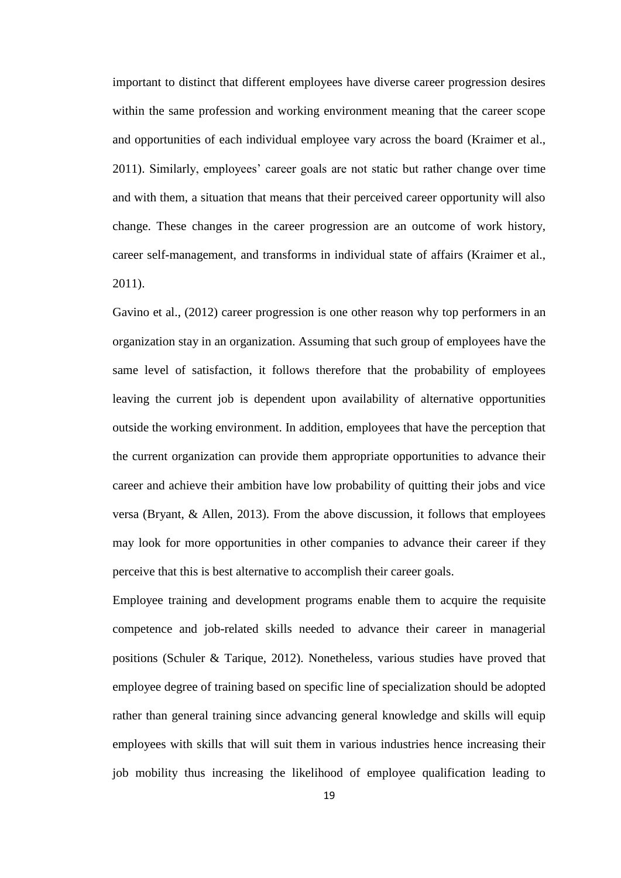important to distinct that different employees have diverse career progression desires within the same profession and working environment meaning that the career scope and opportunities of each individual employee vary across the board (Kraimer et al., 2011). Similarly, employees' career goals are not static but rather change over time and with them, a situation that means that their perceived career opportunity will also change. These changes in the career progression are an outcome of work history, career self-management, and transforms in individual state of affairs (Kraimer et al., 2011).

Gavino et al., (2012) career progression is one other reason why top performers in an organization stay in an organization. Assuming that such group of employees have the same level of satisfaction, it follows therefore that the probability of employees leaving the current job is dependent upon availability of alternative opportunities outside the working environment. In addition, employees that have the perception that the current organization can provide them appropriate opportunities to advance their career and achieve their ambition have low probability of quitting their jobs and vice versa (Bryant, & Allen, 2013). From the above discussion, it follows that employees may look for more opportunities in other companies to advance their career if they perceive that this is best alternative to accomplish their career goals.

Employee training and development programs enable them to acquire the requisite competence and job-related skills needed to advance their career in managerial positions (Schuler & Tarique, 2012). Nonetheless, various studies have proved that employee degree of training based on specific line of specialization should be adopted rather than general training since advancing general knowledge and skills will equip employees with skills that will suit them in various industries hence increasing their job mobility thus increasing the likelihood of employee qualification leading to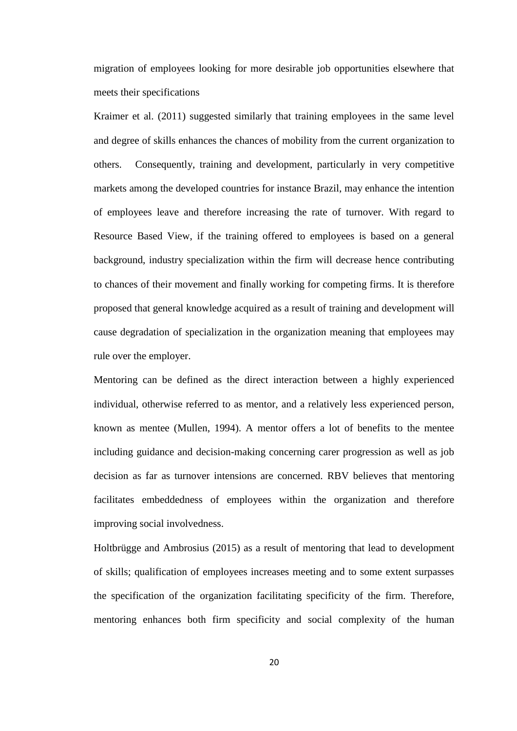migration of employees looking for more desirable job opportunities elsewhere that meets their specifications

Kraimer et al. (2011) suggested similarly that training employees in the same level and degree of skills enhances the chances of mobility from the current organization to others. Consequently, training and development, particularly in very competitive markets among the developed countries for instance Brazil, may enhance the intention of employees leave and therefore increasing the rate of turnover. With regard to Resource Based View, if the training offered to employees is based on a general background, industry specialization within the firm will decrease hence contributing to chances of their movement and finally working for competing firms. It is therefore proposed that general knowledge acquired as a result of training and development will cause degradation of specialization in the organization meaning that employees may rule over the employer.

Mentoring can be defined as the direct interaction between a highly experienced individual, otherwise referred to as mentor, and a relatively less experienced person, known as mentee (Mullen, 1994). A mentor offers a lot of benefits to the mentee including guidance and decision-making concerning carer progression as well as job decision as far as turnover intensions are concerned. RBV believes that mentoring facilitates embeddedness of employees within the organization and therefore improving social involvedness.

Holtbrügge and Ambrosius (2015) as a result of mentoring that lead to development of skills; qualification of employees increases meeting and to some extent surpasses the specification of the organization facilitating specificity of the firm. Therefore, mentoring enhances both firm specificity and social complexity of the human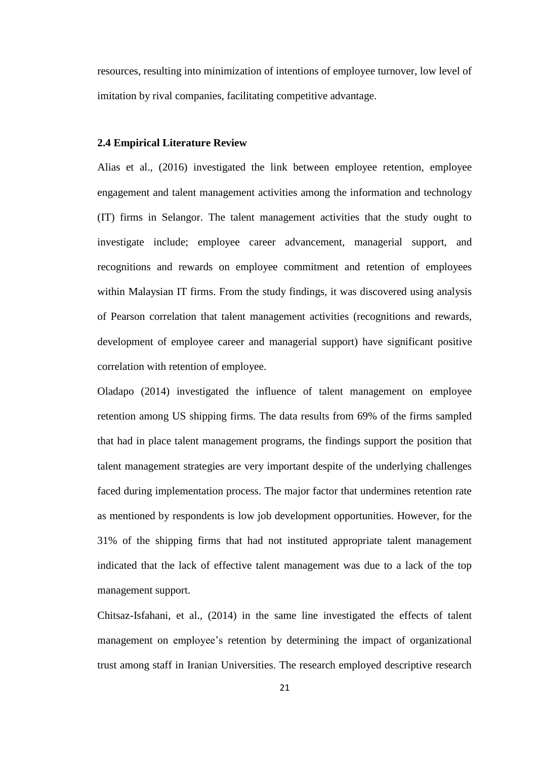resources, resulting into minimization of intentions of employee turnover, low level of imitation by rival companies, facilitating competitive advantage.

### 2.4 Empirical Literature Review

Alias et al., (2016) investigated the link between employee retention, employee engagement and talent management activities among the information and technology (IT) firms in Selangor. The talent management activities that the study ought to investigate include; employee career advancement, managerial support, and recognitions and rewards on employee commitment and retention of employees within Malaysian IT firms. From the study findings, it was discovered using analysis of Pearson correlation that talent management activities (recognitions and rewards, development of employee career and managerial support) have significant positive correlation with retention of employee.

Oladapo (2014) investigated the influence of talent management on employee retention among US shipping firms. The data results from 69% of the firms sampled that had in place talent management programs, the findings support the position that talent management strategies are very important despite of the underlying challenges faced during implementation process. The major factor that undermines retention rate as mentioned by respondents is low job development opportunities. However, for the 31% of the shipping firms that had not instituted appropriate talent management indicated that the lack of effective talent management was due to a lack of the top management support.

Chitsaz-Isfahani, et al., (2014) in the same line investigated the effects of talent management on employee's retention by determining the impact of organizational trust among staff in Iranian Universities. The research employed descriptive research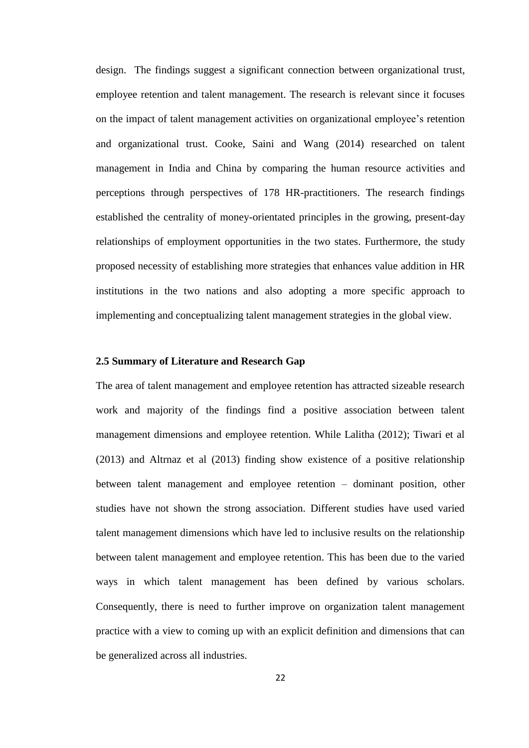design. The findings suggest a significant connection between organizational trust, employee retention and talent management. The research is relevant since it focuses on the impact of talent management activities on organizational employee's retention and organizational trust. Cooke, Saini and Wang (2014) researched on talent management in India and China by comparing the human resource activities and perceptions through perspectives of 178 HR-practitioners. The research findings established the centrality of money-orientated principles in the growing, present-day relationships of employment opportunities in the two states. Furthermore, the study proposed necessity of establishing more strategies that enhances value addition in HR institutions in the two nations and also adopting a more specific approach to implementing and conceptualizing talent management strategies in the global view.

### 2.5 Summary of Literature and Research Gap

The area of talent management and employee retention has attracted sizeable research work and majority of the findings find a positive association between talent management dimensions and employee retention. While Lalitha (2012); Tiwari et al (2013) and Altrnaz et al (2013) finding show existence of a positive relationship between talent management and employee retention – dominant position, other studies have not shown the strong association. Different studies have used varied talent management dimensions which have led to inclusive results on the relationship between talent management and employee retention. This has been due to the varied ways in which talent management has been defined by various scholars. Consequently, there is need to further improve on organization talent management practice with a view to coming up with an explicit definition and dimensions that can be generalized across all industries.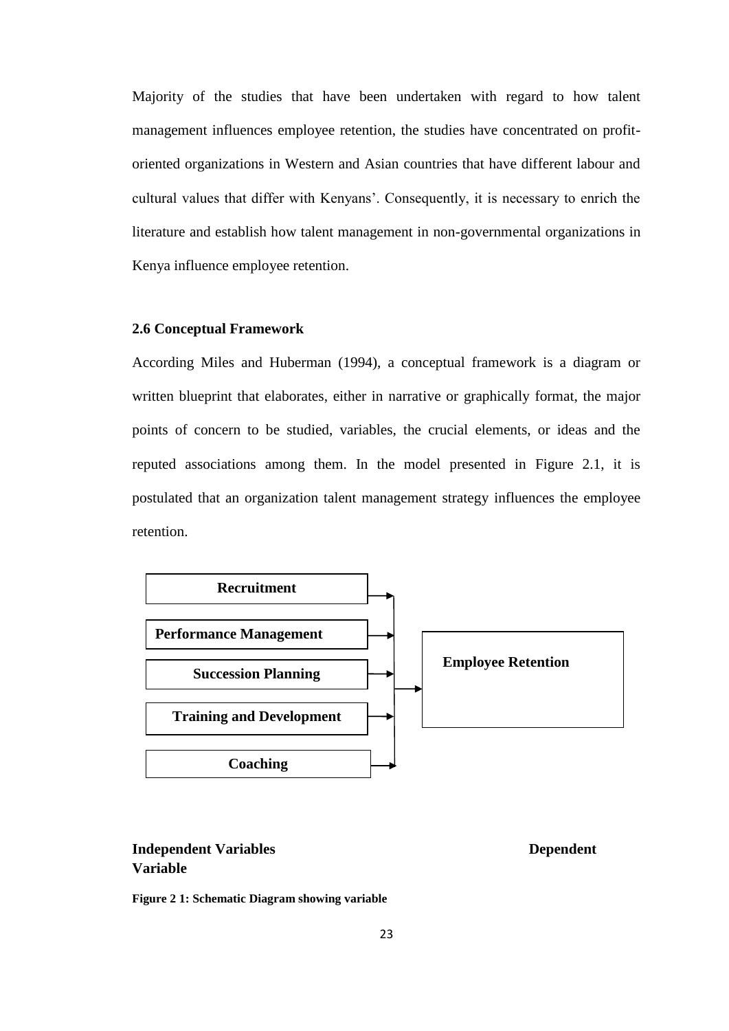Majority of the studies that have been undertaken with regard to how talent management influences employee retention, the studies have concentrated on profit-oriented organizations in Western and Asian countries that have different labour and cultural values that differ with Kenyans'. Consequently, it is necessary to enrich the literature and establish how talent management in non-governmental organizations in Kenya influence employee retention.

### 2.6 Conceptual Framework

According Miles and Huberman (1994), a conceptual framework is a diagram or written blueprint that elaborates, either in narrative or graphically format, the major points of concern to be studied, variables, the crucial elements, or ideas and the reputed associations among them. In the model presented in Figure 2.1, it is postulated that an organization talent management strategy influences the employee retention.

**Recruitment**

**Performance Management**

**Succession Planning**

**Training and Development**

**Coaching**

**Employee Retention**

**Independent Variables** **Dependent Variable**

**Figure 2 1: Schematic Diagram showing variable**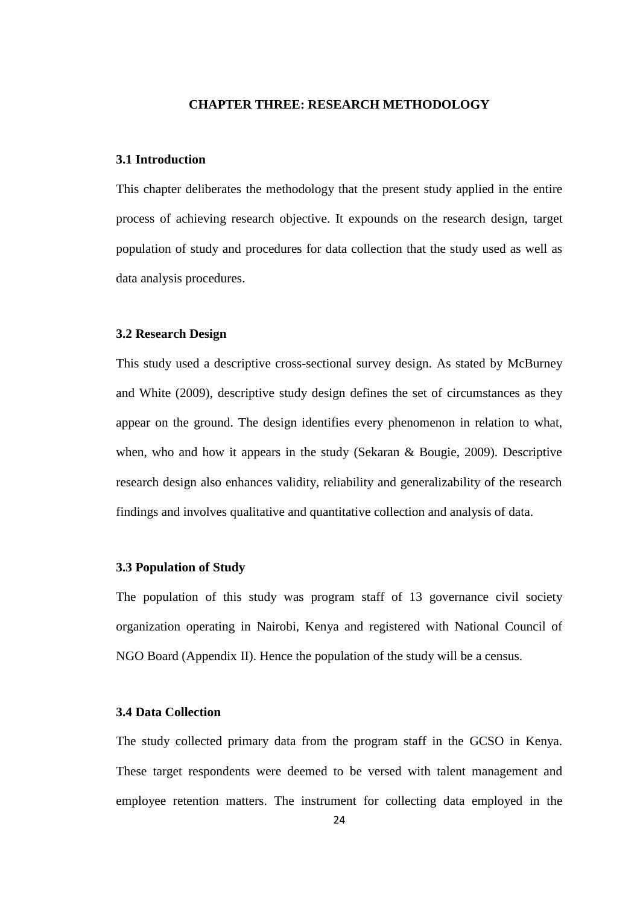# CHAPTER THREE: RESEARCH METHODOLOGY

## 3.1 Introduction

This chapter deliberates the methodology that the present study applied in the entire process of achieving research objective. It expounds on the research design, target population of study and procedures for data collection that the study used as well as data analysis procedures.

## 3.2 Research Design

This study used a descriptive cross-sectional survey design. As stated by McBurney and White (2009), descriptive study design defines the set of circumstances as they appear on the ground. The design identifies every phenomenon in relation to what, when, who and how it appears in the study (Sekaran & Bougie, 2009). Descriptive research design also enhances validity, reliability and generalizability of the research findings and involves qualitative and quantitative collection and analysis of data.

## 3.3 Population of Study

The population of this study was program staff of 13 governance civil society organization operating in Nairobi, Kenya and registered with National Council of NGO Board (Appendix II). Hence the population of the study will be a census.

## 3.4 Data Collection

The study collected primary data from the program staff in the GCSO in Kenya. These target respondents were deemed to be versed with talent management and employee retention matters. The instrument for collecting data employed in the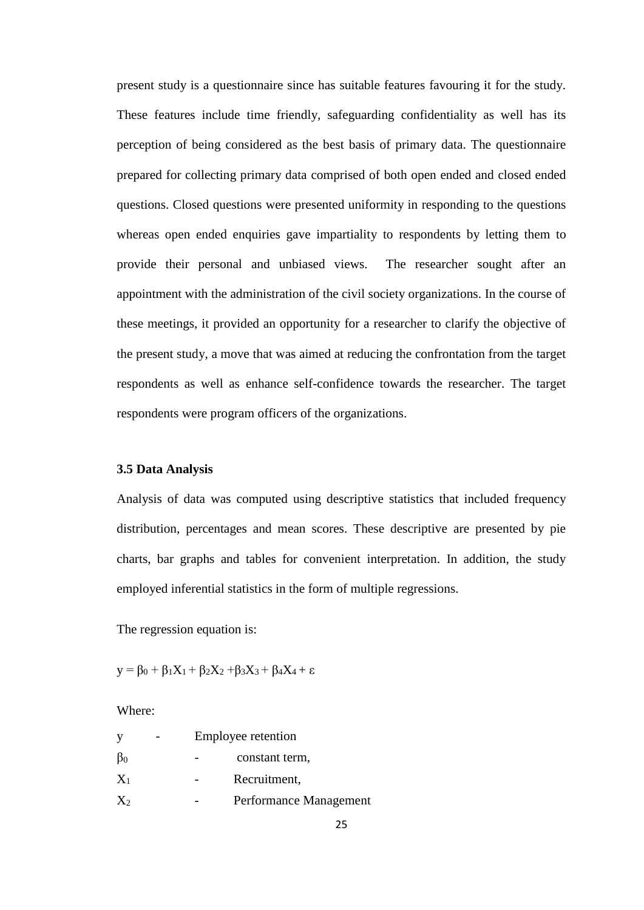present study is a questionnaire since has suitable features favouring it for the study. These features include time friendly, safeguarding confidentiality as well has its perception of being considered as the best basis of primary data. The questionnaire prepared for collecting primary data comprised of both open ended and closed ended questions. Closed questions were presented uniformity in responding to the questions whereas open ended enquiries gave impartiality to respondents by letting them to provide their personal and unbiased views. The researcher sought after an appointment with the administration of the civil society organizations. In the course of these meetings, it provided an opportunity for a researcher to clarify the objective of the present study, a move that was aimed at reducing the confrontation from the target respondents as well as enhance self-confidence towards the researcher. The target respondents were program officers of the organizations.

### 3.5 Data Analysis

Analysis of data was computed using descriptive statistics that included frequency distribution, percentages and mean scores. These descriptive are presented by pie charts, bar graphs and tables for convenient interpretation. In addition, the study employed inferential statistics in the form of multiple regressions.

The regression equation is:

$$y = \beta_0 + \beta_1 X_1 + \beta_2 X_2 + \beta_3 X_3 + \beta_4 X_4 + \varepsilon$$

Where:

$y$ - Employee retention

$\beta_0$ - constant term,

$X_1$ - Recruitment,

$X_2$ - Performance Management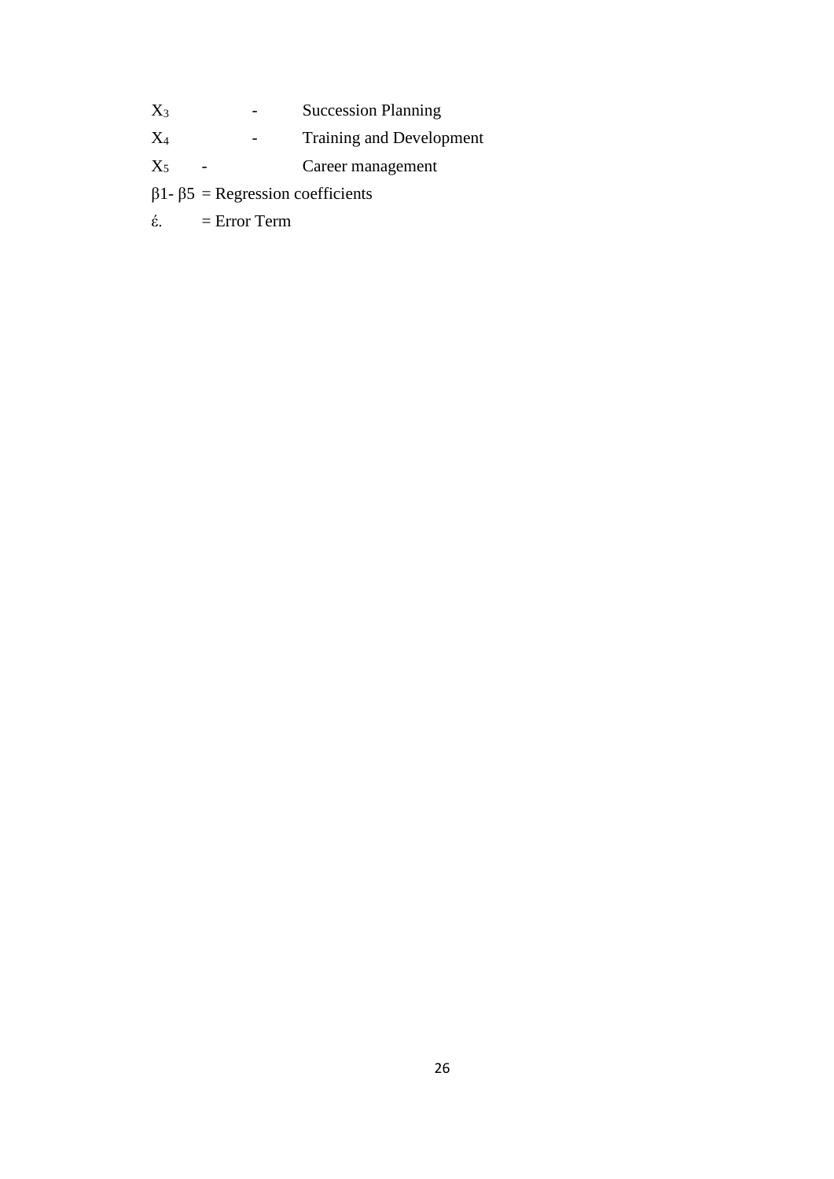$X_3$ - Succession Planning

$X_4$ - Training and Development

$X_5$ - Career management

$\beta 1$- $\beta 5$ = Regression coefficients

$\acute{\varepsilon}$. = Error Term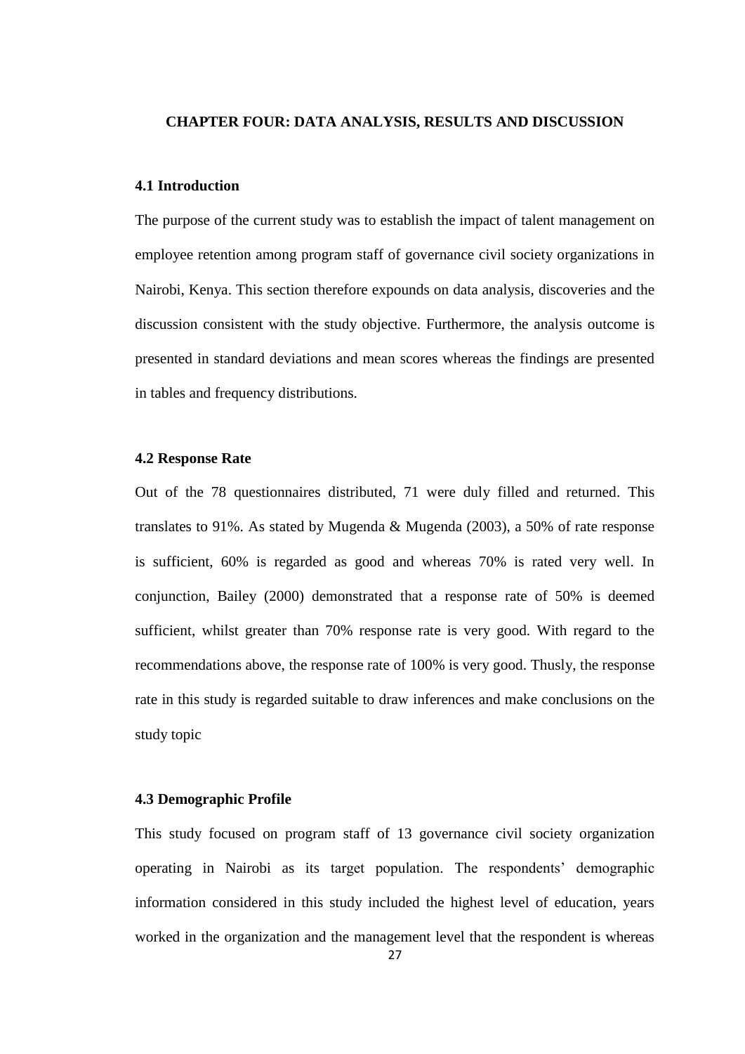# CHAPTER FOUR: DATA ANALYSIS, RESULTS AND DISCUSSION

## 4.1 Introduction

The purpose of the current study was to establish the impact of talent management on employee retention among program staff of governance civil society organizations in Nairobi, Kenya. This section therefore expounds on data analysis, discoveries and the discussion consistent with the study objective. Furthermore, the analysis outcome is presented in standard deviations and mean scores whereas the findings are presented in tables and frequency distributions.

## 4.2 Response Rate

Out of the 78 questionnaires distributed, 71 were duly filled and returned. This translates to 91%. As stated by Mugenda & Mugenda (2003), a 50% of rate response is sufficient, 60% is regarded as good and whereas 70% is rated very well. In conjunction, Bailey (2000) demonstrated that a response rate of 50% is deemed sufficient, whilst greater than 70% response rate is very good. With regard to the recommendations above, the response rate of 100% is very good. Thusly, the response rate in this study is regarded suitable to draw inferences and make conclusions on the study topic

## 4.3 Demographic Profile

This study focused on program staff of 13 governance civil society organization operating in Nairobi as its target population. The respondents' demographic information considered in this study included the highest level of education, years worked in the organization and the management level that the respondent is whereas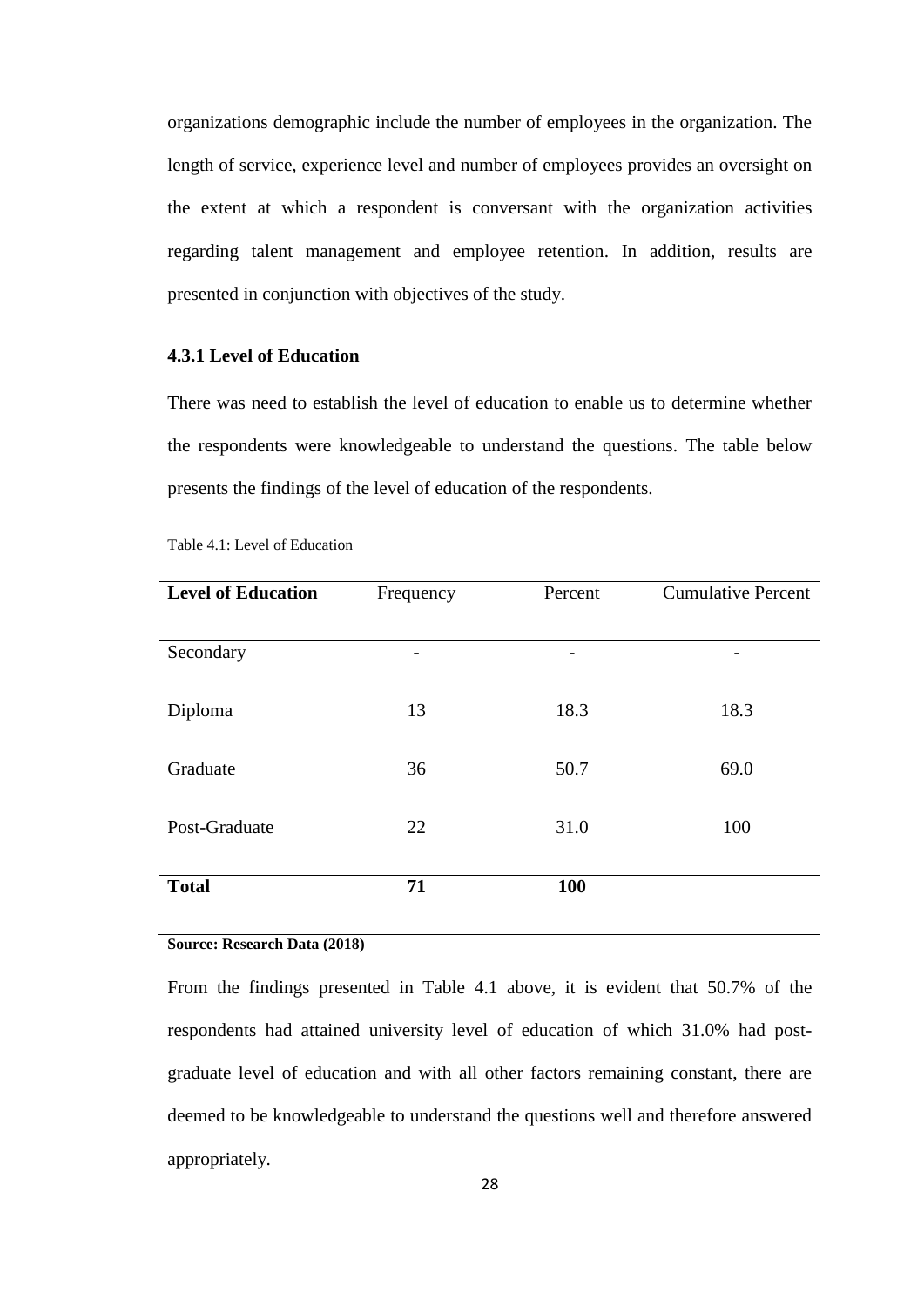organizations demographic include the number of employees in the organization. The length of service, experience level and number of employees provides an oversight on the extent at which a respondent is conversant with the organization activities regarding talent management and employee retention. In addition, results are presented in conjunction with objectives of the study.

### 4.3.1 Level of Education

There was need to establish the level of education to enable us to determine whether the respondents were knowledgeable to understand the questions. The table below presents the findings of the level of education of the respondents.

Table 4.1: Level of Education

| **Level of Education** | Frequency | Percent | Cumulative Percent |
|---|---|---|---|
| Secondary | - | - | - |
| Diploma | 13 | 18.3 | 18.3 |
| Graduate | 36 | 50.7 | 69.0 |
| Post-Graduate | 22 | 31.0 | 100 |
| **Total** | **71** | **100** | |

**Source: Research Data (2018)**

From the findings presented in Table 4.1 above, it is evident that 50.7% of the respondents had attained university level of education of which 31.0% had post-graduate level of education and with all other factors remaining constant, there are deemed to be knowledgeable to understand the questions well and therefore answered appropriately.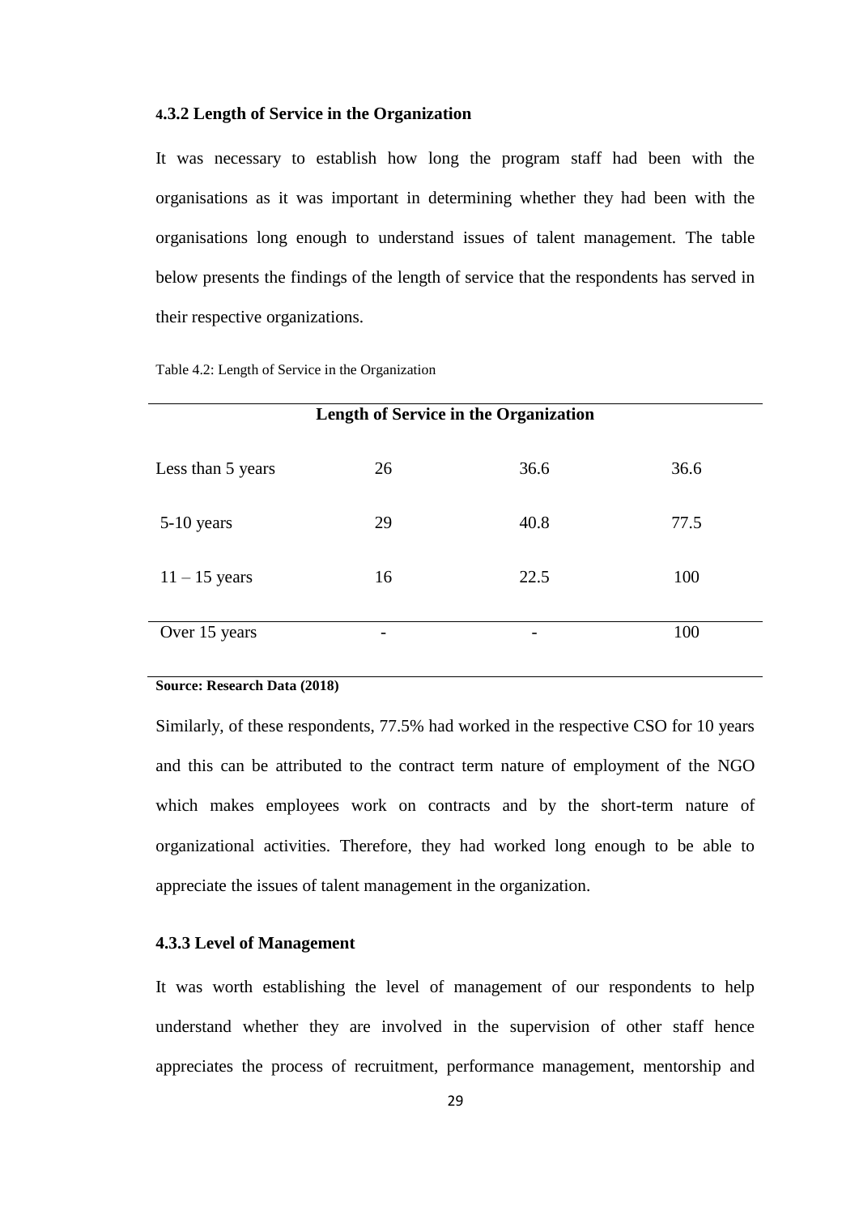### 4.3.2 Length of Service in the Organization

It was necessary to establish how long the program staff had been with the organisations as it was important in determining whether they had been with the organisations long enough to understand issues of talent management. The table below presents the findings of the length of service that the respondents has served in their respective organizations.

Table 4.2: Length of Service in the Organization

| Length of Service in the Organization | | | |
|---|---|---|---|
| Less than 5 years | 26 | 36.6 | 36.6 |
| 5-10 years | 29 | 40.8 | 77.5 |
| 11 – 15 years | 16 | 22.5 | 100 |
| Over 15 years | - | - | 100 |

**Source: Research Data (2018)**

Similarly, of these respondents, 77.5% had worked in the respective CSO for 10 years and this can be attributed to the contract term nature of employment of the NGO which makes employees work on contracts and by the short-term nature of organizational activities. Therefore, they had worked long enough to be able to appreciate the issues of talent management in the organization.

### 4.3.3 Level of Management

It was worth establishing the level of management of our respondents to help understand whether they are involved in the supervision of other staff hence appreciates the process of recruitment, performance management, mentorship and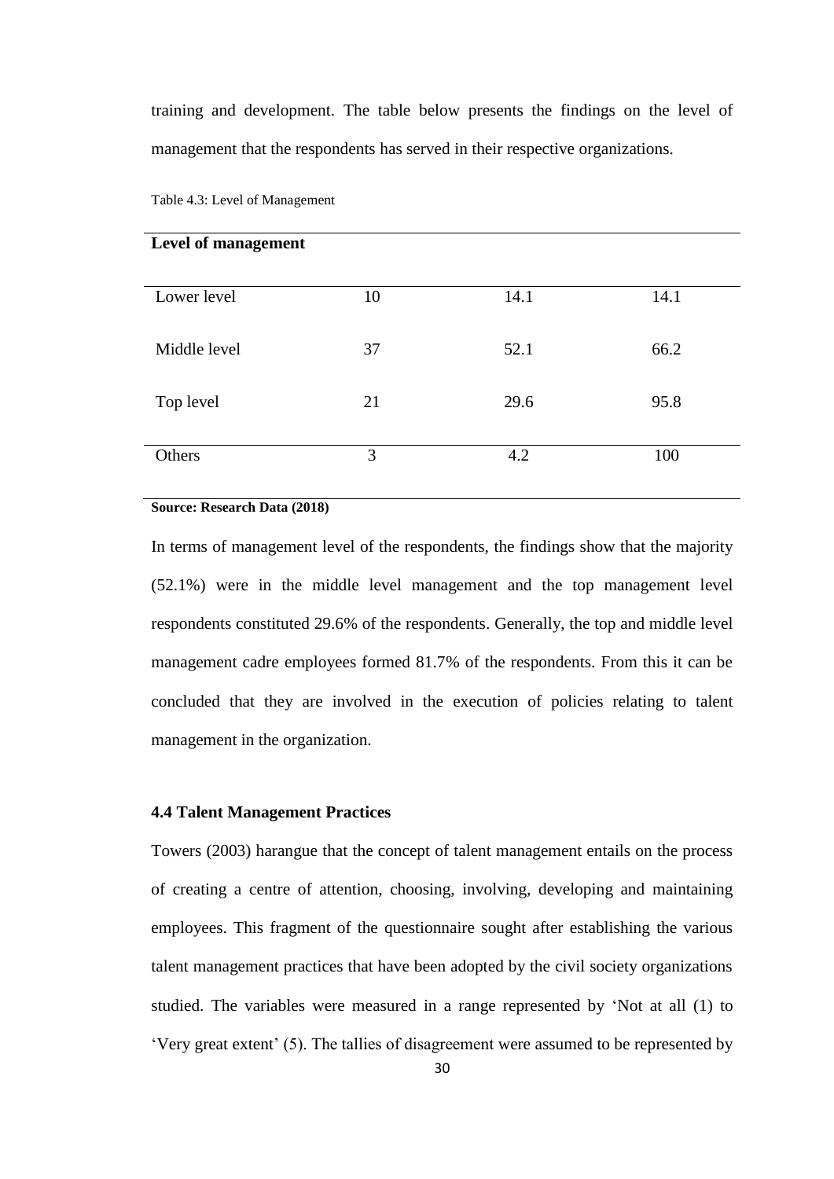training and development. The table below presents the findings on the level of management that the respondents has served in their respective organizations.

Table 4.3: Level of Management

| Level of management | | | |
|---|---|---|---|
| Lower level | 10 | 14.1 | 14.1 |
| Middle level | 37 | 52.1 | 66.2 |
| Top level | 21 | 29.6 | 95.8 |
| Others | 3 | 4.2 | 100 |

**Source: Research Data (2018)**

In terms of management level of the respondents, the findings show that the majority (52.1%) were in the middle level management and the top management level respondents constituted 29.6% of the respondents. Generally, the top and middle level management cadre employees formed 81.7% of the respondents. From this it can be concluded that they are involved in the execution of policies relating to talent management in the organization.

### 4.4 Talent Management Practices

Towers (2003) harangue that the concept of talent management entails on the process of creating a centre of attention, choosing, involving, developing and maintaining employees. This fragment of the questionnaire sought after establishing the various talent management practices that have been adopted by the civil society organizations studied. The variables were measured in a range represented by 'Not at all (1) to 'Very great extent' (5). The tallies of disagreement were assumed to be represented by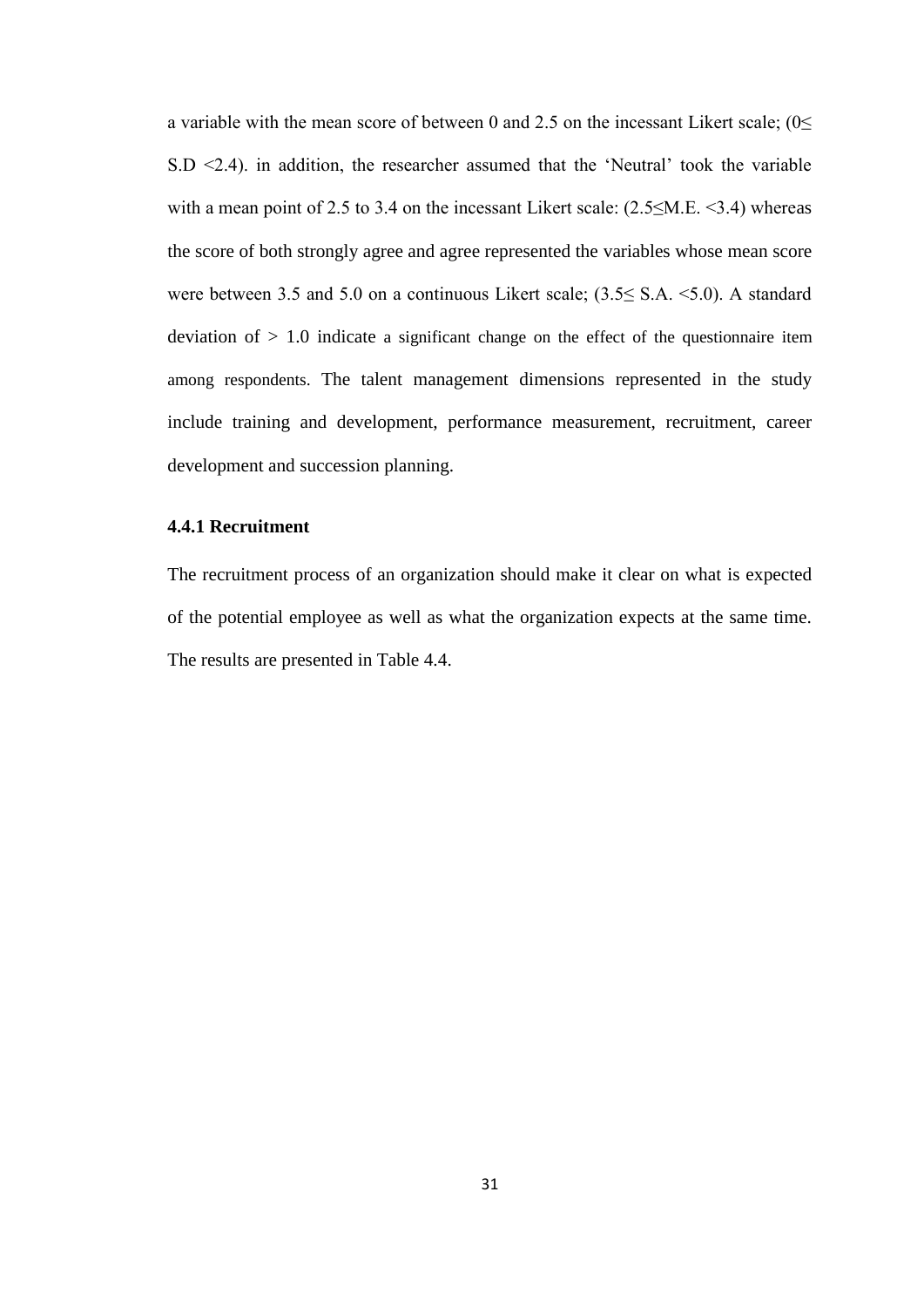a variable with the mean score of between 0 and 2.5 on the incessant Likert scale; (0≤ S.D <2.4). in addition, the researcher assumed that the 'Neutral' took the variable with a mean point of 2.5 to 3.4 on the incessant Likert scale: (2.5≤M.E. <3.4) whereas the score of both strongly agree and agree represented the variables whose mean score were between 3.5 and 5.0 on a continuous Likert scale; (3.5≤ S.A. <5.0). A standard deviation of > 1.0 indicate a significant change on the effect of the questionnaire item among respondents. The talent management dimensions represented in the study include training and development, performance measurement, recruitment, career development and succession planning.

### 4.4.1 Recruitment

The recruitment process of an organization should make it clear on what is expected of the potential employee as well as what the organization expects at the same time. The results are presented in Table 4.4.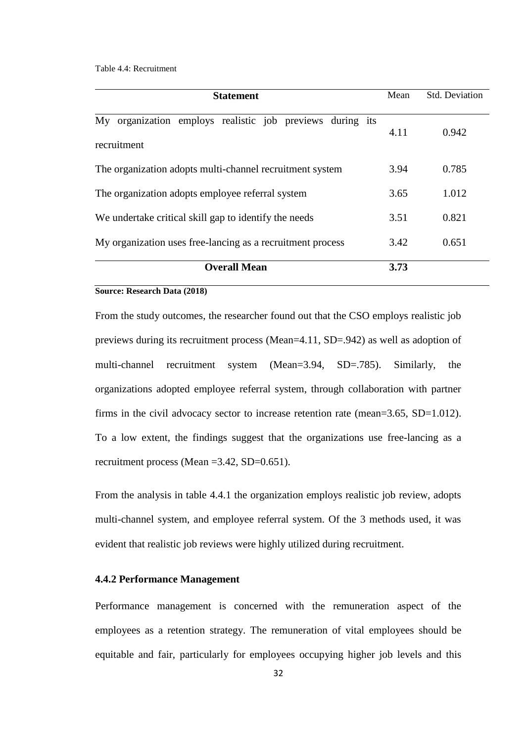Table 4.4: Recruitment

| Statement | Mean | Std. Deviation |
|---|---|---|
| My organization employs realistic job previews during its recruitment | 4.11 | 0.942 |
| The organization adopts multi-channel recruitment system | 3.94 | 0.785 |
| The organization adopts employee referral system | 3.65 | 1.012 |
| We undertake critical skill gap to identify the needs | 3.51 | 0.821 |
| My organization uses free-lancing as a recruitment process | 3.42 | 0.651 |
| **Overall Mean** | **3.73** | |

**Source: Research Data (2018)**

From the study outcomes, the researcher found out that the CSO employs realistic job previews during its recruitment process (Mean=4.11, SD=.942) as well as adoption of multi-channel recruitment system (Mean=3.94, SD=.785). Similarly, the organizations adopted employee referral system, through collaboration with partner firms in the civil advocacy sector to increase retention rate (mean=3.65, SD=1.012). To a low extent, the findings suggest that the organizations use free-lancing as a recruitment process (Mean =3.42, SD=0.651).

From the analysis in table 4.4.1 the organization employs realistic job review, adopts multi-channel system, and employee referral system. Of the 3 methods used, it was evident that realistic job reviews were highly utilized during recruitment.

### 4.4.2 Performance Management

Performance management is concerned with the remuneration aspect of the employees as a retention strategy. The remuneration of vital employees should be equitable and fair, particularly for employees occupying higher job levels and this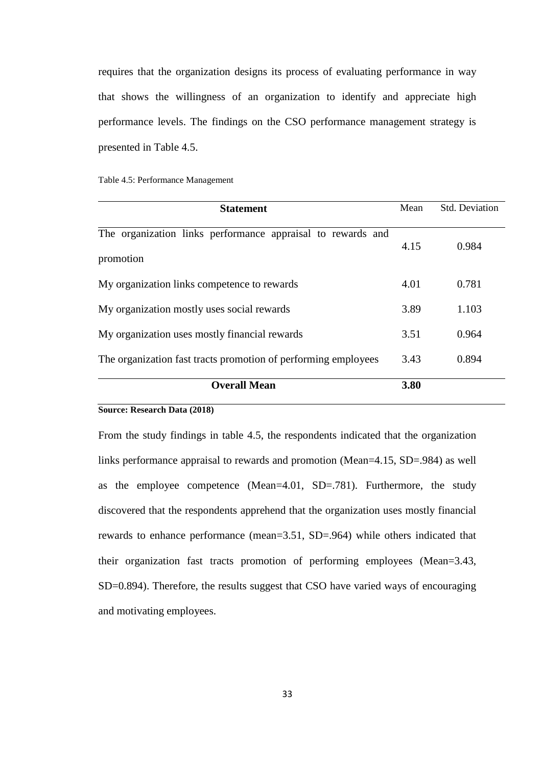requires that the organization designs its process of evaluating performance in way that shows the willingness of an organization to identify and appreciate high performance levels. The findings on the CSO performance management strategy is presented in Table 4.5.

Table 4.5: Performance Management

| **Statement** | Mean | Std. Deviation |
|---|---|---|
| The organization links performance appraisal to rewards and promotion | 4.15 | 0.984 |
| My organization links competence to rewards | 4.01 | 0.781 |
| My organization mostly uses social rewards | 3.89 | 1.103 |
| My organization uses mostly financial rewards | 3.51 | 0.964 |
| The organization fast tracts promotion of performing employees | 3.43 | 0.894 |
| **Overall Mean** | **3.80** | |

**Source: Research Data (2018)**

From the study findings in table 4.5, the respondents indicated that the organization links performance appraisal to rewards and promotion (Mean=4.15, SD=.984) as well as the employee competence (Mean=4.01, SD=.781). Furthermore, the study discovered that the respondents apprehend that the organization uses mostly financial rewards to enhance performance (mean=3.51, SD=.964) while others indicated that their organization fast tracts promotion of performing employees (Mean=3.43, SD=0.894). Therefore, the results suggest that CSO have varied ways of encouraging and motivating employees.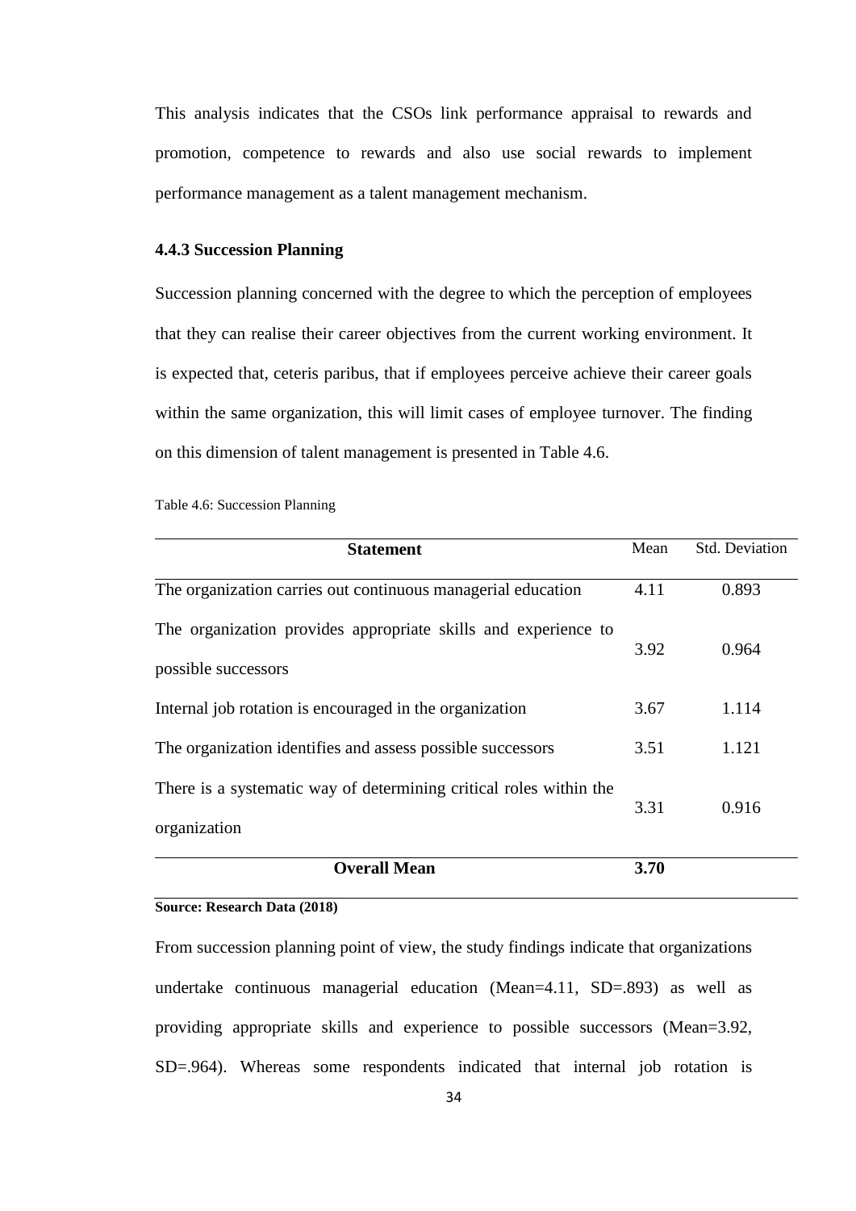This analysis indicates that the CSOs link performance appraisal to rewards and promotion, competence to rewards and also use social rewards to implement performance management as a talent management mechanism.

### 4.4.3 Succession Planning

Succession planning concerned with the degree to which the perception of employees that they can realise their career objectives from the current working environment. It is expected that, ceteris paribus, that if employees perceive achieve their career goals within the same organization, this will limit cases of employee turnover. The finding on this dimension of talent management is presented in Table 4.6.

Table 4.6: Succession Planning

| Statement | Mean | Std. Deviation |
|---|---|---|
| The organization carries out continuous managerial education | 4.11 | 0.893 |
| The organization provides appropriate skills and experience to possible successors | 3.92 | 0.964 |
| Internal job rotation is encouraged in the organization | 3.67 | 1.114 |
| The organization identifies and assess possible successors | 3.51 | 1.121 |
| There is a systematic way of determining critical roles within the organization | 3.31 | 0.916 |
| **Overall Mean** | **3.70** | |

**Source: Research Data (2018)**

From succession planning point of view, the study findings indicate that organizations undertake continuous managerial education (Mean=4.11, SD=.893) as well as providing appropriate skills and experience to possible successors (Mean=3.92, SD=.964). Whereas some respondents indicated that internal job rotation is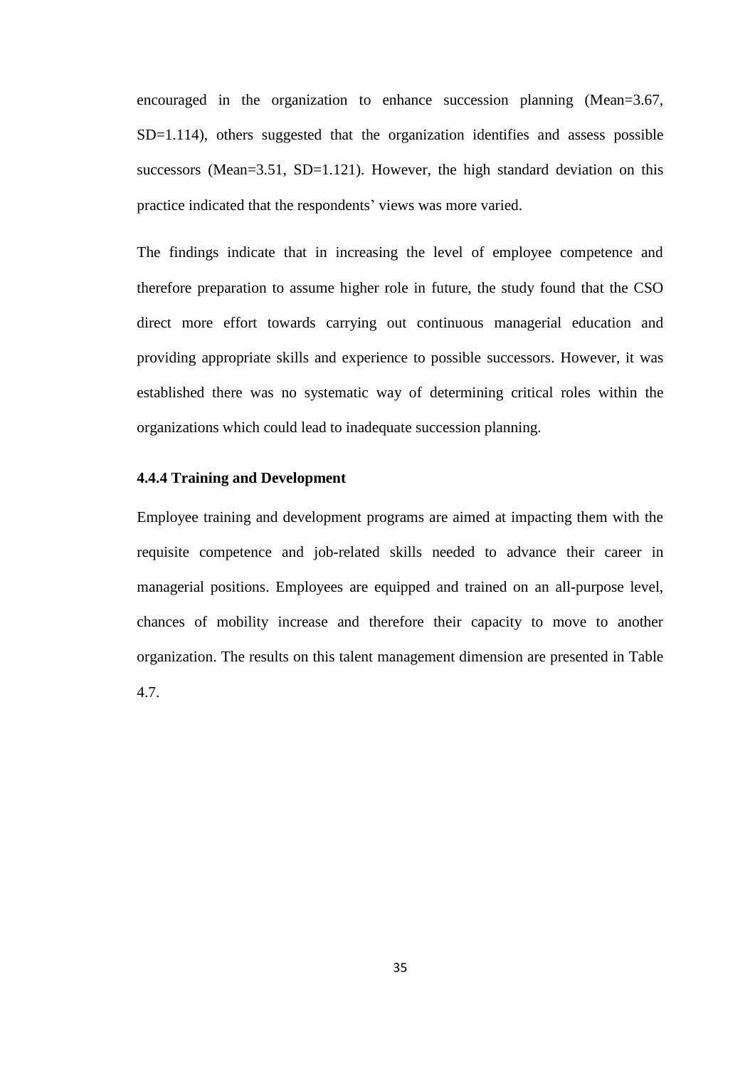encouraged in the organization to enhance succession planning (Mean=3.67, SD=1.114), others suggested that the organization identifies and assess possible successors (Mean=3.51, SD=1.121). However, the high standard deviation on this practice indicated that the respondents' views was more varied.

The findings indicate that in increasing the level of employee competence and therefore preparation to assume higher role in future, the study found that the CSO direct more effort towards carrying out continuous managerial education and providing appropriate skills and experience to possible successors. However, it was established there was no systematic way of determining critical roles within the organizations which could lead to inadequate succession planning.

#### 4.4.4 Training and Development

Employee training and development programs are aimed at impacting them with the requisite competence and job-related skills needed to advance their career in managerial positions. Employees are equipped and trained on an all-purpose level, chances of mobility increase and therefore their capacity to move to another organization. The results on this talent management dimension are presented in Table 4.7.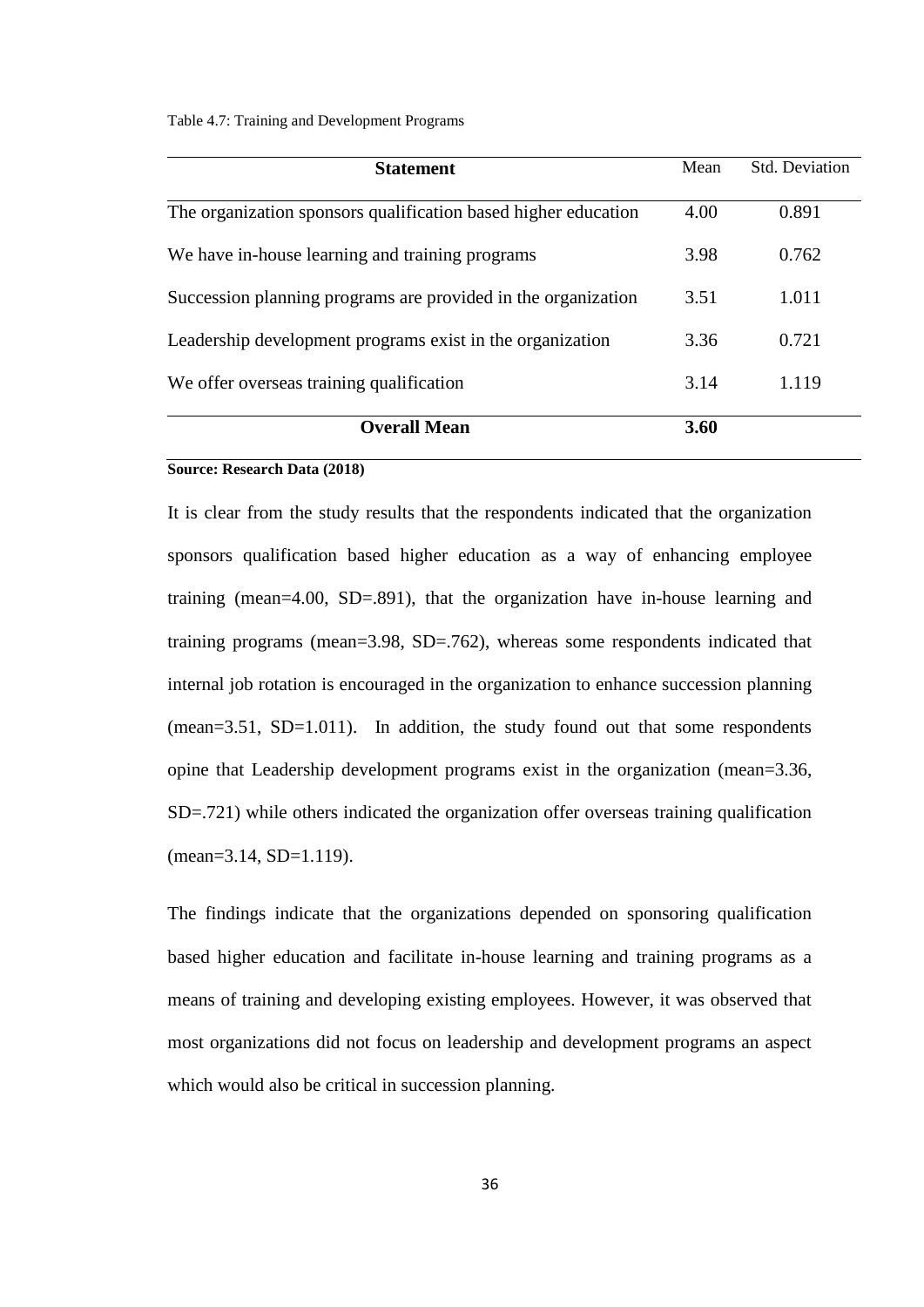Table 4.7: Training and Development Programs

| Statement | Mean | Std. Deviation |
| --- | --- | --- |
| The organization sponsors qualification based higher education | 4.00 | 0.891 |
| We have in-house learning and training programs | 3.98 | 0.762 |
| Succession planning programs are provided in the organization | 3.51 | 1.011 |
| Leadership development programs exist in the organization | 3.36 | 0.721 |
| We offer overseas training qualification | 3.14 | 1.119 |
| **Overall Mean** | **3.60** | |

**Source: Research Data (2018)**

It is clear from the study results that the respondents indicated that the organization sponsors qualification based higher education as a way of enhancing employee training (mean=4.00, SD=.891), that the organization have in-house learning and training programs (mean=3.98, SD=.762), whereas some respondents indicated that internal job rotation is encouraged in the organization to enhance succession planning (mean=3.51, SD=1.011). In addition, the study found out that some respondents opine that Leadership development programs exist in the organization (mean=3.36, SD=.721) while others indicated the organization offer overseas training qualification (mean=3.14, SD=1.119).

The findings indicate that the organizations depended on sponsoring qualification based higher education and facilitate in-house learning and training programs as a means of training and developing existing employees. However, it was observed that most organizations did not focus on leadership and development programs an aspect which would also be critical in succession planning.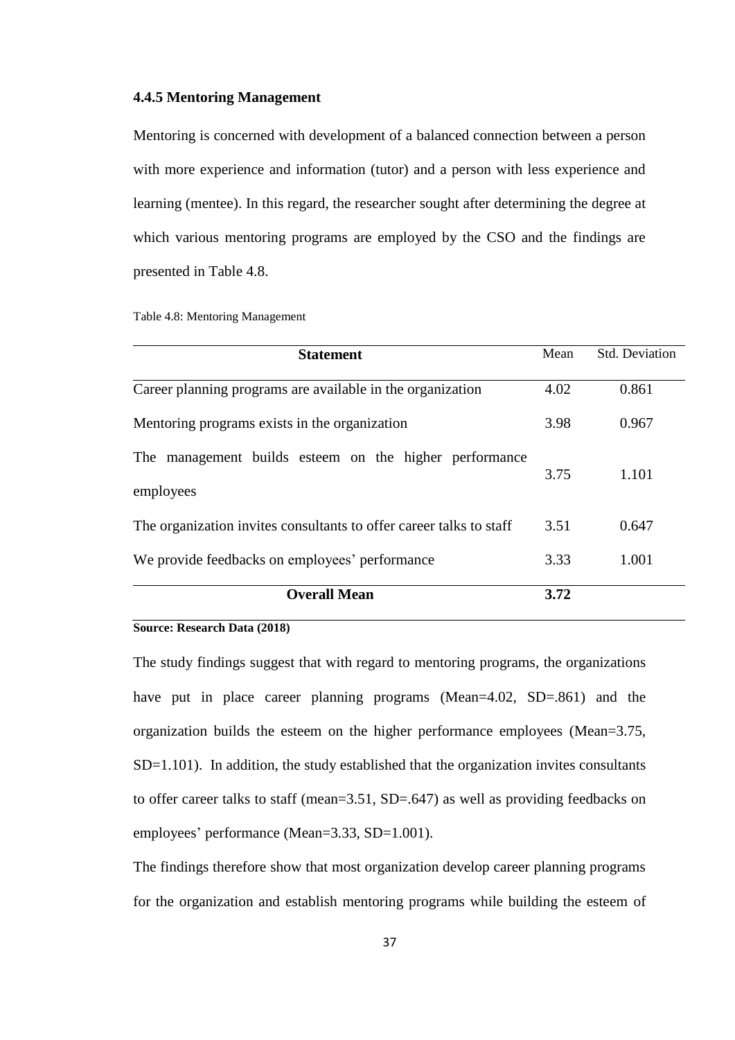### 4.4.5 Mentoring Management

Mentoring is concerned with development of a balanced connection between a person with more experience and information (tutor) and a person with less experience and learning (mentee). In this regard, the researcher sought after determining the degree at which various mentoring programs are employed by the CSO and the findings are presented in Table 4.8.

Table 4.8: Mentoring Management

| Statement | Mean | Std. Deviation |
|---|---|---|
| Career planning programs are available in the organization | 4.02 | 0.861 |
| Mentoring programs exists in the organization | 3.98 | 0.967 |
| The management builds esteem on the higher performance employees | 3.75 | 1.101 |
| The organization invites consultants to offer career talks to staff | 3.51 | 0.647 |
| We provide feedbacks on employees' performance | 3.33 | 1.001 |
| **Overall Mean** | **3.72** | |

**Source: Research Data (2018)**

The study findings suggest that with regard to mentoring programs, the organizations have put in place career planning programs (Mean=4.02, SD=.861) and the organization builds the esteem on the higher performance employees (Mean=3.75, SD=1.101). In addition, the study established that the organization invites consultants to offer career talks to staff (mean=3.51, SD=.647) as well as providing feedbacks on employees' performance (Mean=3.33, SD=1.001).

The findings therefore show that most organization develop career planning programs for the organization and establish mentoring programs while building the esteem of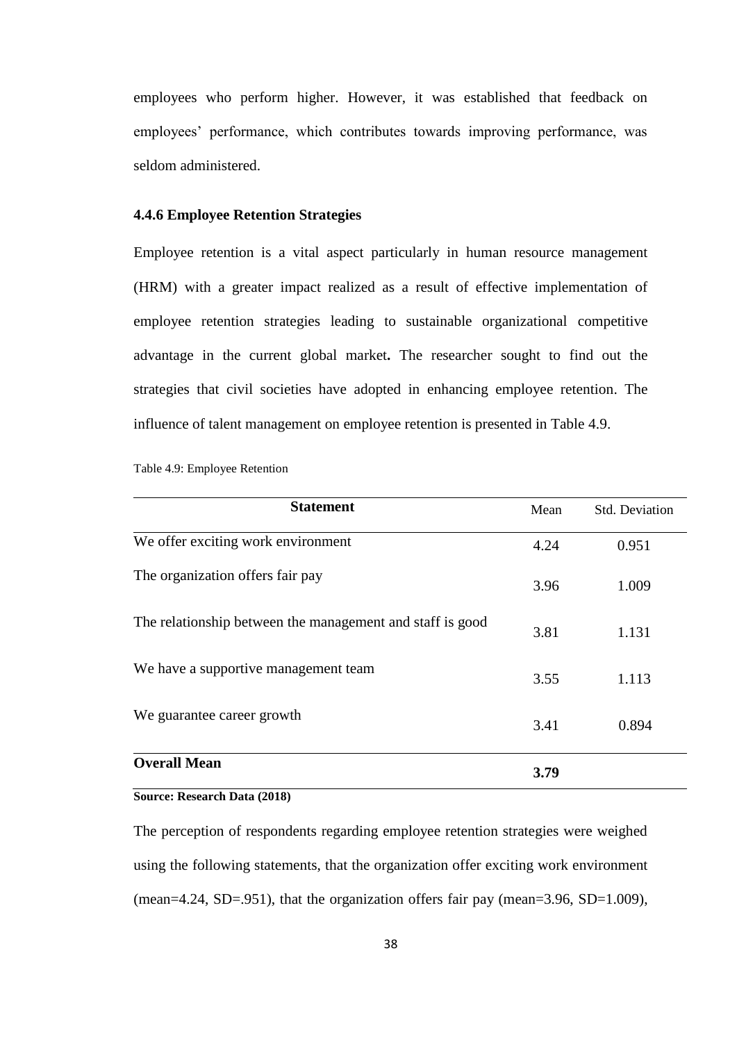employees who perform higher. However, it was established that feedback on employees' performance, which contributes towards improving performance, was seldom administered.

### 4.4.6 Employee Retention Strategies

Employee retention is a vital aspect particularly in human resource management (HRM) with a greater impact realized as a result of effective implementation of employee retention strategies leading to sustainable organizational competitive advantage in the current global market**.** The researcher sought to find out the strategies that civil societies have adopted in enhancing employee retention. The influence of talent management on employee retention is presented in Table 4.9.

Table 4.9: Employee Retention

| **Statement** | Mean | Std. Deviation |
|---|---|---|
| We offer exciting work environment | 4.24 | 0.951 |
| The organization offers fair pay | 3.96 | 1.009 |
| The relationship between the management and staff is good | 3.81 | 1.131 |
| We have a supportive management team | 3.55 | 1.113 |
| We guarantee career growth | 3.41 | 0.894 |
| **Overall Mean** | **3.79** | |

**Source: Research Data (2018)**

The perception of respondents regarding employee retention strategies were weighed using the following statements, that the organization offer exciting work environment (mean=4.24, SD=.951), that the organization offers fair pay (mean=3.96, SD=1.009),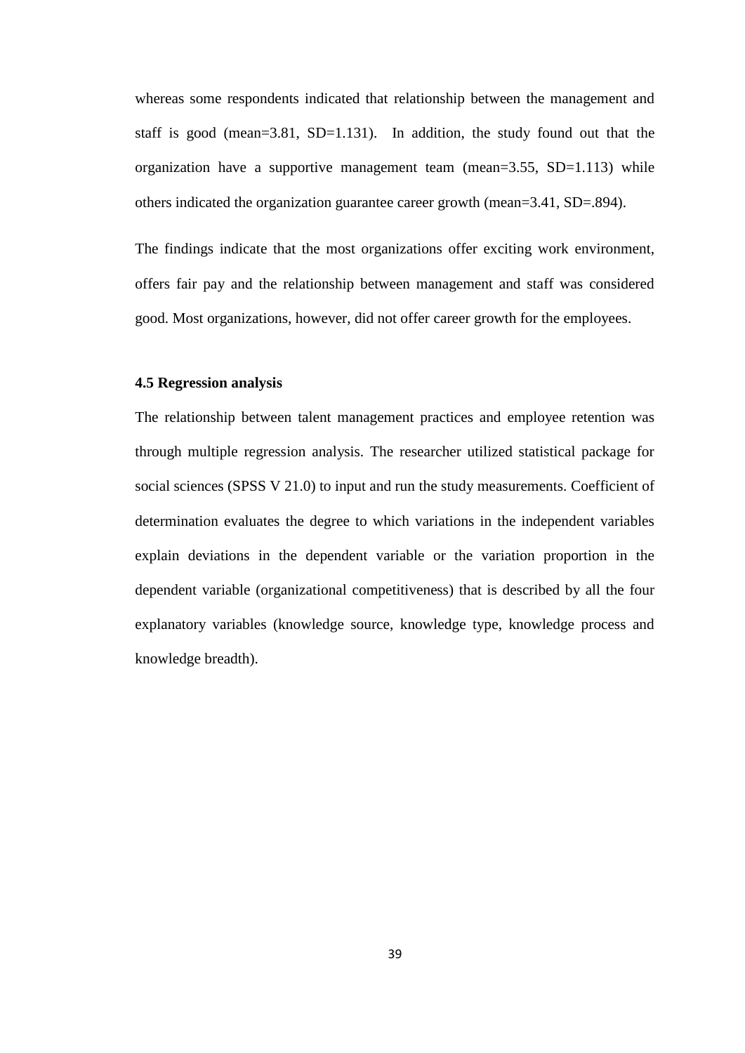whereas some respondents indicated that relationship between the management and staff is good (mean=3.81, SD=1.131). In addition, the study found out that the organization have a supportive management team (mean=3.55, SD=1.113) while others indicated the organization guarantee career growth (mean=3.41, SD=.894).

The findings indicate that the most organizations offer exciting work environment, offers fair pay and the relationship between management and staff was considered good. Most organizations, however, did not offer career growth for the employees.

### 4.5 Regression analysis

The relationship between talent management practices and employee retention was through multiple regression analysis. The researcher utilized statistical package for social sciences (SPSS V 21.0) to input and run the study measurements. Coefficient of determination evaluates the degree to which variations in the independent variables explain deviations in the dependent variable or the variation proportion in the dependent variable (organizational competitiveness) that is described by all the four explanatory variables (knowledge source, knowledge type, knowledge process and knowledge breadth).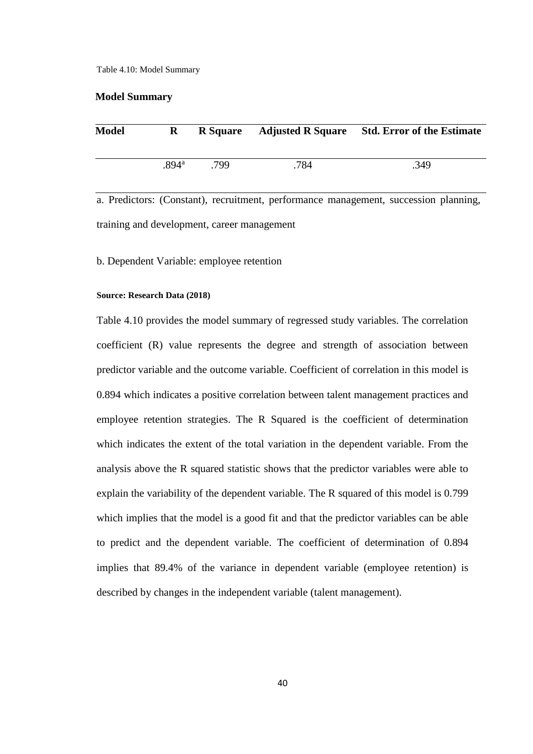Table 4.10: Model Summary

**Model Summary**

| Model | R | R Square | Adjusted R Square | Std. Error of the Estimate |
|---|---|---|---|---|
| | .894[a] | .799 | .784 | .349 |

a. Predictors: (Constant), recruitment, performance management, succession planning, training and development, career management

b. Dependent Variable: employee retention

**Source: Research Data (2018)**

Table 4.10 provides the model summary of regressed study variables. The correlation coefficient (R) value represents the degree and strength of association between predictor variable and the outcome variable. Coefficient of correlation in this model is 0.894 which indicates a positive correlation between talent management practices and employee retention strategies. The R Squared is the coefficient of determination which indicates the extent of the total variation in the dependent variable. From the analysis above the R squared statistic shows that the predictor variables were able to explain the variability of the dependent variable. The R squared of this model is 0.799 which implies that the model is a good fit and that the predictor variables can be able to predict and the dependent variable. The coefficient of determination of 0.894 implies that 89.4% of the variance in dependent variable (employee retention) is described by changes in the independent variable (talent management).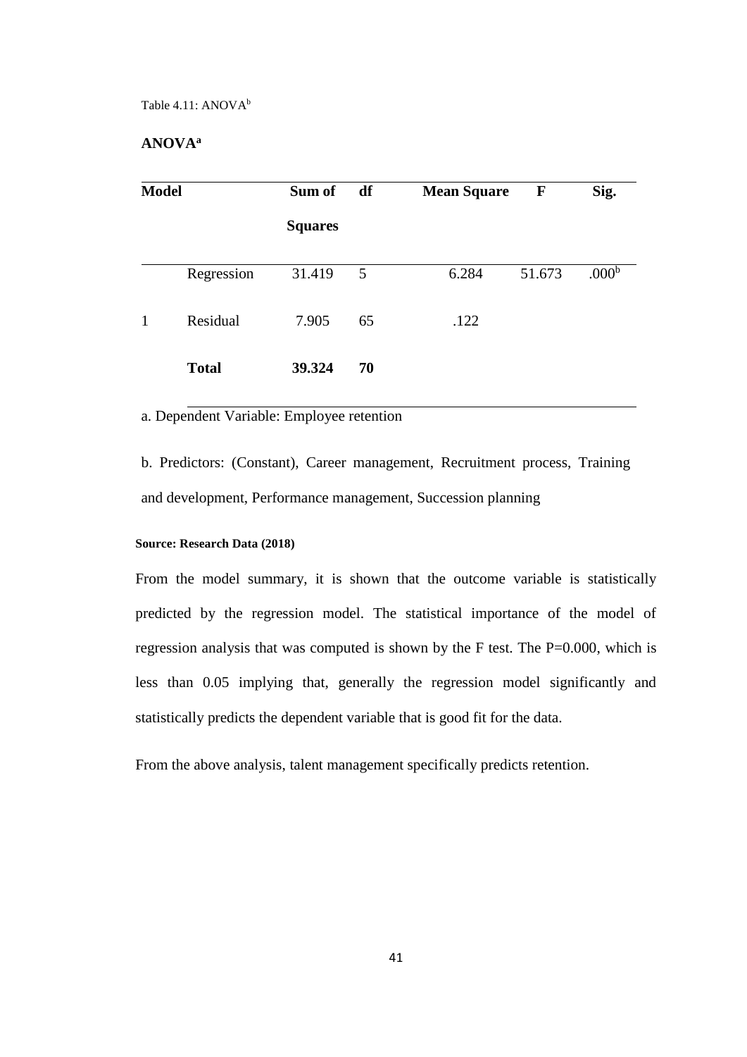Table 4.11: ANOVA[b]

**ANOVA[a]**

| Model | | Sum of Squares | df | Mean Square | F | Sig. |
|---|---|---|---|---|---|---|
| 1 | Regression | 31.419 | 5 | 6.284 | 51.673 | .000[b] |
| | Residual | 7.905 | 65 | .122 | | |
| | **Total** | **39.324** | **70** | | | |

a. Dependent Variable: Employee retention

b. Predictors: (Constant), Career management, Recruitment process, Training and development, Performance management, Succession planning

**Source: Research Data (2018)**

From the model summary, it is shown that the outcome variable is statistically predicted by the regression model. The statistical importance of the model of regression analysis that was computed is shown by the F test. The P=0.000, which is less than 0.05 implying that, generally the regression model significantly and statistically predicts the dependent variable that is good fit for the data.

From the above analysis, talent management specifically predicts retention.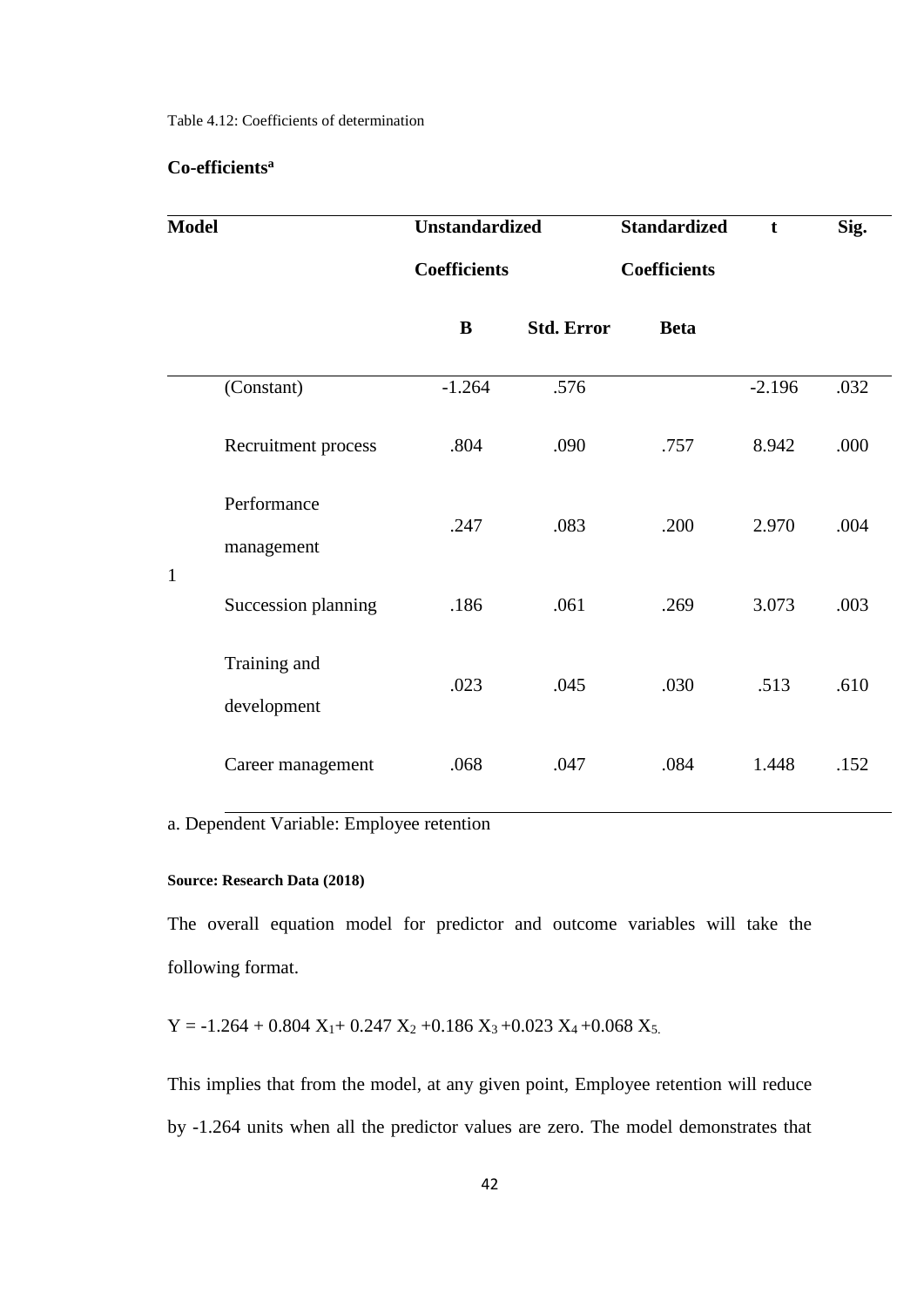Table 4.12: Coefficients of determination

**Co-efficients[a]**

| Model | | Unstandardized Coefficients | | Standardized Coefficients | t | Sig. |
|---|---|---|---|---|---|---|
| | | B | Std. Error | Beta | | |
| 1 | (Constant) | -1.264 | .576 | | -2.196 | .032 |
| | Recruitment process | .804 | .090 | .757 | 8.942 | .000 |
| | Performance management | .247 | .083 | .200 | 2.970 | .004 |
| | Succession planning | .186 | .061 | .269 | 3.073 | .003 |
| | Training and development | .023 | .045 | .030 | .513 | .610 |
| | Career management | .068 | .047 | .084 | 1.448 | .152 |

a. Dependent Variable: Employee retention

**Source: Research Data (2018)**

The overall equation model for predictor and outcome variables will take the following format.

$Y = -1.264 + 0.804 X_1 + 0.247 X_2 + 0.186 X_3 + 0.023 X_4 + 0.068 X_5$.

This implies that from the model, at any given point, Employee retention will reduce by -1.264 units when all the predictor values are zero. The model demonstrates that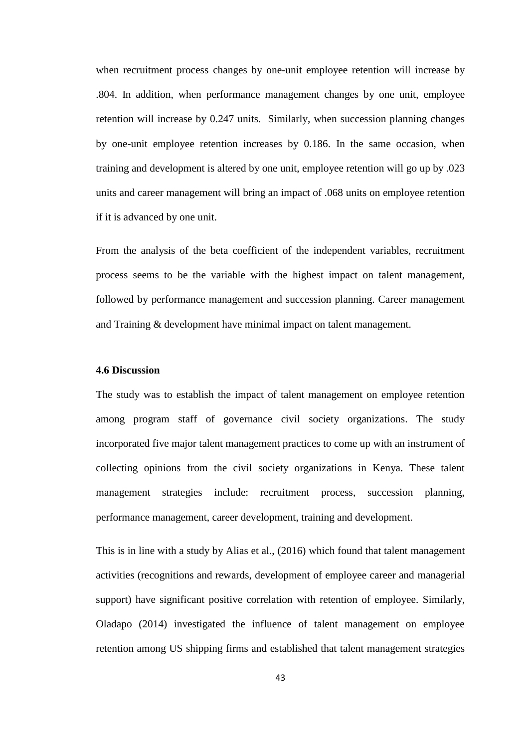when recruitment process changes by one-unit employee retention will increase by .804. In addition, when performance management changes by one unit, employee retention will increase by 0.247 units. Similarly, when succession planning changes by one-unit employee retention increases by 0.186. In the same occasion, when training and development is altered by one unit, employee retention will go up by .023 units and career management will bring an impact of .068 units on employee retention if it is advanced by one unit.

From the analysis of the beta coefficient of the independent variables, recruitment process seems to be the variable with the highest impact on talent management, followed by performance management and succession planning. Career management and Training & development have minimal impact on talent management.

### 4.6 Discussion

The study was to establish the impact of talent management on employee retention among program staff of governance civil society organizations. The study incorporated five major talent management practices to come up with an instrument of collecting opinions from the civil society organizations in Kenya. These talent management strategies include: recruitment process, succession planning, performance management, career development, training and development.

This is in line with a study by Alias et al., (2016) which found that talent management activities (recognitions and rewards, development of employee career and managerial support) have significant positive correlation with retention of employee. Similarly, Oladapo (2014) investigated the influence of talent management on employee retention among US shipping firms and established that talent management strategies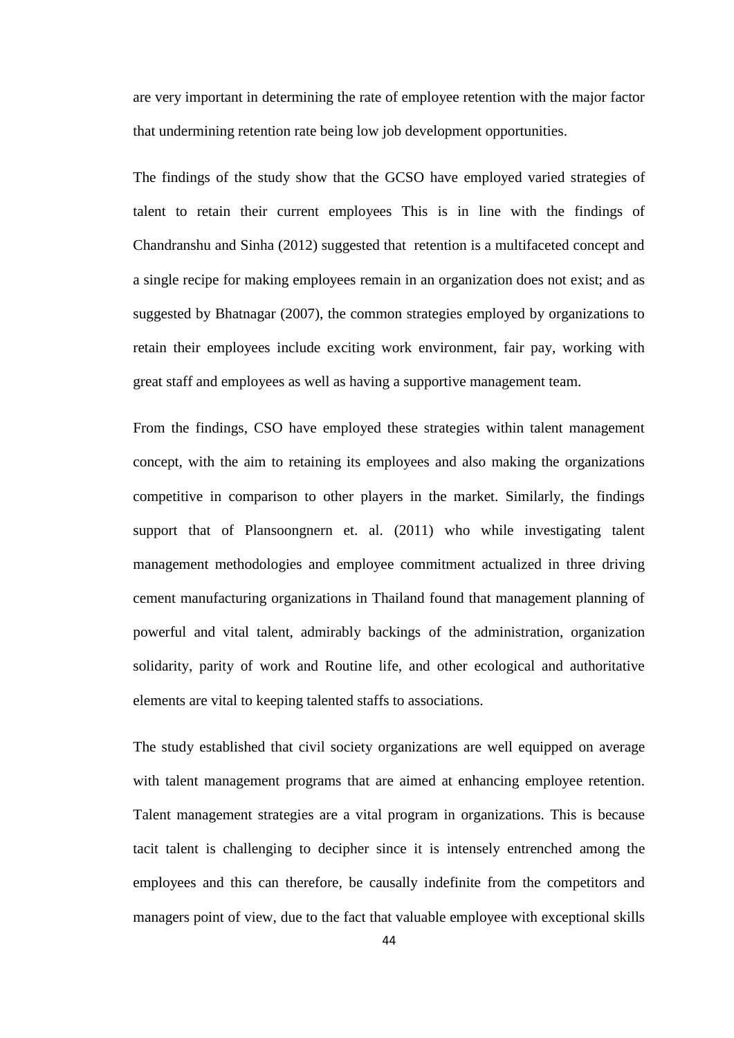are very important in determining the rate of employee retention with the major factor that undermining retention rate being low job development opportunities.

The findings of the study show that the GCSO have employed varied strategies of talent to retain their current employees This is in line with the findings of Chandranshu and Sinha (2012) suggested that retention is a multifaceted concept and a single recipe for making employees remain in an organization does not exist; and as suggested by Bhatnagar (2007), the common strategies employed by organizations to retain their employees include exciting work environment, fair pay, working with great staff and employees as well as having a supportive management team.

From the findings, CSO have employed these strategies within talent management concept, with the aim to retaining its employees and also making the organizations competitive in comparison to other players in the market. Similarly, the findings support that of Plansoongnern et. al. (2011) who while investigating talent management methodologies and employee commitment actualized in three driving cement manufacturing organizations in Thailand found that management planning of powerful and vital talent, admirably backings of the administration, organization solidarity, parity of work and Routine life, and other ecological and authoritative elements are vital to keeping talented staffs to associations.

The study established that civil society organizations are well equipped on average with talent management programs that are aimed at enhancing employee retention. Talent management strategies are a vital program in organizations. This is because tacit talent is challenging to decipher since it is intensely entrenched among the employees and this can therefore, be causally indefinite from the competitors and managers point of view, due to the fact that valuable employee with exceptional skills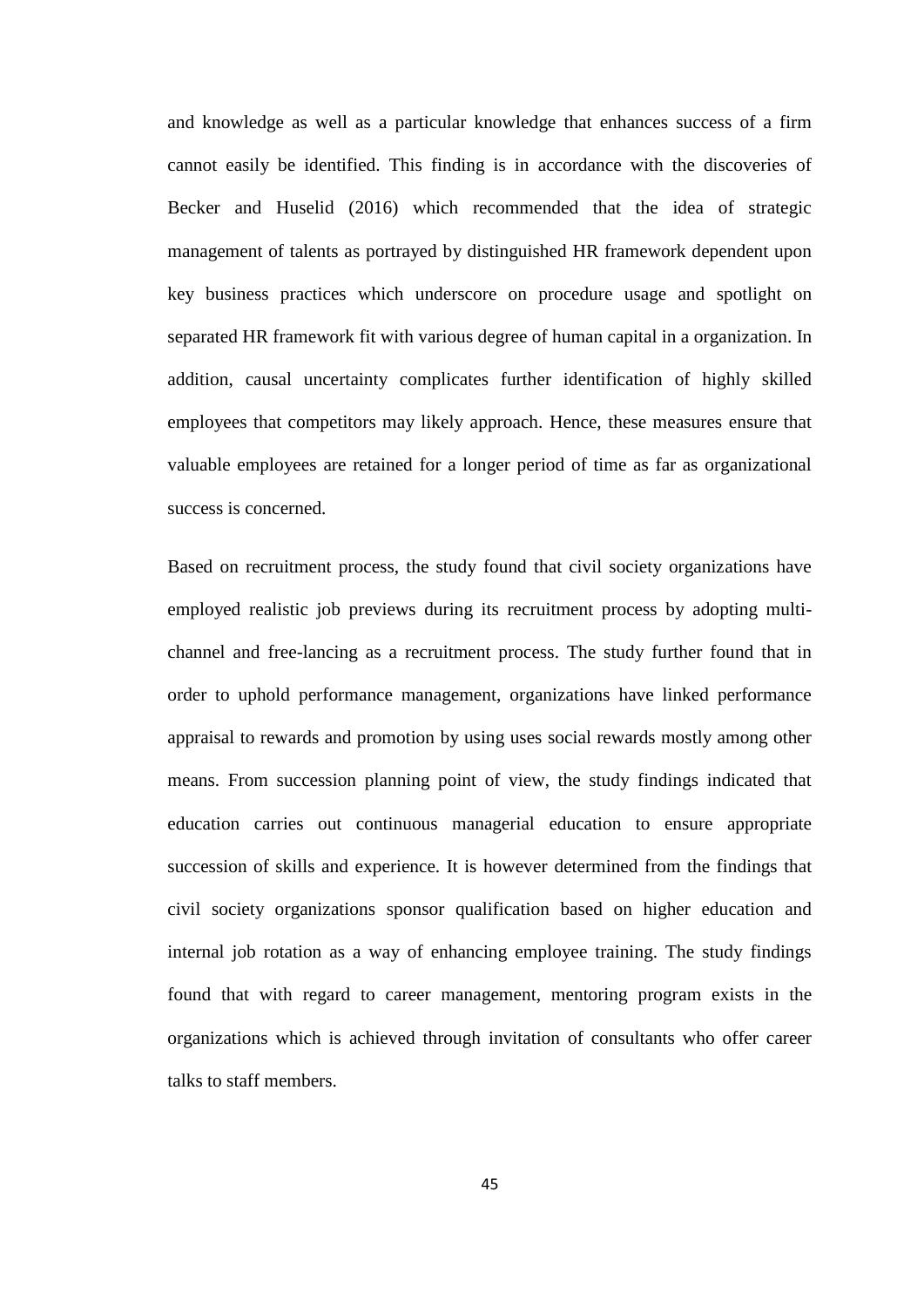and knowledge as well as a particular knowledge that enhances success of a firm cannot easily be identified. This finding is in accordance with the discoveries of Becker and Huselid (2016) which recommended that the idea of strategic management of talents as portrayed by distinguished HR framework dependent upon key business practices which underscore on procedure usage and spotlight on separated HR framework fit with various degree of human capital in a organization. In addition, causal uncertainty complicates further identification of highly skilled employees that competitors may likely approach. Hence, these measures ensure that valuable employees are retained for a longer period of time as far as organizational success is concerned.

Based on recruitment process, the study found that civil society organizations have employed realistic job previews during its recruitment process by adopting multi-channel and free-lancing as a recruitment process. The study further found that in order to uphold performance management, organizations have linked performance appraisal to rewards and promotion by using uses social rewards mostly among other means. From succession planning point of view, the study findings indicated that education carries out continuous managerial education to ensure appropriate succession of skills and experience. It is however determined from the findings that civil society organizations sponsor qualification based on higher education and internal job rotation as a way of enhancing employee training. The study findings found that with regard to career management, mentoring program exists in the organizations which is achieved through invitation of consultants who offer career talks to staff members.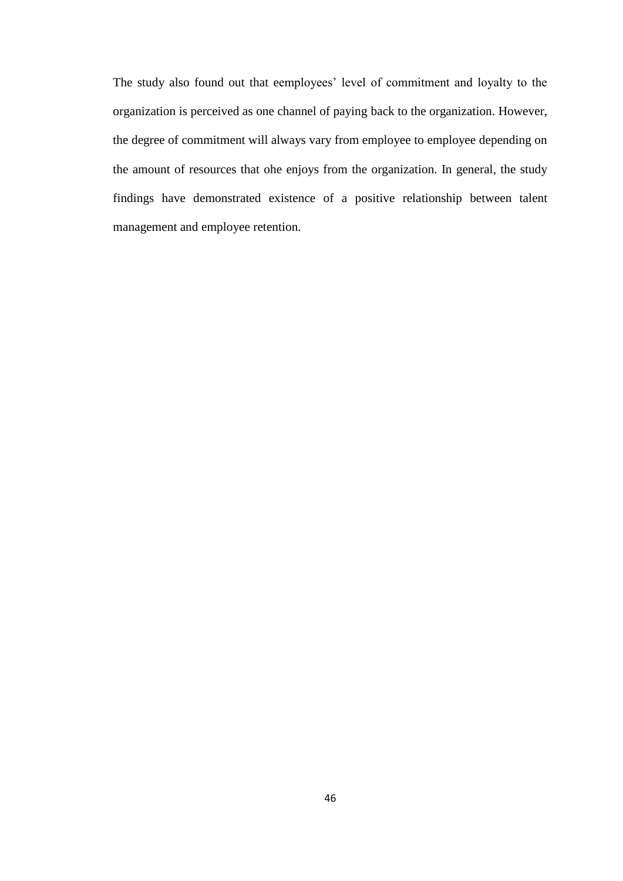The study also found out that eemployees' level of commitment and loyalty to the organization is perceived as one channel of paying back to the organization. However, the degree of commitment will always vary from employee to employee depending on the amount of resources that ohe enjoys from the organization. In general, the study findings have demonstrated existence of a positive relationship between talent management and employee retention.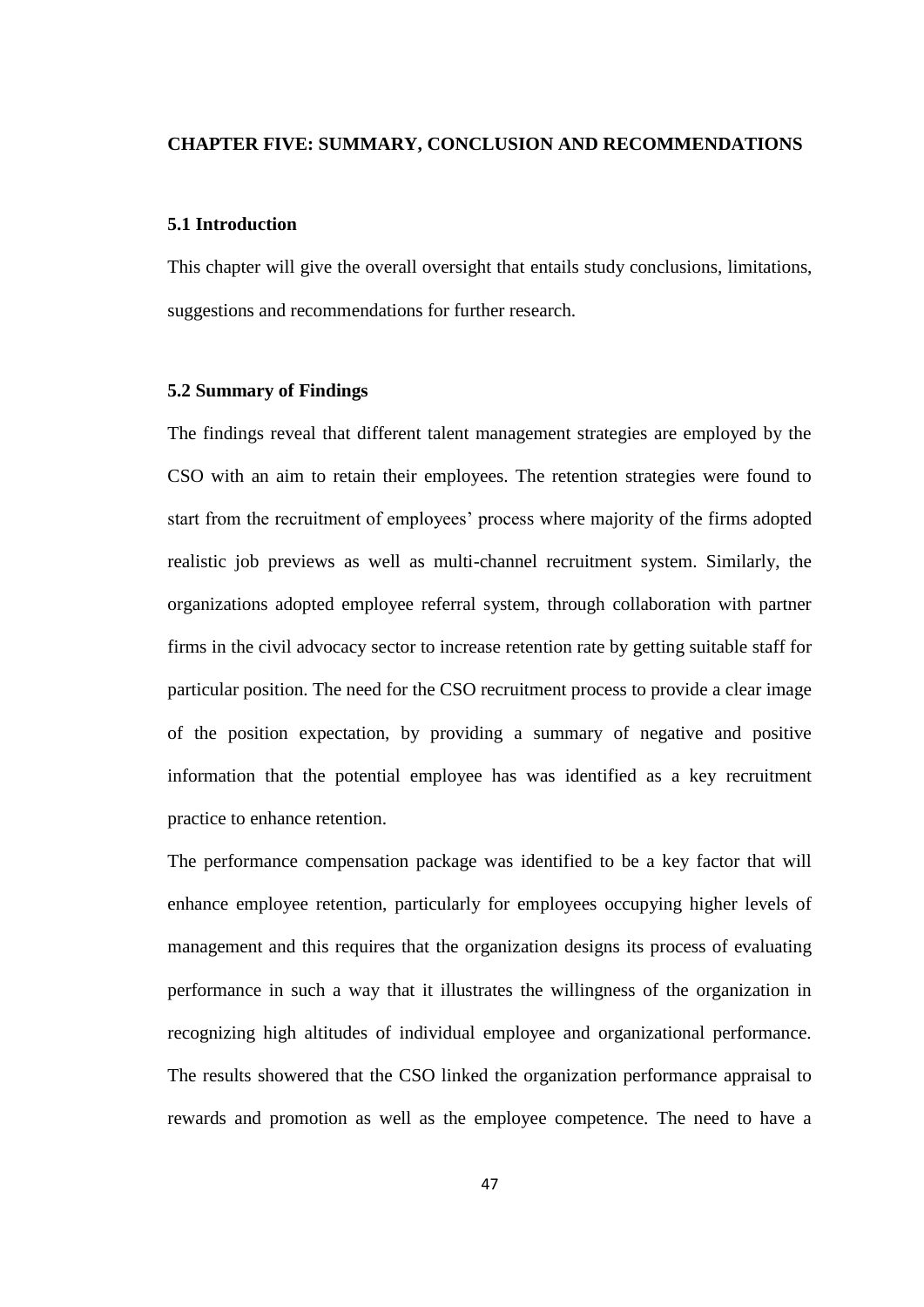# CHAPTER FIVE: SUMMARY, CONCLUSION AND RECOMMENDATIONS

## 5.1 Introduction

This chapter will give the overall oversight that entails study conclusions, limitations, suggestions and recommendations for further research.

## 5.2 Summary of Findings

The findings reveal that different talent management strategies are employed by the CSO with an aim to retain their employees. The retention strategies were found to start from the recruitment of employees' process where majority of the firms adopted realistic job previews as well as multi-channel recruitment system. Similarly, the organizations adopted employee referral system, through collaboration with partner firms in the civil advocacy sector to increase retention rate by getting suitable staff for particular position. The need for the CSO recruitment process to provide a clear image of the position expectation, by providing a summary of negative and positive information that the potential employee has was identified as a key recruitment practice to enhance retention.

The performance compensation package was identified to be a key factor that will enhance employee retention, particularly for employees occupying higher levels of management and this requires that the organization designs its process of evaluating performance in such a way that it illustrates the willingness of the organization in recognizing high altitudes of individual employee and organizational performance. The results showered that the CSO linked the organization performance appraisal to rewards and promotion as well as the employee competence. The need to have a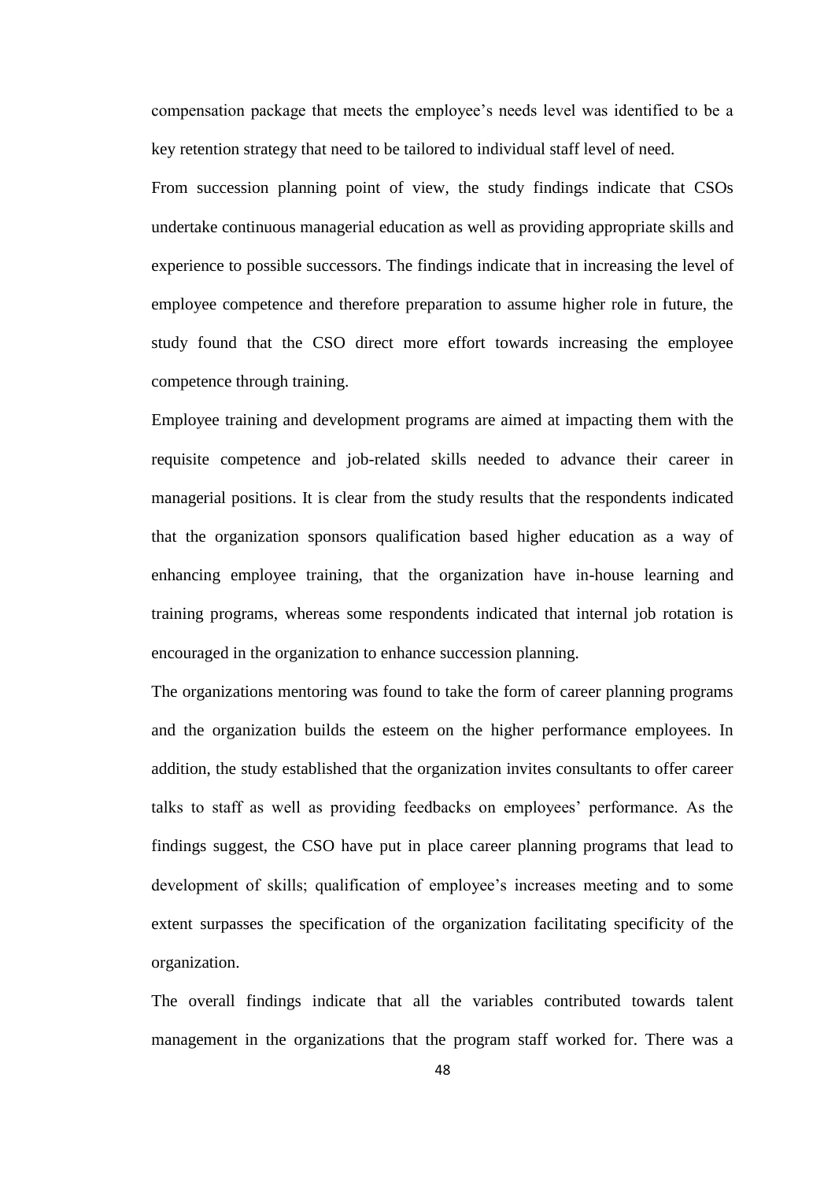compensation package that meets the employee's needs level was identified to be a key retention strategy that need to be tailored to individual staff level of need.

From succession planning point of view, the study findings indicate that CSOs undertake continuous managerial education as well as providing appropriate skills and experience to possible successors. The findings indicate that in increasing the level of employee competence and therefore preparation to assume higher role in future, the study found that the CSO direct more effort towards increasing the employee competence through training.

Employee training and development programs are aimed at impacting them with the requisite competence and job-related skills needed to advance their career in managerial positions. It is clear from the study results that the respondents indicated that the organization sponsors qualification based higher education as a way of enhancing employee training, that the organization have in-house learning and training programs, whereas some respondents indicated that internal job rotation is encouraged in the organization to enhance succession planning.

The organizations mentoring was found to take the form of career planning programs and the organization builds the esteem on the higher performance employees. In addition, the study established that the organization invites consultants to offer career talks to staff as well as providing feedbacks on employees' performance. As the findings suggest, the CSO have put in place career planning programs that lead to development of skills; qualification of employee's increases meeting and to some extent surpasses the specification of the organization facilitating specificity of the organization.

The overall findings indicate that all the variables contributed towards talent management in the organizations that the program staff worked for. There was a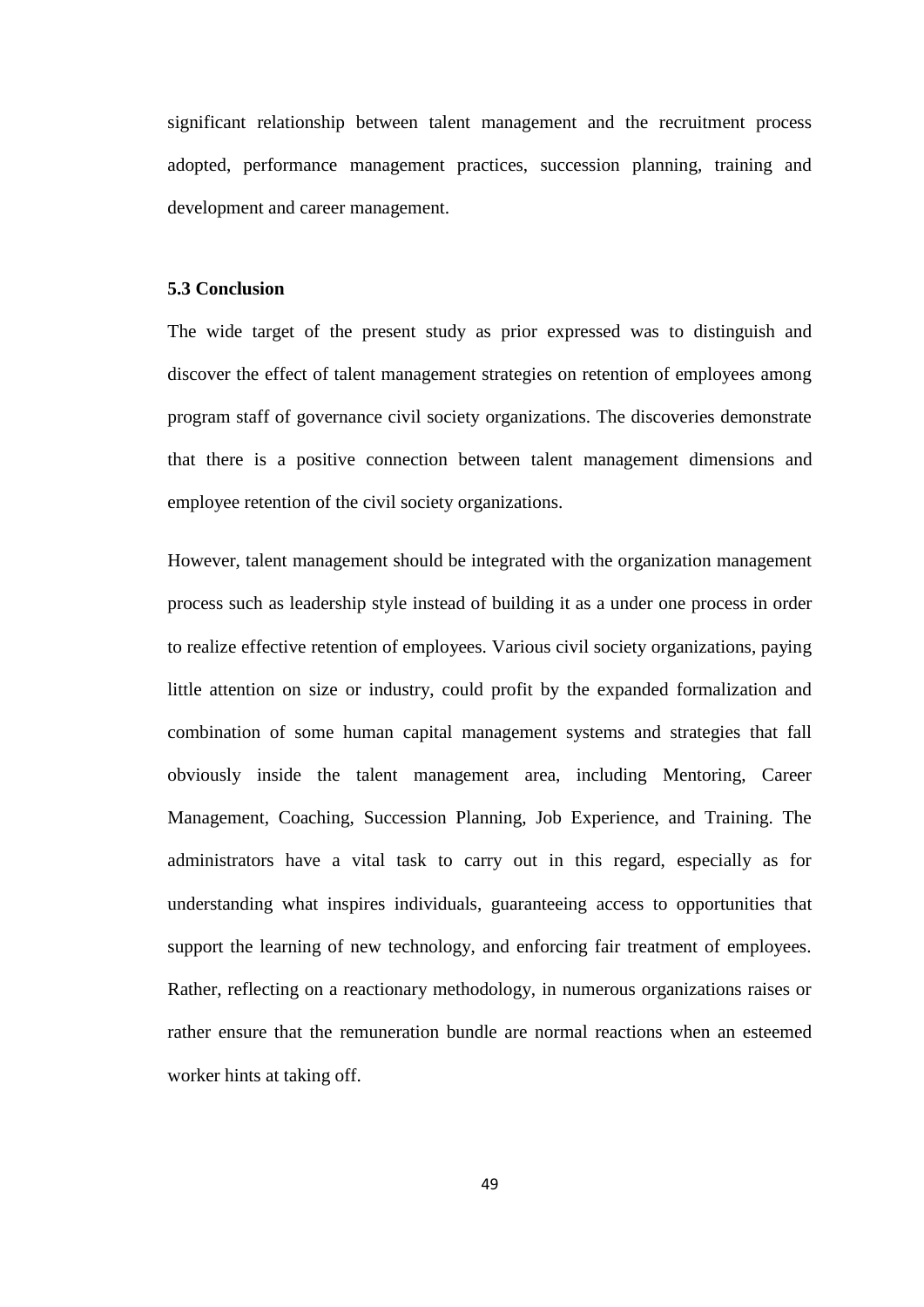significant relationship between talent management and the recruitment process adopted, performance management practices, succession planning, training and development and career management.

### 5.3 Conclusion

The wide target of the present study as prior expressed was to distinguish and discover the effect of talent management strategies on retention of employees among program staff of governance civil society organizations. The discoveries demonstrate that there is a positive connection between talent management dimensions and employee retention of the civil society organizations.

However, talent management should be integrated with the organization management process such as leadership style instead of building it as a under one process in order to realize effective retention of employees. Various civil society organizations, paying little attention on size or industry, could profit by the expanded formalization and combination of some human capital management systems and strategies that fall obviously inside the talent management area, including Mentoring, Career Management, Coaching, Succession Planning, Job Experience, and Training. The administrators have a vital task to carry out in this regard, especially as for understanding what inspires individuals, guaranteeing access to opportunities that support the learning of new technology, and enforcing fair treatment of employees. Rather, reflecting on a reactionary methodology, in numerous organizations raises or rather ensure that the remuneration bundle are normal reactions when an esteemed worker hints at taking off.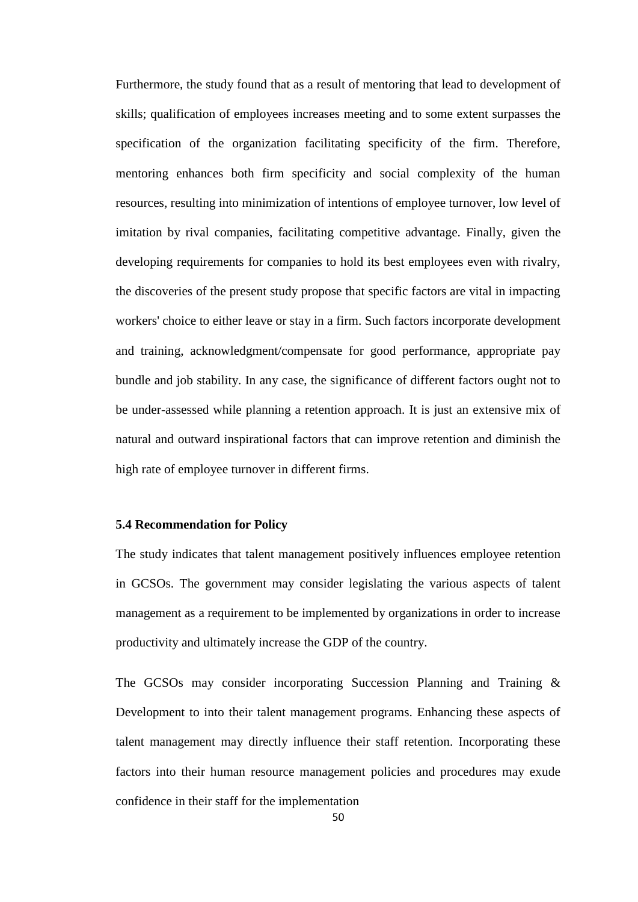Furthermore, the study found that as a result of mentoring that lead to development of skills; qualification of employees increases meeting and to some extent surpasses the specification of the organization facilitating specificity of the firm. Therefore, mentoring enhances both firm specificity and social complexity of the human resources, resulting into minimization of intentions of employee turnover, low level of imitation by rival companies, facilitating competitive advantage. Finally, given the developing requirements for companies to hold its best employees even with rivalry, the discoveries of the present study propose that specific factors are vital in impacting workers' choice to either leave or stay in a firm. Such factors incorporate development and training, acknowledgment/compensate for good performance, appropriate pay bundle and job stability. In any case, the significance of different factors ought not to be under-assessed while planning a retention approach. It is just an extensive mix of natural and outward inspirational factors that can improve retention and diminish the high rate of employee turnover in different firms.

### 5.4 Recommendation for Policy

The study indicates that talent management positively influences employee retention in GCSOs. The government may consider legislating the various aspects of talent management as a requirement to be implemented by organizations in order to increase productivity and ultimately increase the GDP of the country.

The GCSOs may consider incorporating Succession Planning and Training & Development to into their talent management programs. Enhancing these aspects of talent management may directly influence their staff retention. Incorporating these factors into their human resource management policies and procedures may exude confidence in their staff for the implementation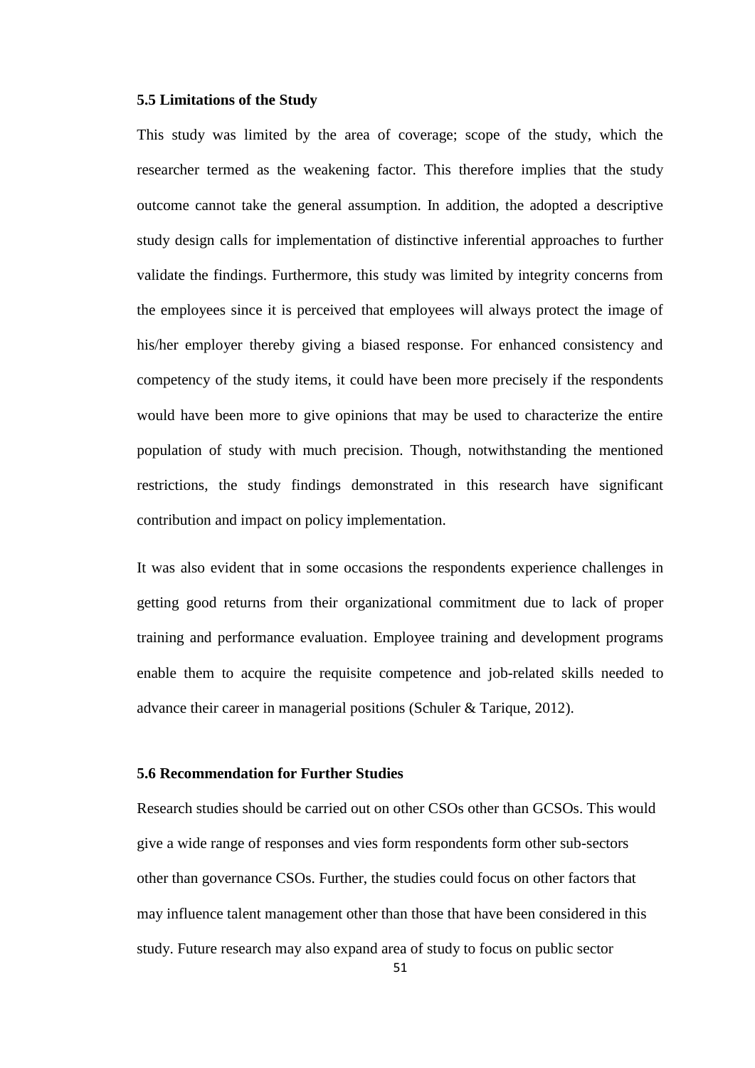### 5.5 Limitations of the Study

This study was limited by the area of coverage; scope of the study, which the researcher termed as the weakening factor. This therefore implies that the study outcome cannot take the general assumption. In addition, the adopted a descriptive study design calls for implementation of distinctive inferential approaches to further validate the findings. Furthermore, this study was limited by integrity concerns from the employees since it is perceived that employees will always protect the image of his/her employer thereby giving a biased response. For enhanced consistency and competency of the study items, it could have been more precisely if the respondents would have been more to give opinions that may be used to characterize the entire population of study with much precision. Though, notwithstanding the mentioned restrictions, the study findings demonstrated in this research have significant contribution and impact on policy implementation.

It was also evident that in some occasions the respondents experience challenges in getting good returns from their organizational commitment due to lack of proper training and performance evaluation. Employee training and development programs enable them to acquire the requisite competence and job-related skills needed to advance their career in managerial positions (Schuler & Tarique, 2012).

### 5.6 Recommendation for Further Studies

Research studies should be carried out on other CSOs other than GCSOs. This would give a wide range of responses and vies form respondents form other sub-sectors other than governance CSOs. Further, the studies could focus on other factors that may influence talent management other than those that have been considered in this study. Future research may also expand area of study to focus on public sector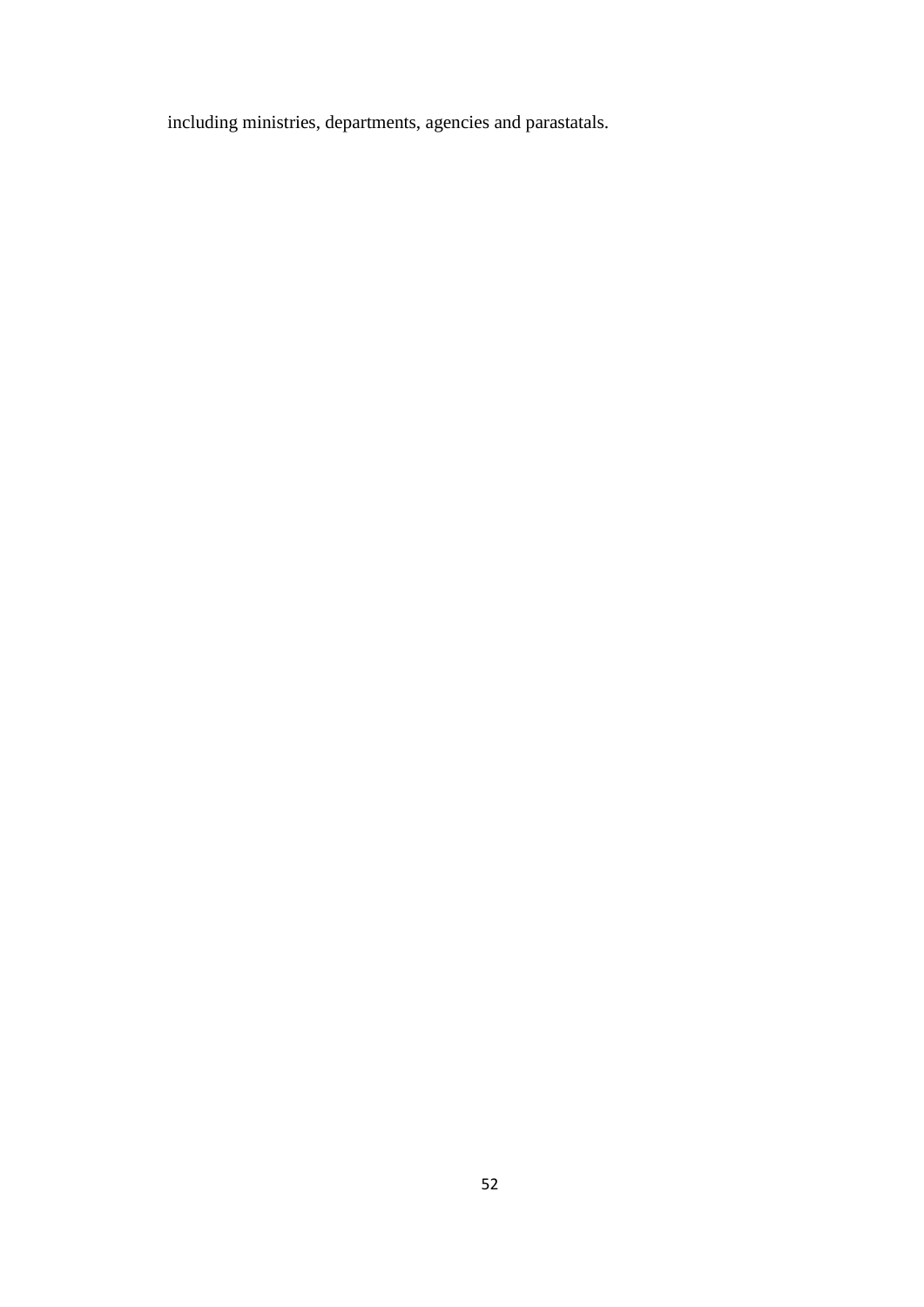including ministries, departments, agencies and parastatals.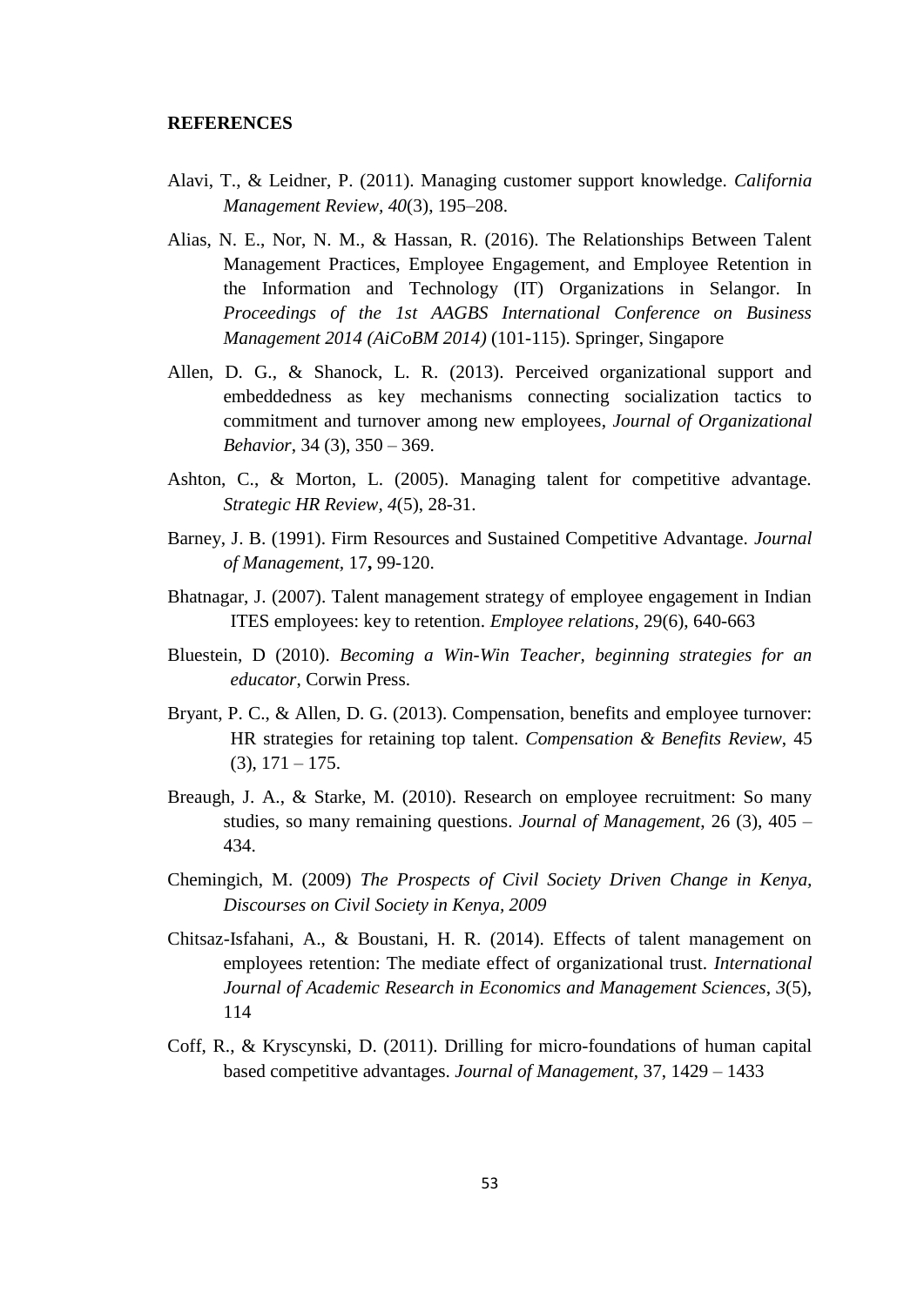## REFERENCES

Alavi, T., & Leidner, P. (2011). Managing customer support knowledge. *California Management Review*, *40*(3), 195–208.

Alias, N. E., Nor, N. M., & Hassan, R. (2016). The Relationships Between Talent Management Practices, Employee Engagement, and Employee Retention in the Information and Technology (IT) Organizations in Selangor. In *Proceedings of the 1st AAGBS International Conference on Business Management 2014 (AiCoBM 2014)* (101-115). Springer, Singapore

Allen, D. G., & Shanock, L. R. (2013). Perceived organizational support and embeddedness as key mechanisms connecting socialization tactics to commitment and turnover among new employees, *Journal of Organizational Behavior*, 34 (3), 350 – 369.

Ashton, C., & Morton, L. (2005). Managing talent for competitive advantage. *Strategic HR Review*, *4*(5), 28-31.

Barney, J. B. (1991). Firm Resources and Sustained Competitive Advantage. *Journal of Management*, 17**,** 99-120.

Bhatnagar, J. (2007). Talent management strategy of employee engagement in Indian ITES employees: key to retention. *Employee relations*, 29(6), 640-663

Bluestein, D (2010). *Becoming a Win-Win Teacher, beginning strategies for an educator*, Corwin Press.

Bryant, P. C., & Allen, D. G. (2013). Compensation, benefits and employee turnover: HR strategies for retaining top talent. *Compensation & Benefits Review*, 45 (3), 171 – 175.

Breaugh, J. A., & Starke, M. (2010). Research on employee recruitment: So many studies, so many remaining questions. *Journal of Management*, 26 (3), 405 – 434.

Chemingich, M. (2009) *The Prospects of Civil Society Driven Change in Kenya, Discourses on Civil Society in Kenya, 2009*

Chitsaz-Isfahani, A., & Boustani, H. R. (2014). Effects of talent management on employees retention: The mediate effect of organizational trust. *International Journal of Academic Research in Economics and Management Sciences*, *3*(5), 114

Coff, R., & Kryscynski, D. (2011). Drilling for micro-foundations of human capital based competitive advantages. *Journal of Management*, 37, 1429 – 1433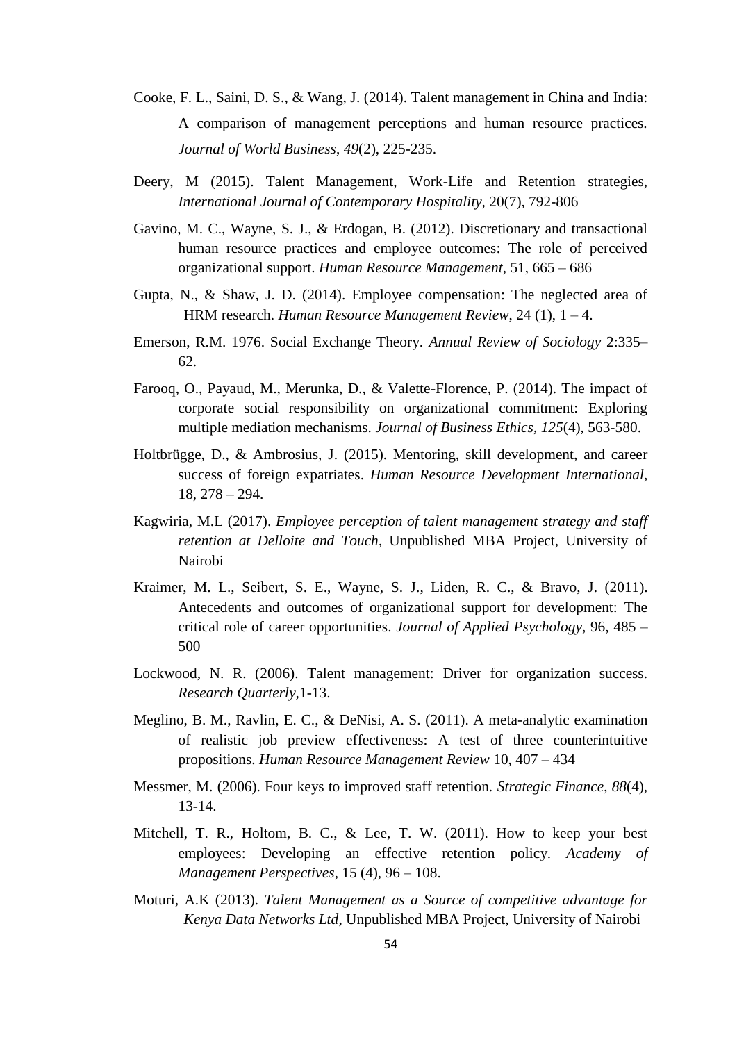Cooke, F. L., Saini, D. S., & Wang, J. (2014). Talent management in China and India: A comparison of management perceptions and human resource practices. *Journal of World Business*, *49*(2), 225-235.

Deery, M (2015). Talent Management, Work-Life and Retention strategies, *International Journal of Contemporary Hospitality*, 20(7), 792-806

Gavino, M. C., Wayne, S. J., & Erdogan, B. (2012). Discretionary and transactional human resource practices and employee outcomes: The role of perceived organizational support. *Human Resource Management*, 51, 665 – 686

Gupta, N., & Shaw, J. D. (2014). Employee compensation: The neglected area of HRM research. *Human Resource Management Review*, 24 (1), 1 – 4.

Emerson, R.M. 1976. Social Exchange Theory. *Annual Review of Sociology* 2:335–62.

Farooq, O., Payaud, M., Merunka, D., & Valette-Florence, P. (2014). The impact of corporate social responsibility on organizational commitment: Exploring multiple mediation mechanisms. *Journal of Business Ethics*, *125*(4), 563-580.

Holtbrügge, D., & Ambrosius, J. (2015). Mentoring, skill development, and career success of foreign expatriates. *Human Resource Development International*, 18, 278 – 294.

Kagwiria, M.L (2017). *Employee perception of talent management strategy and staff retention at Delloite and Touch*, Unpublished MBA Project, University of Nairobi

Kraimer, M. L., Seibert, S. E., Wayne, S. J., Liden, R. C., & Bravo, J. (2011). Antecedents and outcomes of organizational support for development: The critical role of career opportunities. *Journal of Applied Psychology*, 96, 485 – 500

Lockwood, N. R. (2006). Talent management: Driver for organization success. *Research Quarterly*,1-13.

Meglino, B. M., Ravlin, E. C., & DeNisi, A. S. (2011). A meta-analytic examination of realistic job preview effectiveness: A test of three counterintuitive propositions. *Human Resource Management Review* 10, 407 – 434

Messmer, M. (2006). Four keys to improved staff retention. *Strategic Finance*, *88*(4), 13-14.

Mitchell, T. R., Holtom, B. C., & Lee, T. W. (2011). How to keep your best employees: Developing an effective retention policy. *Academy of Management Perspectives*, 15 (4), 96 – 108.

Moturi, A.K (2013). *Talent Management as a Source of competitive advantage for Kenya Data Networks Ltd*, Unpublished MBA Project, University of Nairobi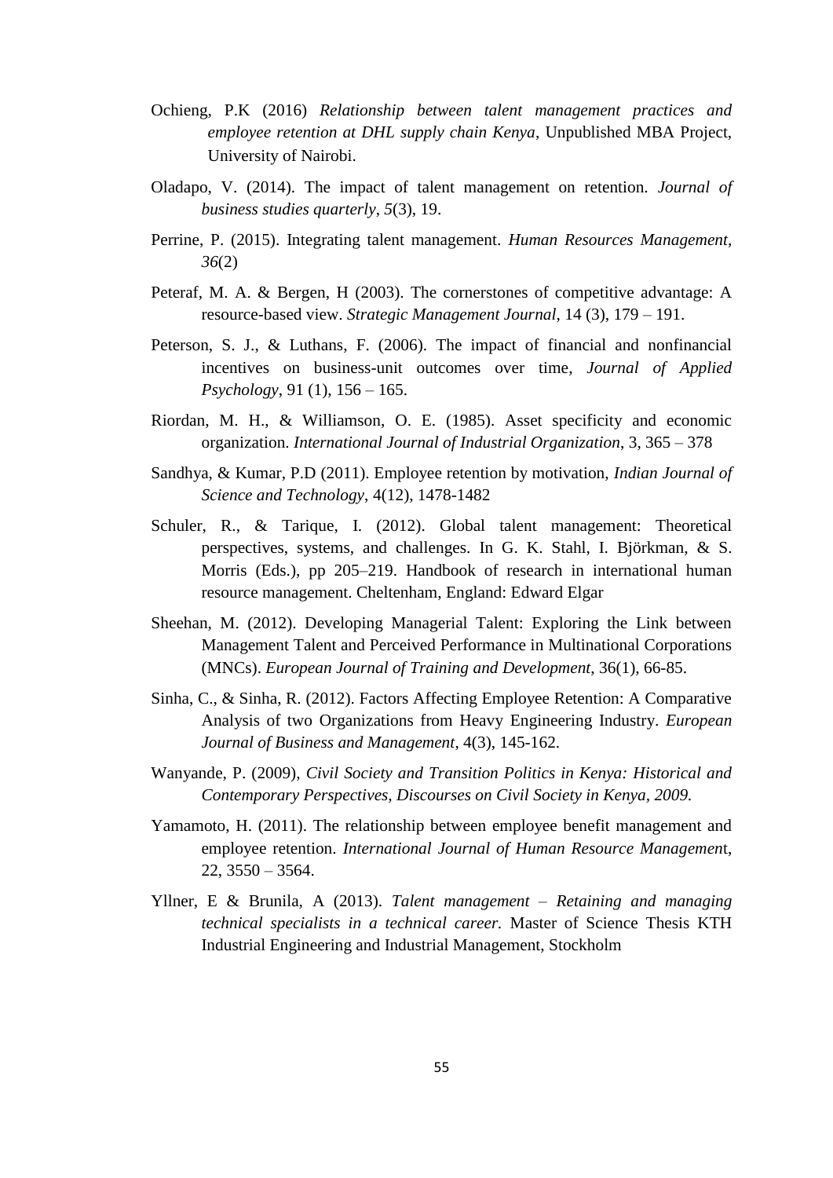Ochieng, P.K (2016) *Relationship between talent management practices and employee retention at DHL supply chain Kenya*, Unpublished MBA Project, University of Nairobi.

Oladapo, V. (2014). The impact of talent management on retention. *Journal of business studies quarterly*, *5*(3), 19.

Perrine, P. (2015). Integrating talent management. *Human Resources Management*, *36*(2)

Peteraf, M. A. & Bergen, H (2003). The cornerstones of competitive advantage: A resource-based view. *Strategic Management Journal*, 14 (3), 179 – 191.

Peterson, S. J., & Luthans, F. (2006). The impact of financial and nonfinancial incentives on business-unit outcomes over time, *Journal of Applied Psychology*, 91 (1), 156 – 165.

Riordan, M. H., & Williamson, O. E. (1985). Asset specificity and economic organization. *International Journal of Industrial Organization*, 3, 365 – 378

Sandhya, & Kumar, P.D (2011). Employee retention by motivation, *Indian Journal of Science and Technology*, 4(12), 1478-1482

Schuler, R., & Tarique, I. (2012). Global talent management: Theoretical perspectives, systems, and challenges. In G. K. Stahl, I. Björkman, & S. Morris (Eds.), pp 205–219. Handbook of research in international human resource management. Cheltenham, England: Edward Elgar

Sheehan, M. (2012). Developing Managerial Talent: Exploring the Link between Management Talent and Perceived Performance in Multinational Corporations (MNCs). *European Journal of Training and Development*, 36(1), 66-85.

Sinha, C., & Sinha, R. (2012). Factors Affecting Employee Retention: A Comparative Analysis of two Organizations from Heavy Engineering Industry. *European Journal of Business and Management*, 4(3), 145-162.

Wanyande, P. (2009), *Civil Society and Transition Politics in Kenya: Historical and Contemporary Perspectives, Discourses on Civil Society in Kenya, 2009.*

Yamamoto, H. (2011). The relationship between employee benefit management and employee retention. *International Journal of Human Resource Management*, 22, 3550 – 3564.

Yllner, E & Brunila, A (2013). *Talent management – Retaining and managing technical specialists in a technical career.* Master of Science Thesis KTH Industrial Engineering and Industrial Management, Stockholm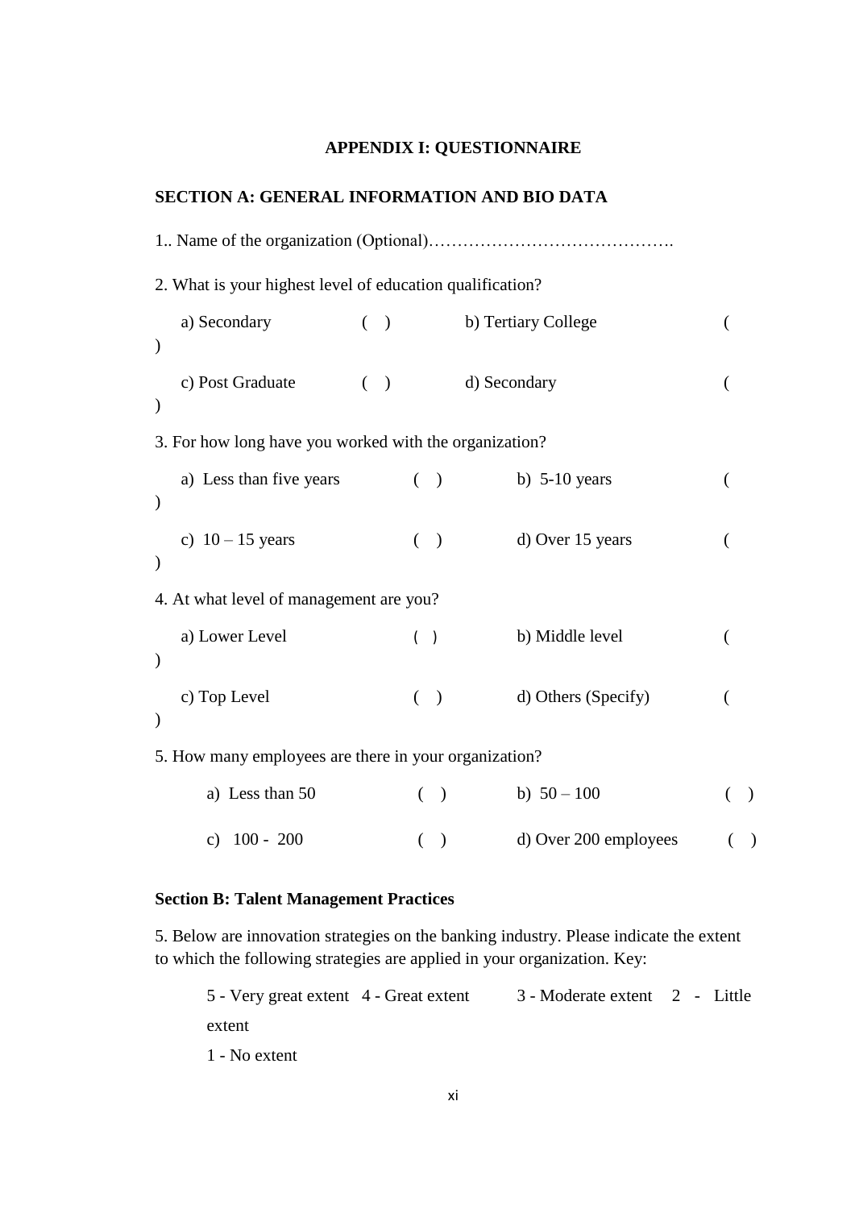## APPENDIX I: QUESTIONNAIRE

### SECTION A: GENERAL INFORMATION AND BIO DATA

1.. Name of the organization (Optional)…………………………………….

2. What is your highest level of education qualification?

a) Secondary ( ) b) Tertiary College ( )

c) Post Graduate ( ) d) Secondary ( )

3. For how long have you worked with the organization?

a) Less than five years ( ) b) 5-10 years ( )

c) 10 – 15 years ( ) d) Over 15 years ( )

4. At what level of management are you?

a) Lower Level ( ) b) Middle level ( )

c) Top Level ( ) d) Others (Specify) ( )

5. How many employees are there in your organization?

a) Less than 50 ( ) b) 50 – 100 ( )

c) 100 - 200 ( ) d) Over 200 employees ( )

### Section B: Talent Management Practices

5. Below are innovation strategies on the banking industry. Please indicate the extent to which the following strategies are applied in your organization. Key:

5 - Very great extent 4 - Great extent 3 - Moderate extent 2 - Little extent

1 - No extent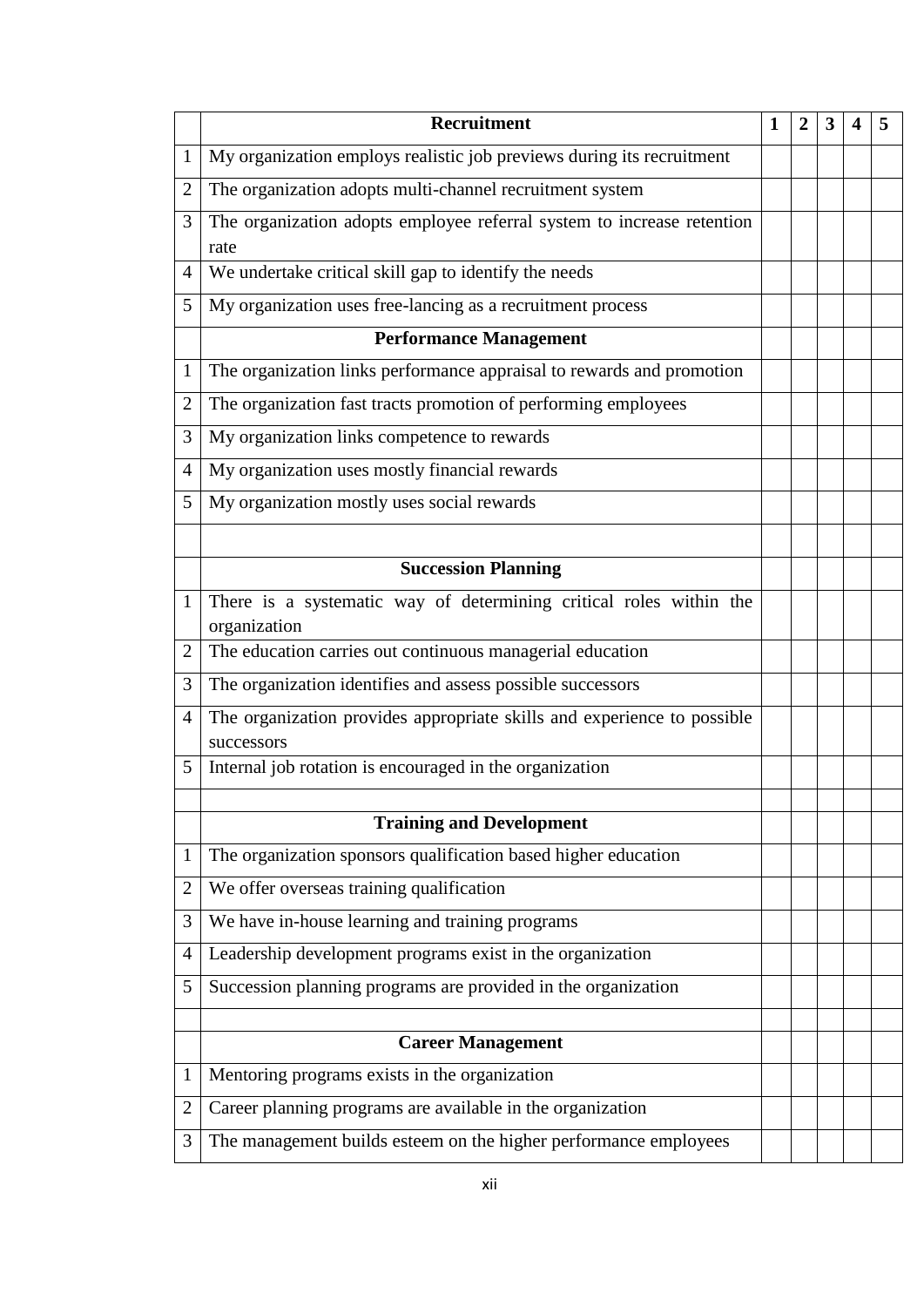| | **Recruitment** | **1** | **2** | **3** | **4** | **5** |
|---|---|---|---|---|---|---|
| 1 | My organization employs realistic job previews during its recruitment | | | | | |
| 2 | The organization adopts multi-channel recruitment system | | | | | |
| 3 | The organization adopts employee referral system to increase retention rate | | | | | |
| 4 | We undertake critical skill gap to identify the needs | | | | | |
| 5 | My organization uses free-lancing as a recruitment process | | | | | |
| | **Performance Management** | | | | | |
| 1 | The organization links performance appraisal to rewards and promotion | | | | | |
| 2 | The organization fast tracts promotion of performing employees | | | | | |
| 3 | My organization links competence to rewards | | | | | |
| 4 | My organization uses mostly financial rewards | | | | | |
| 5 | My organization mostly uses social rewards | | | | | |
| | | | | | | |
| | **Succession Planning** | | | | | |
| 1 | There is a systematic way of determining critical roles within the organization | | | | | |
| 2 | The education carries out continuous managerial education | | | | | |
| 3 | The organization identifies and assess possible successors | | | | | |
| 4 | The organization provides appropriate skills and experience to possible successors | | | | | |
| 5 | Internal job rotation is encouraged in the organization | | | | | |
| | | | | | | |
| | **Training and Development** | | | | | |
| 1 | The organization sponsors qualification based higher education | | | | | |
| 2 | We offer overseas training qualification | | | | | |
| 3 | We have in-house learning and training programs | | | | | |
| 4 | Leadership development programs exist in the organization | | | | | |
| 5 | Succession planning programs are provided in the organization | | | | | |
| | | | | | | |
| | **Career Management** | | | | | |
| 1 | Mentoring programs exists in the organization | | | | | |
| 2 | Career planning programs are available in the organization | | | | | |
| 3 | The management builds esteem on the higher performance employees | | | | | |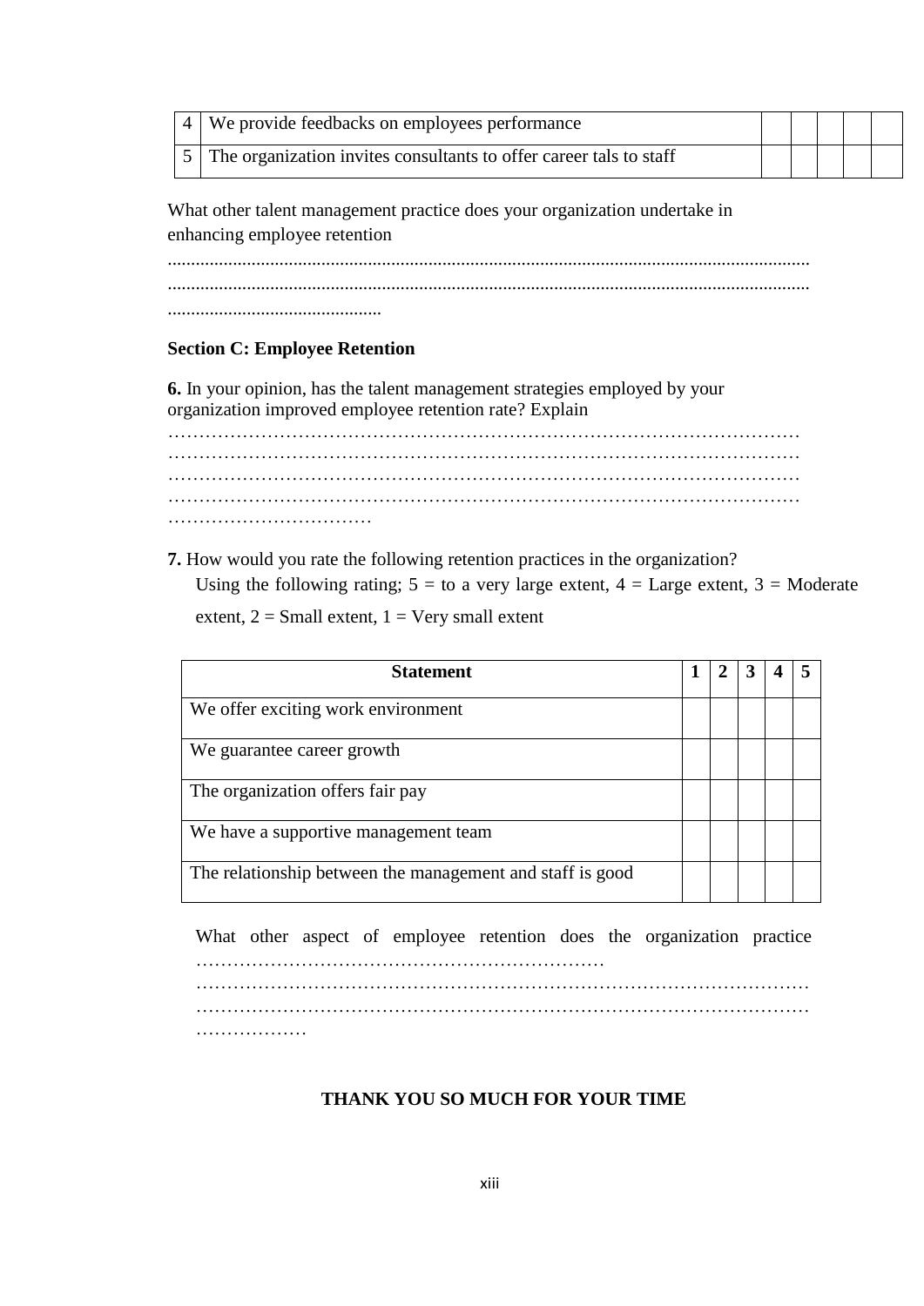| 4 | We provide feedbacks on employees performance | | | | | |
|---|---|---|---|---|---|---|
| 5 | The organization invites consultants to offer career tals to staff | | | | | |

What other talent management practice does your organization undertake in enhancing employee retention

..........................................................................................................................................
..........................................................................................................................................
..............................................

**Section C: Employee Retention**

**6.** In your opinion, has the talent management strategies employed by your organization improved employee retention rate? Explain

…………………………………………………………………………………………
…………………………………………………………………………………………
…………………………………………………………………………………………
…………………………………………………………………………………………
……………………………

**7.** How would you rate the following retention practices in the organization?

Using the following rating; 5 = to a very large extent, 4 = Large extent, 3 = Moderate extent, 2 = Small extent, 1 = Very small extent

| Statement | 1 | 2 | 3 | 4 | 5 |
|---|---|---|---|---|---|
| We offer exciting work environment | | | | | |
| We guarantee career growth | | | | | |
| The organization offers fair pay | | | | | |
| We have a supportive management team | | | | | |
| The relationship between the management and staff is good | | | | | |

What other aspect of employee retention does the organization practice ………………………………………………………
…………………………………………………………………………………………
…………………………………………………………………………………………
………………

**THANK YOU SO MUCH FOR YOUR TIME**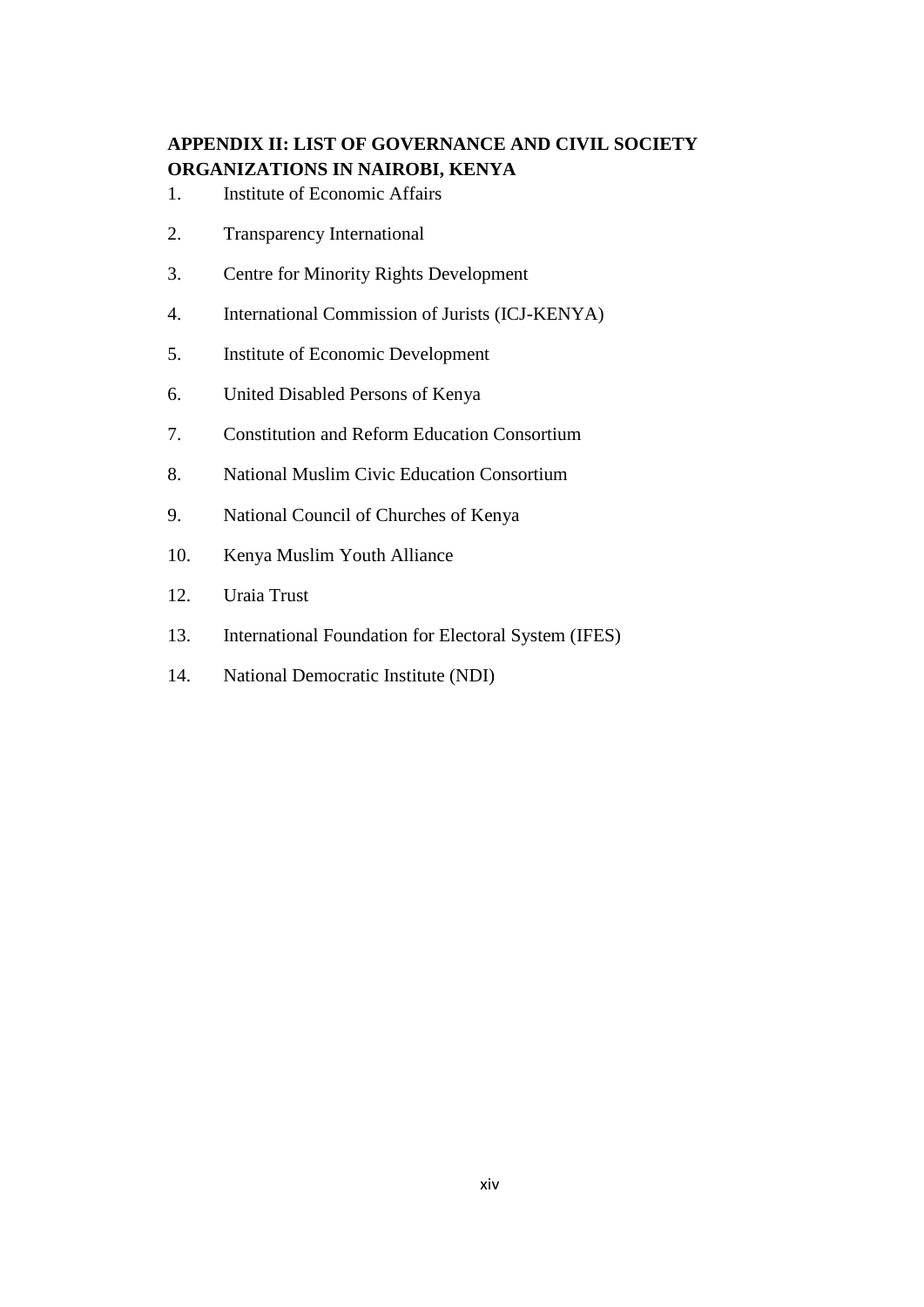## APPENDIX II: LIST OF GOVERNANCE AND CIVIL SOCIETY ORGANIZATIONS IN NAIROBI, KENYA

1. Institute of Economic Affairs
2. Transparency International
3. Centre for Minority Rights Development
4. International Commission of Jurists (ICJ-KENYA)
5. Institute of Economic Development
6. United Disabled Persons of Kenya
7. Constitution and Reform Education Consortium
8. National Muslim Civic Education Consortium
9. National Council of Churches of Kenya
10. Kenya Muslim Youth Alliance

12. Uraia Trust
13. International Foundation for Electoral System (IFES)
14. National Democratic Institute (NDI)